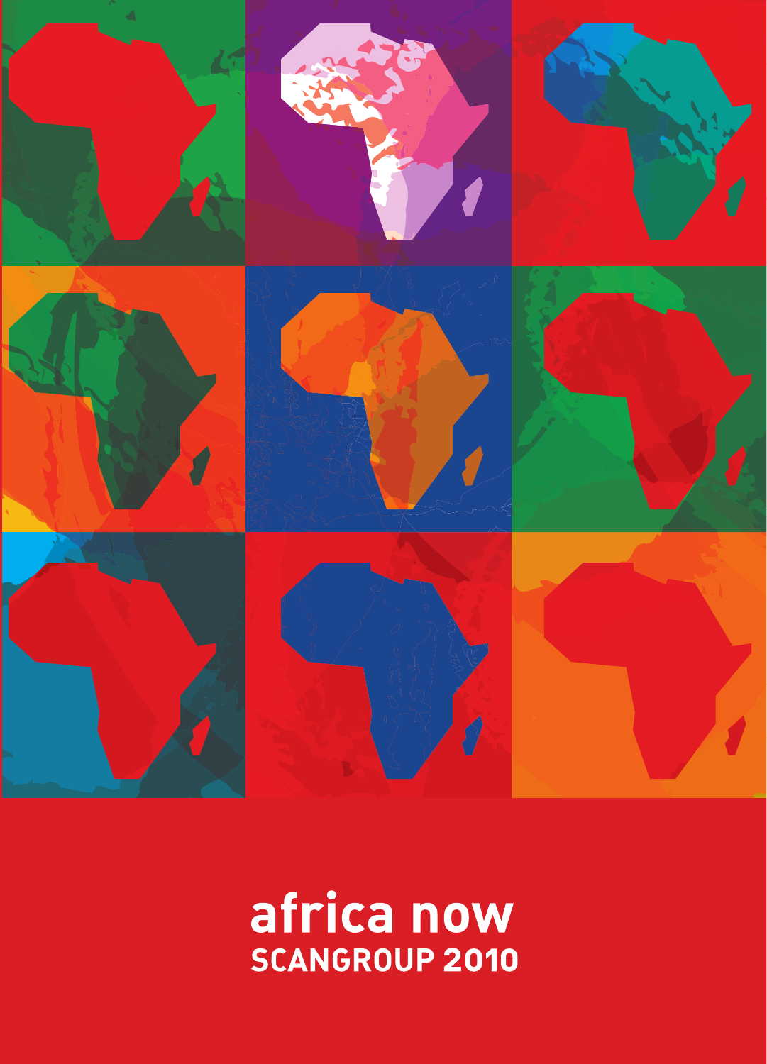# africa now

## SCANGROUP 2010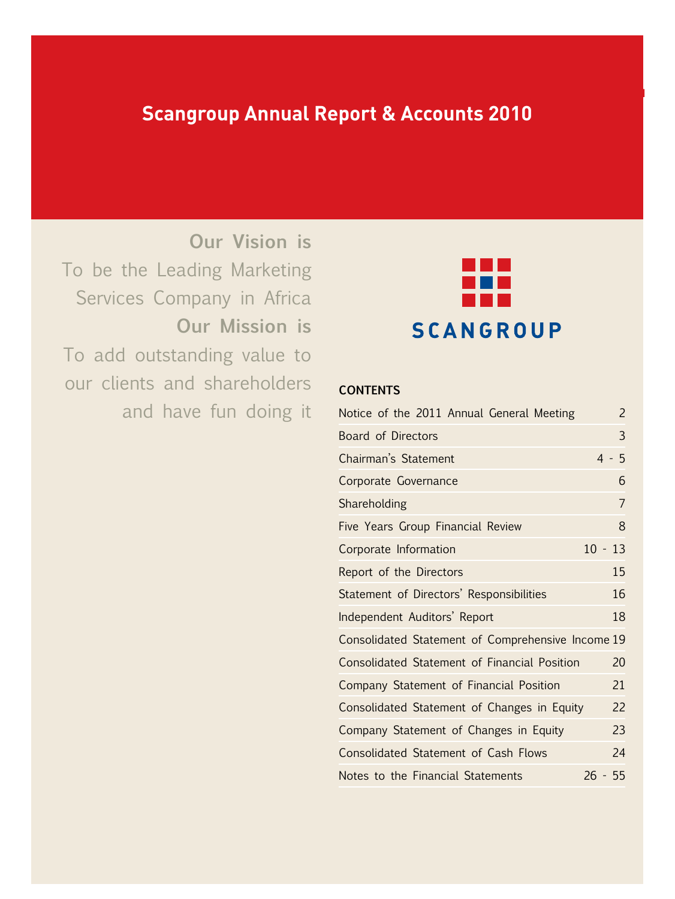# Scangroup Annual Report & Accounts 2010

**Our Vision is**

To be the Leading Marketing Services Company in Africa

**Our Mission is**

To add outstanding value to our clients and shareholders and have fun doing it

SCANGROUP

## CONTENTS

| | |
|---|---|
| Notice of the 2011 Annual General Meeting | 2 |
| Board of Directors | 3 |
| Chairman's Statement | 4 - 5 |
| Corporate Governance | 6 |
| Shareholding | 7 |
| Five Years Group Financial Review | 8 |
| Corporate Information | 10 - 13 |
| Report of the Directors | 15 |
| Statement of Directors' Responsibilities | 16 |
| Independent Auditors' Report | 18 |
| Consolidated Statement of Comprehensive Income | 19 |
| Consolidated Statement of Financial Position | 20 |
| Company Statement of Financial Position | 21 |
| Consolidated Statement of Changes in Equity | 22 |
| Company Statement of Changes in Equity | 23 |
| Consolidated Statement of Cash Flows | 24 |
| Notes to the Financial Statements | 26 - 55 |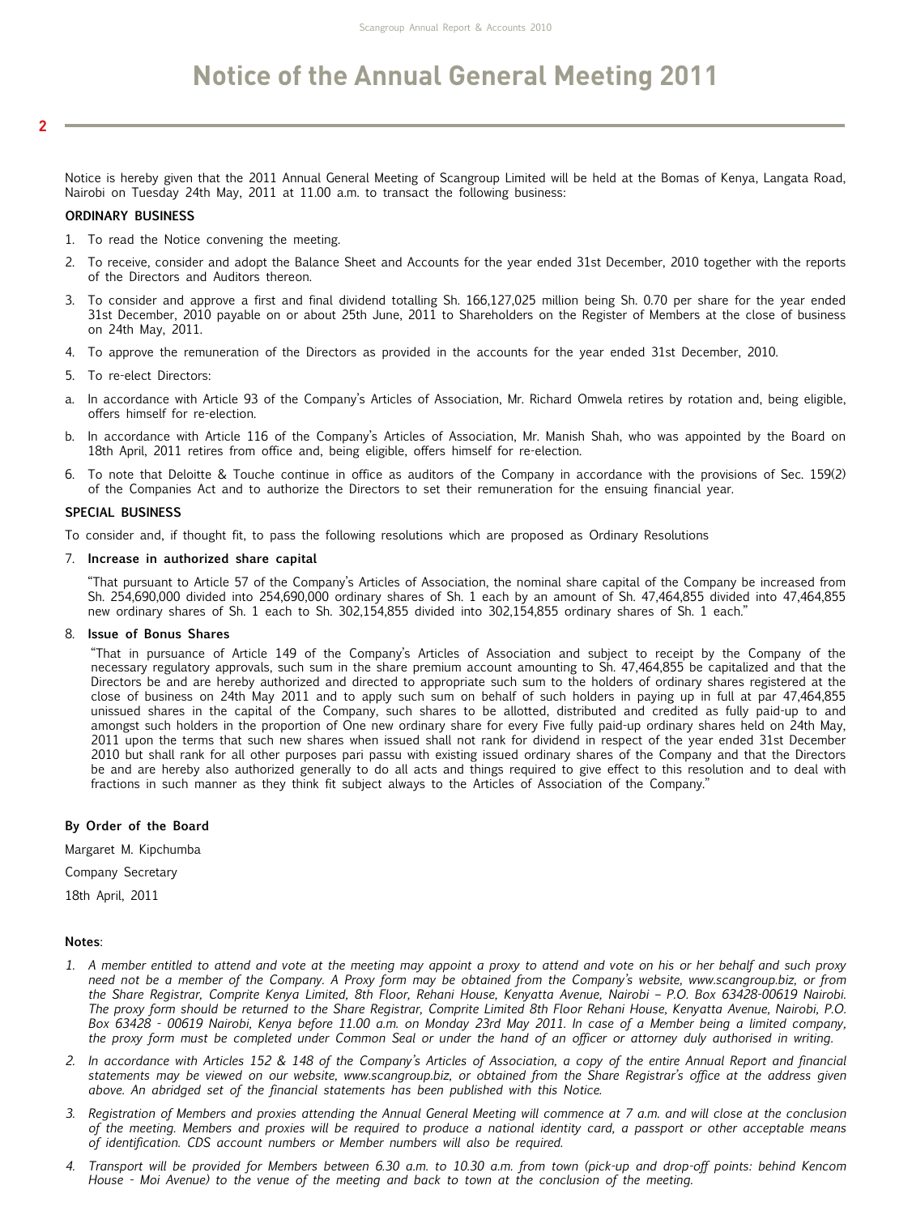# Notice of the Annual General Meeting 2011

Notice is hereby given that the 2011 Annual General Meeting of Scangroup Limited will be held at the Bomas of Kenya, Langata Road, Nairobi on Tuesday 24th May, 2011 at 11.00 a.m. to transact the following business:

**ORDINARY BUSINESS**

1. To read the Notice convening the meeting.
2. To receive, consider and adopt the Balance Sheet and Accounts for the year ended 31st December, 2010 together with the reports of the Directors and Auditors thereon.
3. To consider and approve a first and final dividend totalling Sh. 166,127,025 million being Sh. 0.70 per share for the year ended 31st December, 2010 payable on or about 25th June, 2011 to Shareholders on the Register of Members at the close of business on 24th May, 2011.
4. To approve the remuneration of the Directors as provided in the accounts for the year ended 31st December, 2010.
5. To re-elect Directors:

a. In accordance with Article 93 of the Company's Articles of Association, Mr. Richard Omwela retires by rotation and, being eligible, offers himself for re-election.

b. In accordance with Article 116 of the Company's Articles of Association, Mr. Manish Shah, who was appointed by the Board on 18th April, 2011 retires from office and, being eligible, offers himself for re-election.

6. To note that Deloitte & Touche continue in office as auditors of the Company in accordance with the provisions of Sec. 159(2) of the Companies Act and to authorize the Directors to set their remuneration for the ensuing financial year.

**SPECIAL BUSINESS**

To consider and, if thought fit, to pass the following resolutions which are proposed as Ordinary Resolutions

7. **Increase in authorized share capital**

   "That pursuant to Article 57 of the Company's Articles of Association, the nominal share capital of the Company be increased from Sh. 254,690,000 divided into 254,690,000 ordinary shares of Sh. 1 each by an amount of Sh. 47,464,855 divided into 47,464,855 new ordinary shares of Sh. 1 each to Sh. 302,154,855 divided into 302,154,855 ordinary shares of Sh. 1 each."

8. **Issue of Bonus Shares**

   "That in pursuance of Article 149 of the Company's Articles of Association and subject to receipt by the Company of the necessary regulatory approvals, such sum in the share premium account amounting to Sh. 47,464,855 be capitalized and that the Directors be and are hereby authorized and directed to appropriate such sum to the holders of ordinary shares registered at the close of business on 24th May 2011 and to apply such sum on behalf of such holders in paying up in full at par 47,464,855 unissued shares in the capital of the Company, such shares to be allotted, distributed and credited as fully paid-up to and amongst such holders in the proportion of One new ordinary share for every Five fully paid-up ordinary shares held on 24th May, 2011 upon the terms that such new shares when issued shall not rank for dividend in respect of the year ended 31st December 2010 but shall rank for all other purposes pari passu with existing issued ordinary shares of the Company and that the Directors be and are hereby also authorized generally to do all acts and things required to give effect to this resolution and to deal with fractions in such manner as they think fit subject always to the Articles of Association of the Company."

**By Order of the Board**

Margaret M. Kipchumba

Company Secretary

18th April, 2011

**Notes**:

1. *A member entitled to attend and vote at the meeting may appoint a proxy to attend and vote on his or her behalf and such proxy need not be a member of the Company. A Proxy form may be obtained from the Company's website, www.scangroup.biz, or from the Share Registrar, Comprite Kenya Limited, 8th Floor, Rehani House, Kenyatta Avenue, Nairobi – P.O. Box 63428-00619 Nairobi. The proxy form should be returned to the Share Registrar, Comprite Limited 8th Floor Rehani House, Kenyatta Avenue, Nairobi, P.O. Box 63428 - 00619 Nairobi, Kenya before 11.00 a.m. on Monday 23rd May 2011. In case of a Member being a limited company, the proxy form must be completed under Common Seal or under the hand of an officer or attorney duly authorised in writing.*
2. *In accordance with Articles 152 & 148 of the Company's Articles of Association, a copy of the entire Annual Report and financial statements may be viewed on our website, www.scangroup.biz, or obtained from the Share Registrar's office at the address given above. An abridged set of the financial statements has been published with this Notice.*
3. *Registration of Members and proxies attending the Annual General Meeting will commence at 7 a.m. and will close at the conclusion of the meeting. Members and proxies will be required to produce a national identity card, a passport or other acceptable means of identification. CDS account numbers or Member numbers will also be required.*
4. *Transport will be provided for Members between 6.30 a.m. to 10.30 a.m. from town (pick-up and drop-off points: behind Kencom House - Moi Avenue) to the venue of the meeting and back to town at the conclusion of the meeting.*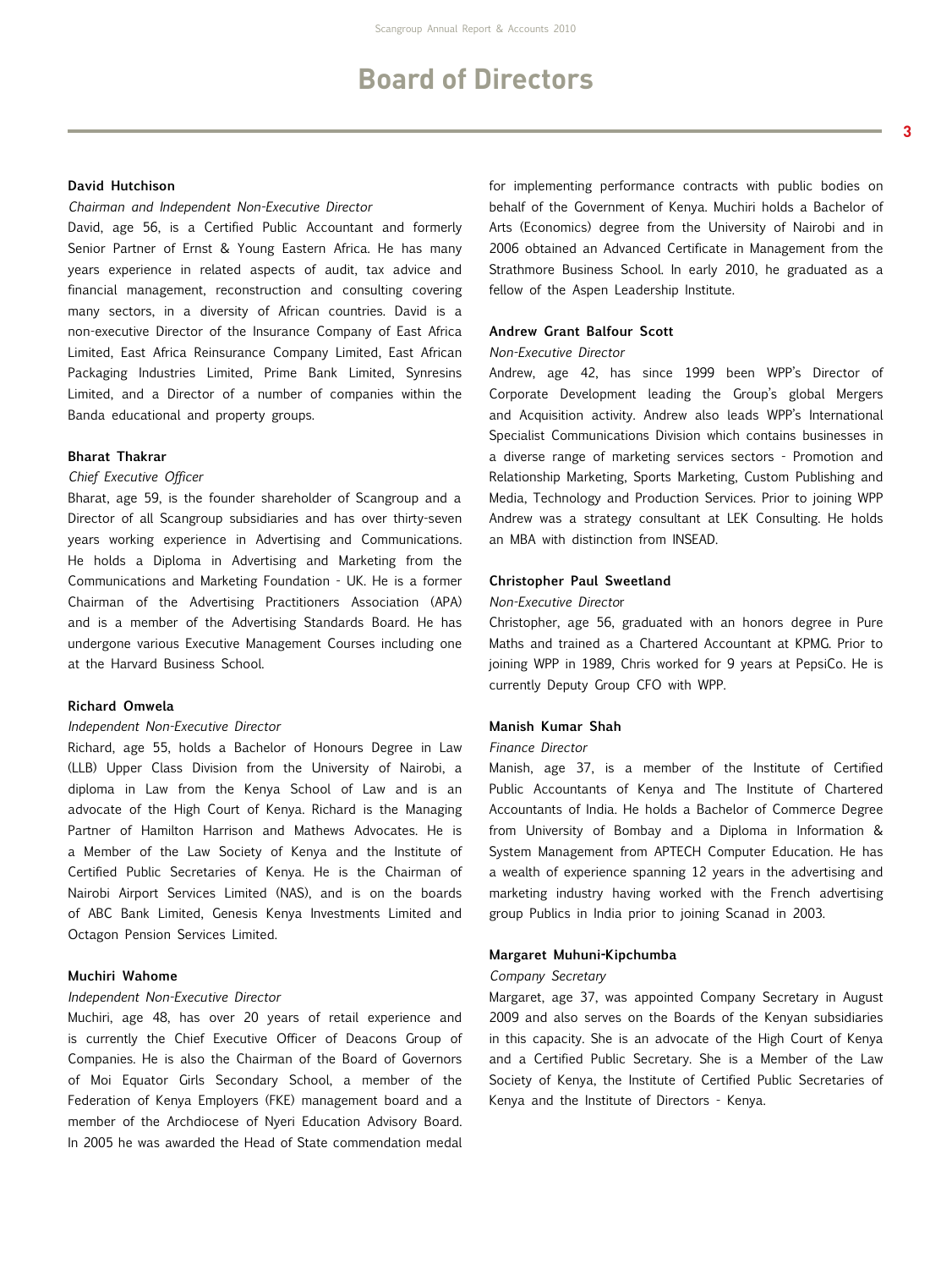# Board of Directors

**David Hutchison**

*Chairman and Independent Non-Executive Director*

David, age 56, is a Certified Public Accountant and formerly Senior Partner of Ernst & Young Eastern Africa. He has many years experience in related aspects of audit, tax advice and financial management, reconstruction and consulting covering many sectors, in a diversity of African countries. David is a non-executive Director of the Insurance Company of East Africa Limited, East Africa Reinsurance Company Limited, East African Packaging Industries Limited, Prime Bank Limited, Synresins Limited, and a Director of a number of companies within the Banda educational and property groups.

**Bharat Thakrar**

*Chief Executive Officer*

Bharat, age 59, is the founder shareholder of Scangroup and a Director of all Scangroup subsidiaries and has over thirty-seven years working experience in Advertising and Communications. He holds a Diploma in Advertising and Marketing from the Communications and Marketing Foundation - UK. He is a former Chairman of the Advertising Practitioners Association (APA) and is a member of the Advertising Standards Board. He has undergone various Executive Management Courses including one at the Harvard Business School.

**Richard Omwela**

*Independent Non-Executive Director*

Richard, age 55, holds a Bachelor of Honours Degree in Law (LLB) Upper Class Division from the University of Nairobi, a diploma in Law from the Kenya School of Law and is an advocate of the High Court of Kenya. Richard is the Managing Partner of Hamilton Harrison and Mathews Advocates. He is a Member of the Law Society of Kenya and the Institute of Certified Public Secretaries of Kenya. He is the Chairman of Nairobi Airport Services Limited (NAS), and is on the boards of ABC Bank Limited, Genesis Kenya Investments Limited and Octagon Pension Services Limited.

**Muchiri Wahome**

*Independent Non-Executive Director*

Muchiri, age 48, has over 20 years of retail experience and is currently the Chief Executive Officer of Deacons Group of Companies. He is also the Chairman of the Board of Governors of Moi Equator Girls Secondary School, a member of the Federation of Kenya Employers (FKE) management board and a member of the Archdiocese of Nyeri Education Advisory Board. In 2005 he was awarded the Head of State commendation medal for implementing performance contracts with public bodies on behalf of the Government of Kenya. Muchiri holds a Bachelor of Arts (Economics) degree from the University of Nairobi and in 2006 obtained an Advanced Certificate in Management from the Strathmore Business School. In early 2010, he graduated as a fellow of the Aspen Leadership Institute.

**Andrew Grant Balfour Scott**

*Non-Executive Director*

Andrew, age 42, has since 1999 been WPP's Director of Corporate Development leading the Group's global Mergers and Acquisition activity. Andrew also leads WPP's International Specialist Communications Division which contains businesses in a diverse range of marketing services sectors - Promotion and Relationship Marketing, Sports Marketing, Custom Publishing and Media, Technology and Production Services. Prior to joining WPP Andrew was a strategy consultant at LEK Consulting. He holds an MBA with distinction from INSEAD.

**Christopher Paul Sweetland**

*Non-Executive Director*

Christopher, age 56, graduated with an honors degree in Pure Maths and trained as a Chartered Accountant at KPMG. Prior to joining WPP in 1989, Chris worked for 9 years at PepsiCo. He is currently Deputy Group CFO with WPP.

**Manish Kumar Shah**

*Finance Director*

Manish, age 37, is a member of the Institute of Certified Public Accountants of Kenya and The Institute of Chartered Accountants of India. He holds a Bachelor of Commerce Degree from University of Bombay and a Diploma in Information & System Management from APTECH Computer Education. He has a wealth of experience spanning 12 years in the advertising and marketing industry having worked with the French advertising group Publics in India prior to joining Scanad in 2003.

**Margaret Muhuni-Kipchumba**

*Company Secretary*

Margaret, age 37, was appointed Company Secretary in August 2009 and also serves on the Boards of the Kenyan subsidiaries in this capacity. She is an advocate of the High Court of Kenya and a Certified Public Secretary. She is a Member of the Law Society of Kenya, the Institute of Certified Public Secretaries of Kenya and the Institute of Directors - Kenya.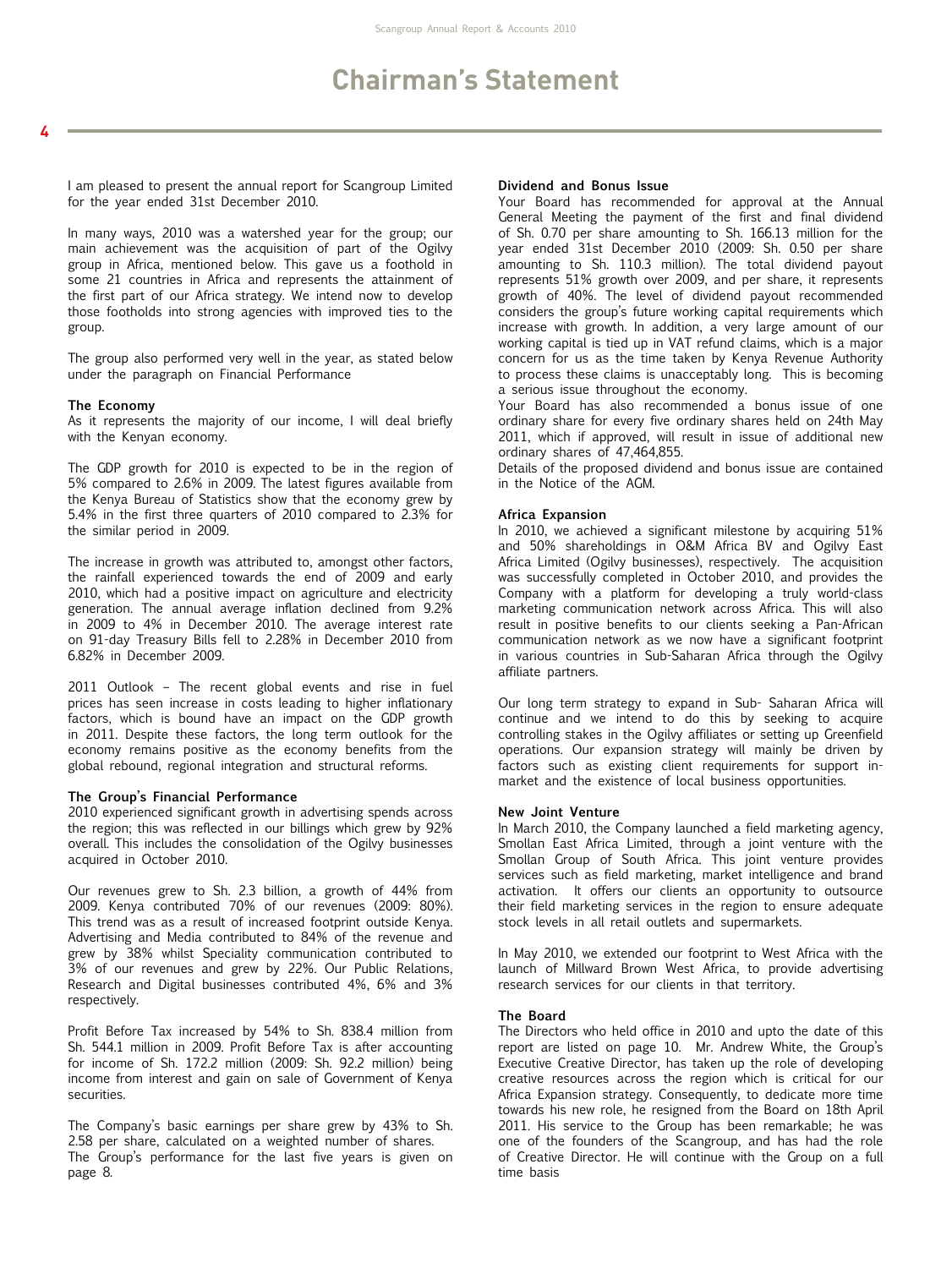# Chairman's Statement

I am pleased to present the annual report for Scangroup Limited for the year ended 31st December 2010.

In many ways, 2010 was a watershed year for the group; our main achievement was the acquisition of part of the Ogilvy group in Africa, mentioned below. This gave us a foothold in some 21 countries in Africa and represents the attainment of the first part of our Africa strategy. We intend now to develop those footholds into strong agencies with improved ties to the group.

The group also performed very well in the year, as stated below under the paragraph on Financial Performance

**The Economy**

As it represents the majority of our income, I will deal briefly with the Kenyan economy.

The GDP growth for 2010 is expected to be in the region of 5% compared to 2.6% in 2009. The latest figures available from the Kenya Bureau of Statistics show that the economy grew by 5.4% in the first three quarters of 2010 compared to 2.3% for the similar period in 2009.

The increase in growth was attributed to, amongst other factors, the rainfall experienced towards the end of 2009 and early 2010, which had a positive impact on agriculture and electricity generation. The annual average inflation declined from 9.2% in 2009 to 4% in December 2010. The average interest rate on 91-day Treasury Bills fell to 2.28% in December 2010 from 6.82% in December 2009.

2011 Outlook – The recent global events and rise in fuel prices has seen increase in costs leading to higher inflationary factors, which is bound have an impact on the GDP growth in 2011. Despite these factors, the long term outlook for the economy remains positive as the economy benefits from the global rebound, regional integration and structural reforms.

**The Group's Financial Performance**

2010 experienced significant growth in advertising spends across the region; this was reflected in our billings which grew by 92% overall. This includes the consolidation of the Ogilvy businesses acquired in October 2010.

Our revenues grew to Sh. 2.3 billion, a growth of 44% from 2009. Kenya contributed 70% of our revenues (2009: 80%). This trend was as a result of increased footprint outside Kenya. Advertising and Media contributed to 84% of the revenue and grew by 38% whilst Speciality communication contributed to 3% of our revenues and grew by 22%. Our Public Relations, Research and Digital businesses contributed 4%, 6% and 3% respectively.

Profit Before Tax increased by 54% to Sh. 838.4 million from Sh. 544.1 million in 2009. Profit Before Tax is after accounting for income of Sh. 172.2 million (2009: Sh. 92.2 million) being income from interest and gain on sale of Government of Kenya securities.

The Company's basic earnings per share grew by 43% to Sh. 2.58 per share, calculated on a weighted number of shares.
The Group's performance for the last five years is given on page 8.

**Dividend and Bonus Issue**

Your Board has recommended for approval at the Annual General Meeting the payment of the first and final dividend of Sh. 0.70 per share amounting to Sh. 166.13 million for the year ended 31st December 2010 (2009: Sh. 0.50 per share amounting to Sh. 110.3 million). The total dividend payout represents 51% growth over 2009, and per share, it represents growth of 40%. The level of dividend payout recommended considers the group's future working capital requirements which increase with growth. In addition, a very large amount of our working capital is tied up in VAT refund claims, which is a major concern for us as the time taken by Kenya Revenue Authority to process these claims is unacceptably long. This is becoming a serious issue throughout the economy.

Your Board has also recommended a bonus issue of one ordinary share for every five ordinary shares held on 24th May 2011, which if approved, will result in issue of additional new ordinary shares of 47,464,855.

Details of the proposed dividend and bonus issue are contained in the Notice of the AGM.

**Africa Expansion**

In 2010, we achieved a significant milestone by acquiring 51% and 50% shareholdings in O&M Africa BV and Ogilvy East Africa Limited (Ogilvy businesses), respectively. The acquisition was successfully completed in October 2010, and provides the Company with a platform for developing a truly world-class marketing communication network across Africa. This will also result in positive benefits to our clients seeking a Pan-African communication network as we now have a significant footprint in various countries in Sub-Saharan Africa through the Ogilvy affiliate partners.

Our long term strategy to expand in Sub- Saharan Africa will continue and we intend to do this by seeking to acquire controlling stakes in the Ogilvy affiliates or setting up Greenfield operations. Our expansion strategy will mainly be driven by factors such as existing client requirements for support in-market and the existence of local business opportunities.

**New Joint Venture**

In March 2010, the Company launched a field marketing agency, Smollan East Africa Limited, through a joint venture with the Smollan Group of South Africa. This joint venture provides services such as field marketing, market intelligence and brand activation. It offers our clients an opportunity to outsource their field marketing services in the region to ensure adequate stock levels in all retail outlets and supermarkets.

In May 2010, we extended our footprint to West Africa with the launch of Millward Brown West Africa, to provide advertising research services for our clients in that territory.

**The Board**

The Directors who held office in 2010 and upto the date of this report are listed on page 10. Mr. Andrew White, the Group's Executive Creative Director, has taken up the role of developing creative resources across the region which is critical for our Africa Expansion strategy. Consequently, to dedicate more time towards his new role, he resigned from the Board on 18th April 2011. His service to the Group has been remarkable; he was one of the founders of the Scangroup, and has had the role of Creative Director. He will continue with the Group on a full time basis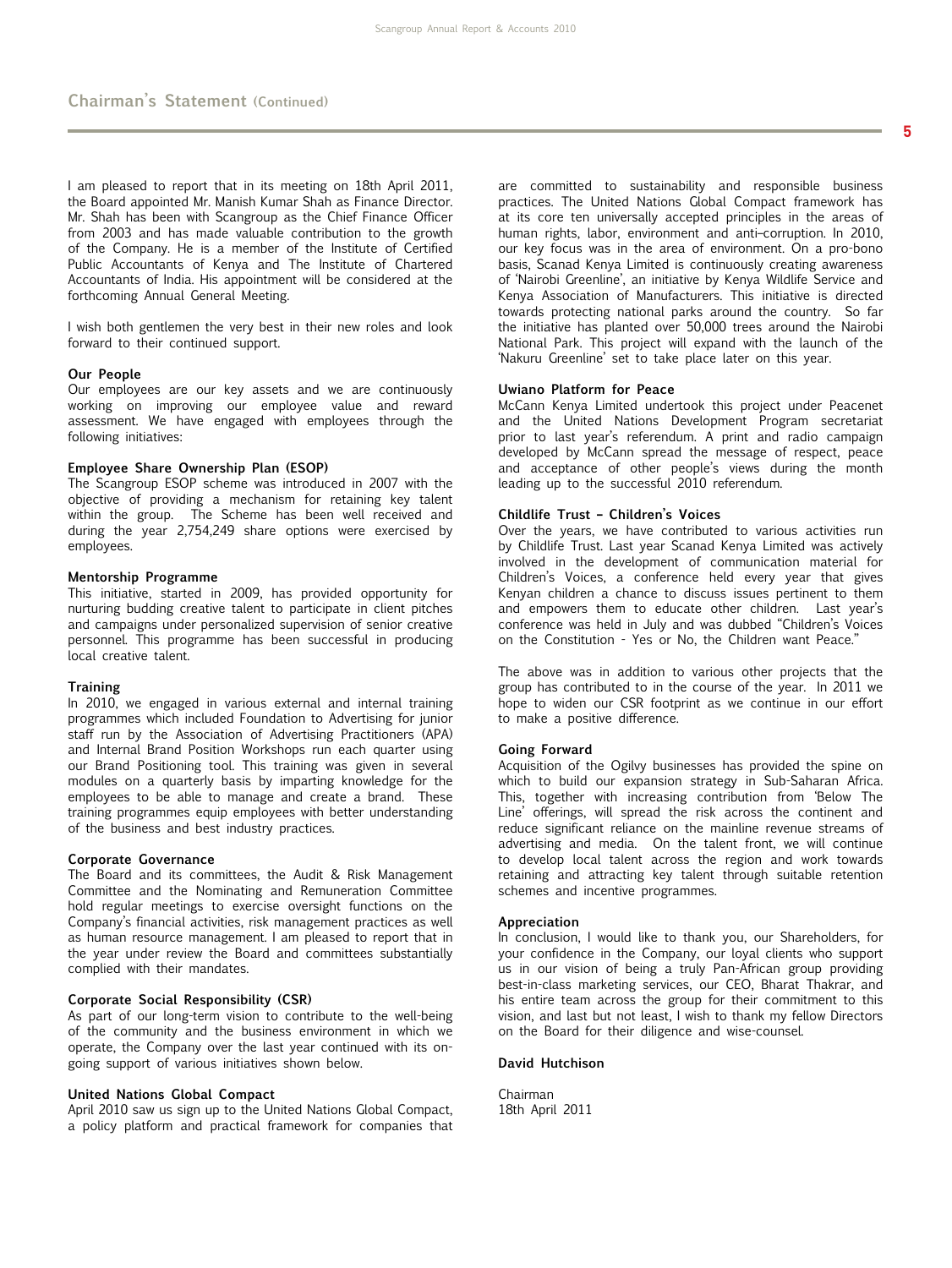## Chairman's Statement (Continued)

I am pleased to report that in its meeting on 18th April 2011, the Board appointed Mr. Manish Kumar Shah as Finance Director. Mr. Shah has been with Scangroup as the Chief Finance Officer from 2003 and has made valuable contribution to the growth of the Company. He is a member of the Institute of Certified Public Accountants of Kenya and The Institute of Chartered Accountants of India. His appointment will be considered at the forthcoming Annual General Meeting.

I wish both gentlemen the very best in their new roles and look forward to their continued support.

**Our People**

Our employees are our key assets and we are continuously working on improving our employee value and reward assessment. We have engaged with employees through the following initiatives:

**Employee Share Ownership Plan (ESOP)**

The Scangroup ESOP scheme was introduced in 2007 with the objective of providing a mechanism for retaining key talent within the group. The Scheme has been well received and during the year 2,754,249 share options were exercised by employees.

**Mentorship Programme**

This initiative, started in 2009, has provided opportunity for nurturing budding creative talent to participate in client pitches and campaigns under personalized supervision of senior creative personnel. This programme has been successful in producing local creative talent.

**Training**

In 2010, we engaged in various external and internal training programmes which included Foundation to Advertising for junior staff run by the Association of Advertising Practitioners (APA) and Internal Brand Position Workshops run each quarter using our Brand Positioning tool. This training was given in several modules on a quarterly basis by imparting knowledge for the employees to be able to manage and create a brand. These training programmes equip employees with better understanding of the business and best industry practices.

**Corporate Governance**

The Board and its committees, the Audit & Risk Management Committee and the Nominating and Remuneration Committee hold regular meetings to exercise oversight functions on the Company's financial activities, risk management practices as well as human resource management. I am pleased to report that in the year under review the Board and committees substantially complied with their mandates.

**Corporate Social Responsibility (CSR)**

As part of our long-term vision to contribute to the well-being of the community and the business environment in which we operate, the Company over the last year continued with its on-going support of various initiatives shown below.

**United Nations Global Compact**

April 2010 saw us sign up to the United Nations Global Compact, a policy platform and practical framework for companies that are committed to sustainability and responsible business practices. The United Nations Global Compact framework has at its core ten universally accepted principles in the areas of human rights, labor, environment and anti–corruption. In 2010, our key focus was in the area of environment. On a pro-bono basis, Scanad Kenya Limited is continuously creating awareness of 'Nairobi Greenline', an initiative by Kenya Wildlife Service and Kenya Association of Manufacturers. This initiative is directed towards protecting national parks around the country. So far the initiative has planted over 50,000 trees around the Nairobi National Park. This project will expand with the launch of the 'Nakuru Greenline' set to take place later on this year.

**Uwiano Platform for Peace**

McCann Kenya Limited undertook this project under Peacenet and the United Nations Development Program secretariat prior to last year's referendum. A print and radio campaign developed by McCann spread the message of respect, peace and acceptance of other people's views during the month leading up to the successful 2010 referendum.

**Childlife Trust – Children's Voices**

Over the years, we have contributed to various activities run by Childlife Trust. Last year Scanad Kenya Limited was actively involved in the development of communication material for Children's Voices, a conference held every year that gives Kenyan children a chance to discuss issues pertinent to them and empowers them to educate other children. Last year's conference was held in July and was dubbed "Children's Voices on the Constitution - Yes or No, the Children want Peace."

The above was in addition to various other projects that the group has contributed to in the course of the year. In 2011 we hope to widen our CSR footprint as we continue in our effort to make a positive difference.

**Going Forward**

Acquisition of the Ogilvy businesses has provided the spine on which to build our expansion strategy in Sub-Saharan Africa. This, together with increasing contribution from 'Below The Line' offerings, will spread the risk across the continent and reduce significant reliance on the mainline revenue streams of advertising and media. On the talent front, we will continue to develop local talent across the region and work towards retaining and attracting key talent through suitable retention schemes and incentive programmes.

**Appreciation**

In conclusion, I would like to thank you, our Shareholders, for your confidence in the Company, our loyal clients who support us in our vision of being a truly Pan-African group providing best-in-class marketing services, our CEO, Bharat Thakrar, and his entire team across the group for their commitment to this vision, and last but not least, I wish to thank my fellow Directors on the Board for their diligence and wise-counsel.

**David Hutchison**

Chairman
18th April 2011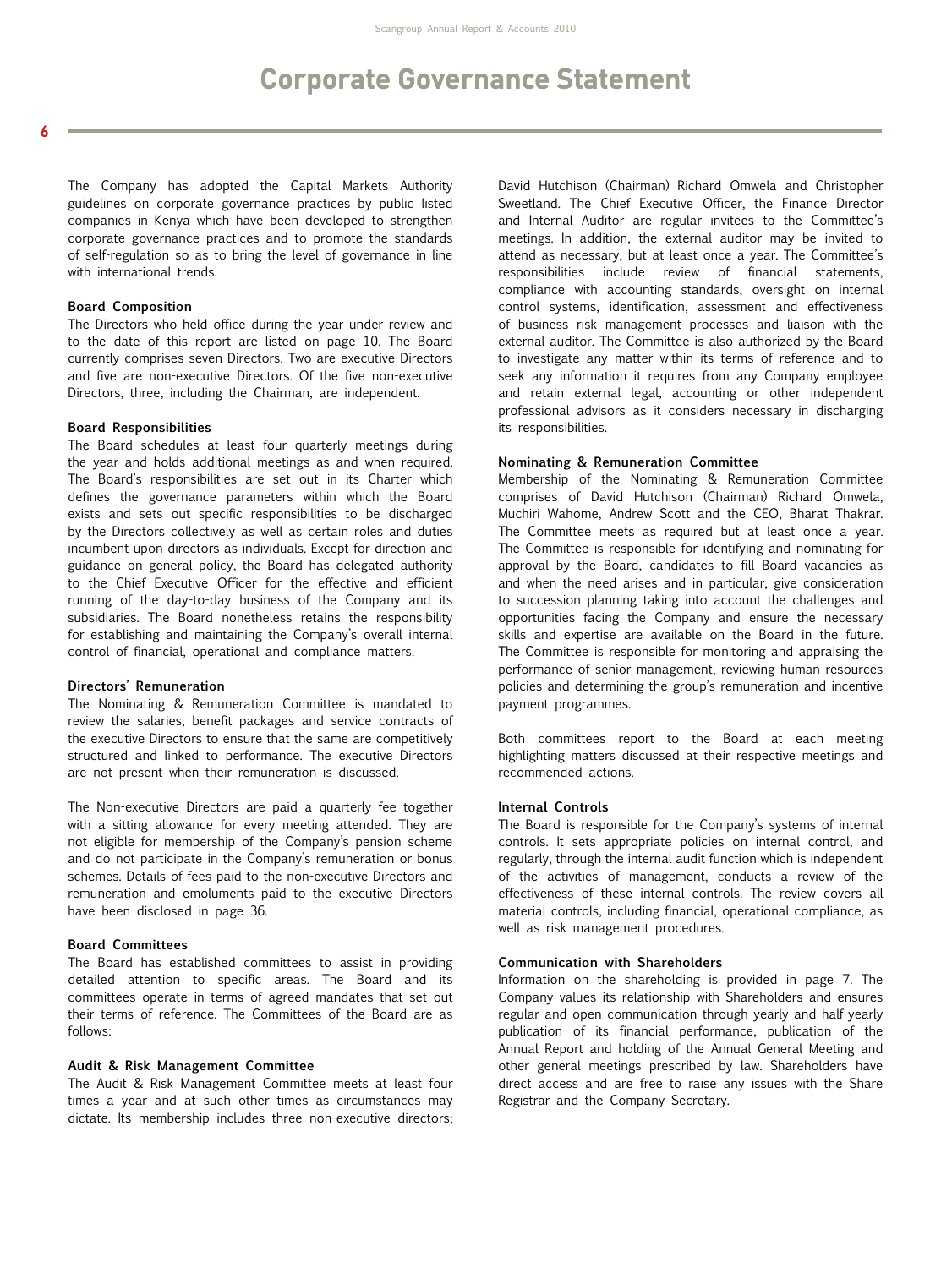# Corporate Governance Statement

The Company has adopted the Capital Markets Authority guidelines on corporate governance practices by public listed companies in Kenya which have been developed to strengthen corporate governance practices and to promote the standards of self-regulation so as to bring the level of governance in line with international trends.

**Board Composition**

The Directors who held office during the year under review and to the date of this report are listed on page 10. The Board currently comprises seven Directors. Two are executive Directors and five are non-executive Directors. Of the five non-executive Directors, three, including the Chairman, are independent.

**Board Responsibilities**

The Board schedules at least four quarterly meetings during the year and holds additional meetings as and when required. The Board's responsibilities are set out in its Charter which defines the governance parameters within which the Board exists and sets out specific responsibilities to be discharged by the Directors collectively as well as certain roles and duties incumbent upon directors as individuals. Except for direction and guidance on general policy, the Board has delegated authority to the Chief Executive Officer for the effective and efficient running of the day-to-day business of the Company and its subsidiaries. The Board nonetheless retains the responsibility for establishing and maintaining the Company's overall internal control of financial, operational and compliance matters.

**Directors' Remuneration**

The Nominating & Remuneration Committee is mandated to review the salaries, benefit packages and service contracts of the executive Directors to ensure that the same are competitively structured and linked to performance. The executive Directors are not present when their remuneration is discussed.

The Non-executive Directors are paid a quarterly fee together with a sitting allowance for every meeting attended. They are not eligible for membership of the Company's pension scheme and do not participate in the Company's remuneration or bonus schemes. Details of fees paid to the non-executive Directors and remuneration and emoluments paid to the executive Directors have been disclosed in page 36.

**Board Committees**

The Board has established committees to assist in providing detailed attention to specific areas. The Board and its committees operate in terms of agreed mandates that set out their terms of reference. The Committees of the Board are as follows:

**Audit & Risk Management Committee**

The Audit & Risk Management Committee meets at least four times a year and at such other times as circumstances may dictate. Its membership includes three non-executive directors; David Hutchison (Chairman) Richard Omwela and Christopher Sweetland. The Chief Executive Officer, the Finance Director and Internal Auditor are regular invitees to the Committee's meetings. In addition, the external auditor may be invited to attend as necessary, but at least once a year. The Committee's responsibilities include review of financial statements, compliance with accounting standards, oversight on internal control systems, identification, assessment and effectiveness of business risk management processes and liaison with the external auditor. The Committee is also authorized by the Board to investigate any matter within its terms of reference and to seek any information it requires from any Company employee and retain external legal, accounting or other independent professional advisors as it considers necessary in discharging its responsibilities.

**Nominating & Remuneration Committee**

Membership of the Nominating & Remuneration Committee comprises of David Hutchison (Chairman) Richard Omwela, Muchiri Wahome, Andrew Scott and the CEO, Bharat Thakrar. The Committee meets as required but at least once a year. The Committee is responsible for identifying and nominating for approval by the Board, candidates to fill Board vacancies as and when the need arises and in particular, give consideration to succession planning taking into account the challenges and opportunities facing the Company and ensure the necessary skills and expertise are available on the Board in the future. The Committee is responsible for monitoring and appraising the performance of senior management, reviewing human resources policies and determining the group's remuneration and incentive payment programmes.

Both committees report to the Board at each meeting highlighting matters discussed at their respective meetings and recommended actions.

**Internal Controls**

The Board is responsible for the Company's systems of internal controls. It sets appropriate policies on internal control, and regularly, through the internal audit function which is independent of the activities of management, conducts a review of the effectiveness of these internal controls. The review covers all material controls, including financial, operational compliance, as well as risk management procedures.

**Communication with Shareholders**

Information on the shareholding is provided in page 7. The Company values its relationship with Shareholders and ensures regular and open communication through yearly and half-yearly publication of its financial performance, publication of the Annual Report and holding of the Annual General Meeting and other general meetings prescribed by law. Shareholders have direct access and are free to raise any issues with the Share Registrar and the Company Secretary.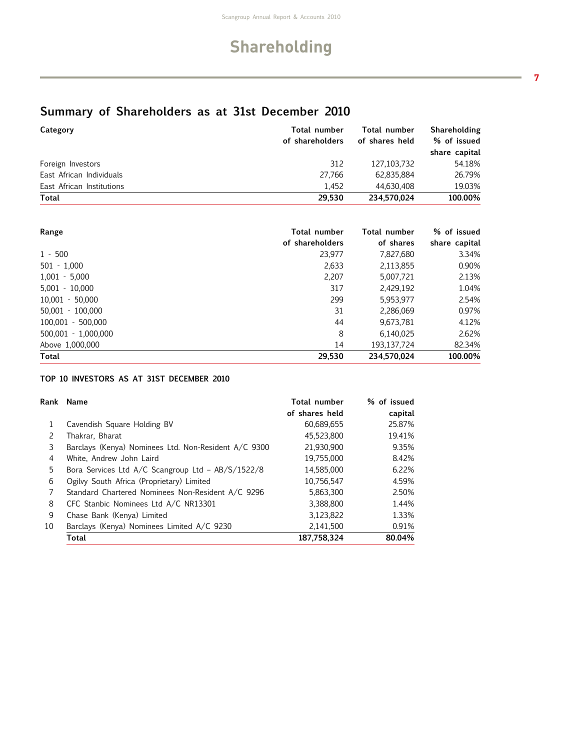# Shareholding

## Summary of Shareholders as at 31st December 2010

| Category | Total number of shareholders | Total number of shares held | Shareholding % of issued share capital |
|---|---|---|---|
| Foreign Investors | 312 | 127,103,732 | 54.18% |
| East African Individuals | 27,766 | 62,835,884 | 26.79% |
| East African Institutions | 1,452 | 44,630,408 | 19.03% |
| **Total** | **29,530** | **234,570,024** | **100.00%** |

| Range | Total number of shareholders | Total number of shares | % of issued share capital |
|---|---|---|---|
| 1 - 500 | 23,977 | 7,827,680 | 3.34% |
| 501 - 1,000 | 2,633 | 2,113,855 | 0.90% |
| 1,001 - 5,000 | 2,207 | 5,007,721 | 2.13% |
| 5,001 - 10,000 | 317 | 2,429,192 | 1.04% |
| 10,001 - 50,000 | 299 | 5,953,977 | 2.54% |
| 50,001 - 100,000 | 31 | 2,286,069 | 0.97% |
| 100,001 - 500,000 | 44 | 9,673,781 | 4.12% |
| 500,001 - 1,000,000 | 8 | 6,140,025 | 2.62% |
| Above 1,000,000 | 14 | 193,137,724 | 82.34% |
| **Total** | **29,530** | **234,570,024** | **100.00%** |

### TOP 10 INVESTORS AS AT 31ST DECEMBER 2010

| Rank | Name | Total number of shares held | % of issued capital |
|---|---|---|---|
| 1 | Cavendish Square Holding BV | 60,689,655 | 25.87% |
| 2 | Thakrar, Bharat | 45,523,800 | 19.41% |
| 3 | Barclays (Kenya) Nominees Ltd. Non-Resident A/C 9300 | 21,930,900 | 9.35% |
| 4 | White, Andrew John Laird | 19,755,000 | 8.42% |
| 5 | Bora Services Ltd A/C Scangroup Ltd – AB/S/1522/8 | 14,585,000 | 6.22% |
| 6 | Ogilvy South Africa (Proprietary) Limited | 10,756,547 | 4.59% |
| 7 | Standard Chartered Nominees Non-Resident A/C 9296 | 5,863,300 | 2.50% |
| 8 | CFC Stanbic Nominees Ltd A/C NR13301 | 3,388,800 | 1.44% |
| 9 | Chase Bank (Kenya) Limited | 3,123,822 | 1.33% |
| 10 | Barclays (Kenya) Nominees Limited A/C 9230 | 2,141,500 | 0.91% |
| | **Total** | **187,758,324** | **80.04%** |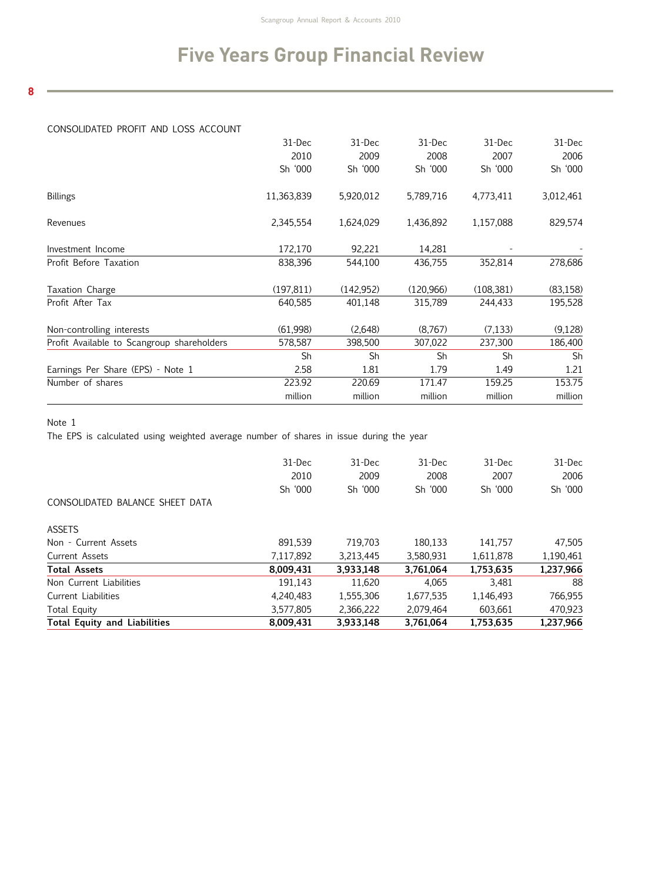# Five Years Group Financial Review

CONSOLIDATED PROFIT AND LOSS ACCOUNT

| | 31-Dec 2010 Sh '000 | 31-Dec 2009 Sh '000 | 31-Dec 2008 Sh '000 | 31-Dec 2007 Sh '000 | 31-Dec 2006 Sh '000 |
|---|---|---|---|---|---|
| Billings | 11,363,839 | 5,920,012 | 5,789,716 | 4,773,411 | 3,012,461 |
| Revenues | 2,345,554 | 1,624,029 | 1,436,892 | 1,157,088 | 829,574 |
| Investment Income | 172,170 | 92,221 | 14,281 | - | - |
| Profit Before Taxation | 838,396 | 544,100 | 436,755 | 352,814 | 278,686 |
| Taxation Charge | (197,811) | (142,952) | (120,966) | (108,381) | (83,158) |
| Profit After Tax | 640,585 | 401,148 | 315,789 | 244,433 | 195,528 |
| Non-controlling interests | (61,998) | (2,648) | (8,767) | (7,133) | (9,128) |
| Profit Available to Scangroup shareholders | 578,587 | 398,500 | 307,022 | 237,300 | 186,400 |
| | Sh | Sh | Sh | Sh | Sh |
| Earnings Per Share (EPS) - Note 1 | 2.58 | 1.81 | 1.79 | 1.49 | 1.21 |
| Number of shares | 223.92 million | 220.69 million | 171.47 million | 159.25 million | 153.75 million |

Note 1

The EPS is calculated using weighted average number of shares in issue during the year

| CONSOLIDATED BALANCE SHEET DATA | 31-Dec 2010 Sh '000 | 31-Dec 2009 Sh '000 | 31-Dec 2008 Sh '000 | 31-Dec 2007 Sh '000 | 31-Dec 2006 Sh '000 |
|---|---|---|---|---|---|
| ASSETS | | | | | |
| Non - Current Assets | 891,539 | 719,703 | 180,133 | 141,757 | 47,505 |
| Current Assets | 7,117,892 | 3,213,445 | 3,580,931 | 1,611,878 | 1,190,461 |
| **Total Assets** | **8,009,431** | **3,933,148** | **3,761,064** | **1,753,635** | **1,237,966** |
| Non Current Liabilities | 191,143 | 11,620 | 4,065 | 3,481 | 88 |
| Current Liabilities | 4,240,483 | 1,555,306 | 1,677,535 | 1,146,493 | 766,955 |
| Total Equity | 3,577,805 | 2,366,222 | 2,079,464 | 603,661 | 470,923 |
| **Total Equity and Liabilities** | **8,009,431** | **3,933,148** | **3,761,064** | **1,753,635** | **1,237,966** |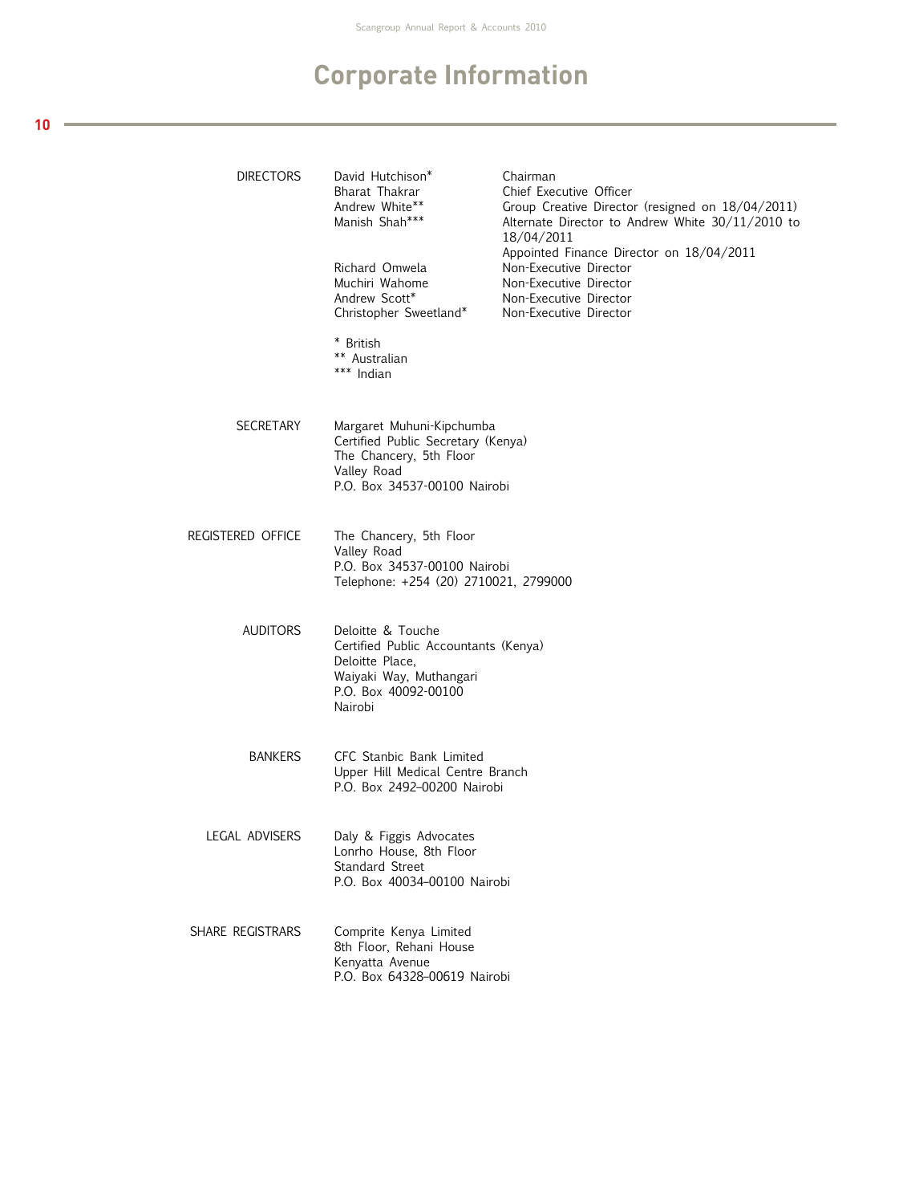# Corporate Information

| | | |
|---|---|---|
| DIRECTORS | David Hutchison* | Chairman |
| | Bharat Thakrar | Chief Executive Officer |
| | Andrew White** | Group Creative Director (resigned on 18/04/2011) |
| | Manish Shah*** | Alternate Director to Andrew White 30/11/2010 to 18/04/2011<br>Appointed Finance Director on 18/04/2011 |
| | Richard Omwela | Non-Executive Director |
| | Muchiri Wahome | Non-Executive Director |
| | Andrew Scott* | Non-Executive Director |
| | Christopher Sweetland* | Non-Executive Director |

\* British
** Australian
*** Indian

**SECRETARY**
Margaret Muhuni-Kipchumba
Certified Public Secretary (Kenya)
The Chancery, 5th Floor
Valley Road
P.O. Box 34537-00100 Nairobi

**REGISTERED OFFICE**
The Chancery, 5th Floor
Valley Road
P.O. Box 34537-00100 Nairobi
Telephone: +254 (20) 2710021, 2799000

**AUDITORS**
Deloitte & Touche
Certified Public Accountants (Kenya)
Deloitte Place,
Waiyaki Way, Muthangari
P.O. Box 40092-00100
Nairobi

**BANKERS**
CFC Stanbic Bank Limited
Upper Hill Medical Centre Branch
P.O. Box 2492–00200 Nairobi

**LEGAL ADVISERS**
Daly & Figgis Advocates
Lonrho House, 8th Floor
Standard Street
P.O. Box 40034–00100 Nairobi

**SHARE REGISTRARS**
Comprite Kenya Limited
8th Floor, Rehani House
Kenyatta Avenue
P.O. Box 64328–00619 Nairobi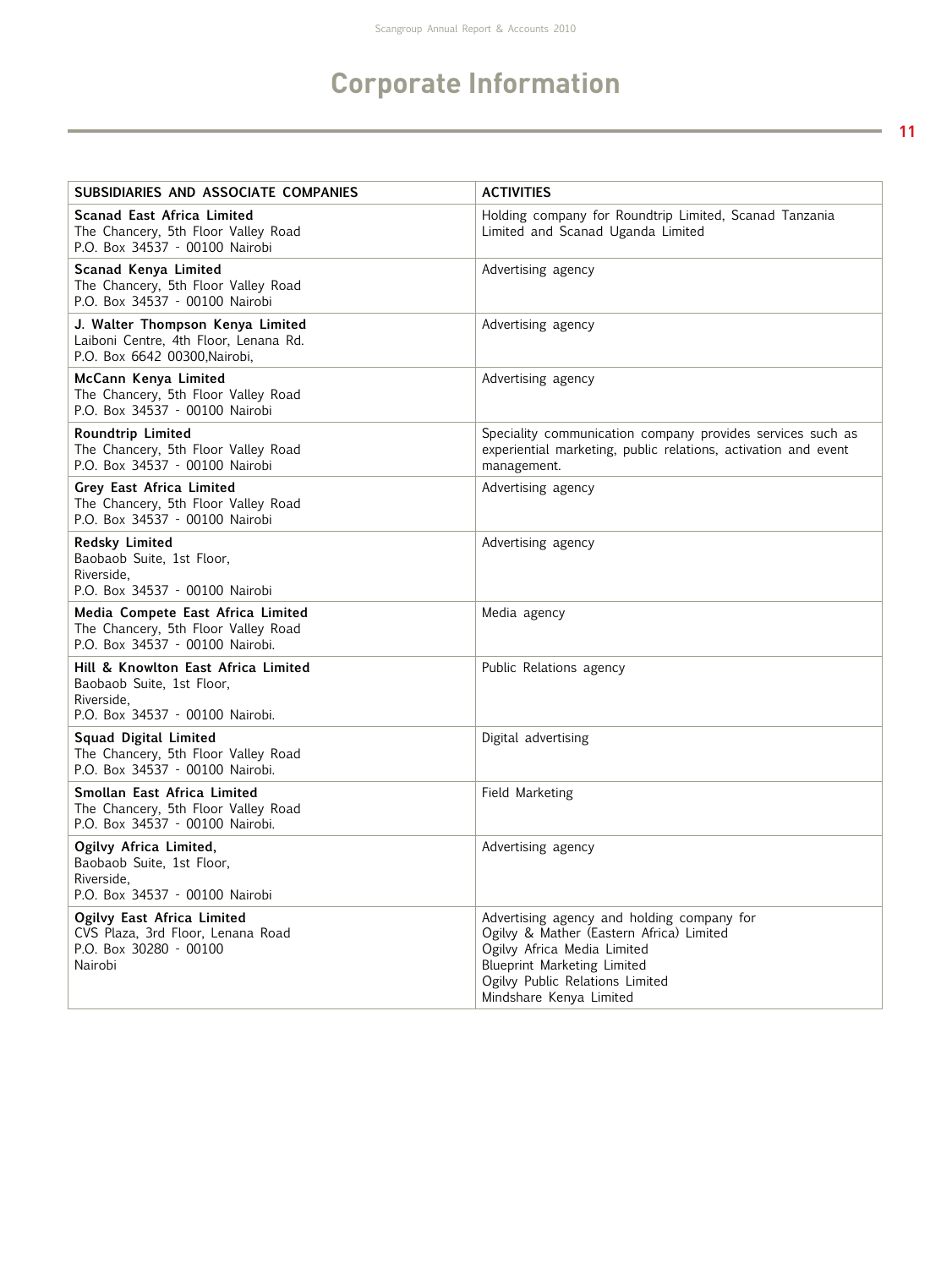# Corporate Information

| SUBSIDIARIES AND ASSOCIATE COMPANIES | ACTIVITIES |
|---|---|
| **Scanad East Africa Limited**<br>The Chancery, 5th Floor Valley Road<br>P.O. Box 34537 - 00100 Nairobi | Holding company for Roundtrip Limited, Scanad Tanzania Limited and Scanad Uganda Limited |
| **Scanad Kenya Limited**<br>The Chancery, 5th Floor Valley Road<br>P.O. Box 34537 - 00100 Nairobi | Advertising agency |
| **J. Walter Thompson Kenya Limited**<br>Laiboni Centre, 4th Floor, Lenana Rd.<br>P.O. Box 6642 00300,Nairobi, | Advertising agency |
| **McCann Kenya Limited**<br>The Chancery, 5th Floor Valley Road<br>P.O. Box 34537 - 00100 Nairobi | Advertising agency |
| **Roundtrip Limited**<br>The Chancery, 5th Floor Valley Road<br>P.O. Box 34537 - 00100 Nairobi | Speciality communication company provides services such as experiential marketing, public relations, activation and event management. |
| **Grey East Africa Limited**<br>The Chancery, 5th Floor Valley Road<br>P.O. Box 34537 - 00100 Nairobi | Advertising agency |
| **Redsky Limited**<br>Baobaob Suite, 1st Floor,<br>Riverside,<br>P.O. Box 34537 - 00100 Nairobi | Advertising agency |
| **Media Compete East Africa Limited**<br>The Chancery, 5th Floor Valley Road<br>P.O. Box 34537 - 00100 Nairobi. | Media agency |
| **Hill & Knowlton East Africa Limited**<br>Baobaob Suite, 1st Floor,<br>Riverside,<br>P.O. Box 34537 - 00100 Nairobi. | Public Relations agency |
| **Squad Digital Limited**<br>The Chancery, 5th Floor Valley Road<br>P.O. Box 34537 - 00100 Nairobi. | Digital advertising |
| **Smollan East Africa Limited**<br>The Chancery, 5th Floor Valley Road<br>P.O. Box 34537 - 00100 Nairobi. | Field Marketing |
| **Ogilvy Africa Limited,**<br>Baobaob Suite, 1st Floor,<br>Riverside,<br>P.O. Box 34537 - 00100 Nairobi | Advertising agency |
| **Ogilvy East Africa Limited**<br>CVS Plaza, 3rd Floor, Lenana Road<br>P.O. Box 30280 - 00100<br>Nairobi | Advertising agency and holding company for<br>Ogilvy & Mather (Eastern Africa) Limited<br>Ogilvy Africa Media Limited<br>Blueprint Marketing Limited<br>Ogilvy Public Relations Limited<br>Mindshare Kenya Limited |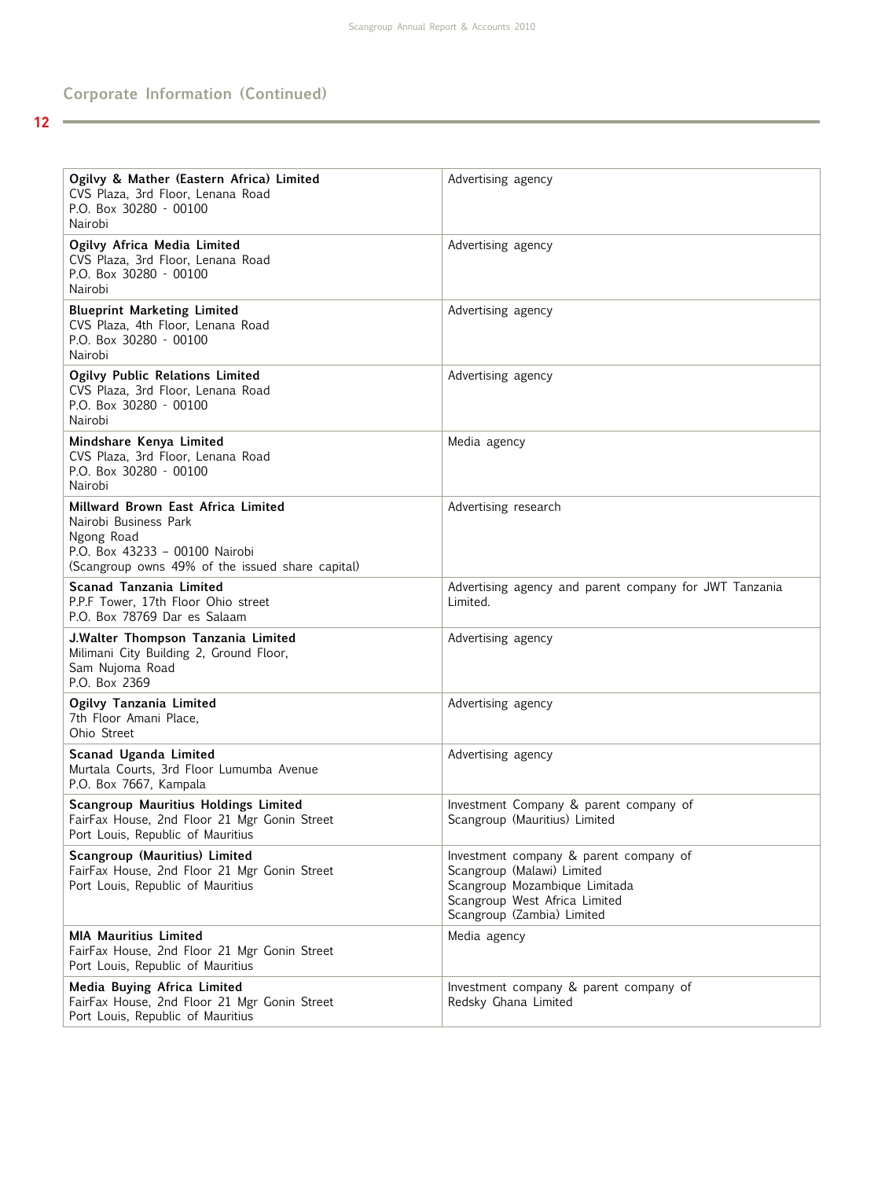## Corporate Information (Continued)

| | |
|---|---|
| **Ogilvy & Mather (Eastern Africa) Limited**<br>CVS Plaza, 3rd Floor, Lenana Road<br>P.O. Box 30280 - 00100<br>Nairobi | Advertising agency |
| **Ogilvy Africa Media Limited**<br>CVS Plaza, 3rd Floor, Lenana Road<br>P.O. Box 30280 - 00100<br>Nairobi | Advertising agency |
| **Blueprint Marketing Limited**<br>CVS Plaza, 4th Floor, Lenana Road<br>P.O. Box 30280 - 00100<br>Nairobi | Advertising agency |
| **Ogilvy Public Relations Limited**<br>CVS Plaza, 3rd Floor, Lenana Road<br>P.O. Box 30280 - 00100<br>Nairobi | Advertising agency |
| **Mindshare Kenya Limited**<br>CVS Plaza, 3rd Floor, Lenana Road<br>P.O. Box 30280 - 00100<br>Nairobi | Media agency |
| **Millward Brown East Africa Limited**<br>Nairobi Business Park<br>Ngong Road<br>P.O. Box 43233 – 00100 Nairobi<br>(Scangroup owns 49% of the issued share capital) | Advertising research |
| **Scanad Tanzania Limited**<br>P.P.F Tower, 17th Floor Ohio street<br>P.O. Box 78769 Dar es Salaam | Advertising agency and parent company for JWT Tanzania Limited. |
| **J.Walter Thompson Tanzania Limited**<br>Milimani City Building 2, Ground Floor,<br>Sam Nujoma Road<br>P.O. Box 2369 | Advertising agency |
| **Ogilvy Tanzania Limited**<br>7th Floor Amani Place,<br>Ohio Street | Advertising agency |
| **Scanad Uganda Limited**<br>Murtala Courts, 3rd Floor Lumumba Avenue<br>P.O. Box 7667, Kampala | Advertising agency |
| **Scangroup Mauritius Holdings Limited**<br>FairFax House, 2nd Floor 21 Mgr Gonin Street<br>Port Louis, Republic of Mauritius | Investment Company & parent company of Scangroup (Mauritius) Limited |
| **Scangroup (Mauritius) Limited**<br>FairFax House, 2nd Floor 21 Mgr Gonin Street<br>Port Louis, Republic of Mauritius | Investment company & parent company of<br>Scangroup (Malawi) Limited<br>Scangroup Mozambique Limitada<br>Scangroup West Africa Limited<br>Scangroup (Zambia) Limited |
| **MIA Mauritius Limited**<br>FairFax House, 2nd Floor 21 Mgr Gonin Street<br>Port Louis, Republic of Mauritius | Media agency |
| **Media Buying Africa Limited**<br>FairFax House, 2nd Floor 21 Mgr Gonin Street<br>Port Louis, Republic of Mauritius | Investment company & parent company of Redsky Ghana Limited |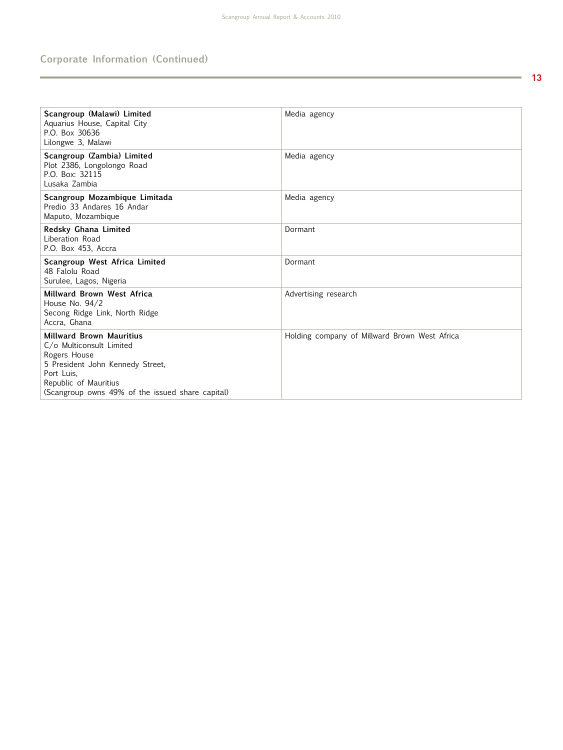## Corporate Information (Continued)

| | |
|---|---|
| **Scangroup (Malawi) Limited**<br>Aquarius House, Capital City<br>P.O. Box 30636<br>Lilongwe 3, Malawi | Media agency |
| **Scangroup (Zambia) Limited**<br>Plot 2386, Longolongo Road<br>P.O. Box: 32115<br>Lusaka Zambia | Media agency |
| **Scangroup Mozambique Limitada**<br>Predio 33 Andares 16 Andar<br>Maputo, Mozambique | Media agency |
| **Redsky Ghana Limited**<br>Liberation Road<br>P.O. Box 453, Accra | Dormant |
| **Scangroup West Africa Limited**<br>48 Falolu Road<br>Surulee, Lagos, Nigeria | Dormant |
| **Millward Brown West Africa**<br>House No. 94/2<br>Secong Ridge Link, North Ridge<br>Accra, Ghana | Advertising research |
| **Millward Brown Mauritius**<br>C/o Multiconsult Limited<br>Rogers House<br>5 President John Kennedy Street,<br>Port Luis,<br>Republic of Mauritius<br>(Scangroup owns 49% of the issued share capital) | Holding company of Millward Brown West Africa |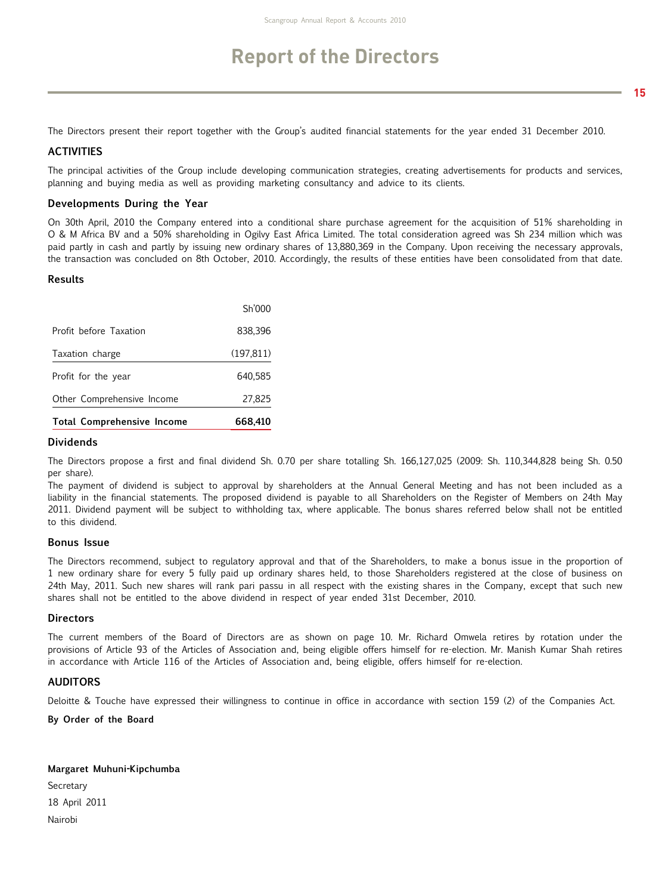# Report of the Directors

The Directors present their report together with the Group's audited financial statements for the year ended 31 December 2010.

## ACTIVITIES

The principal activities of the Group include developing communication strategies, creating advertisements for products and services, planning and buying media as well as providing marketing consultancy and advice to its clients.

## Developments During the Year

On 30th April, 2010 the Company entered into a conditional share purchase agreement for the acquisition of 51% shareholding in O & M Africa BV and a 50% shareholding in Ogilvy East Africa Limited. The total consideration agreed was Sh 234 million which was paid partly in cash and partly by issuing new ordinary shares of 13,880,369 in the Company. Upon receiving the necessary approvals, the transaction was concluded on 8th October, 2010. Accordingly, the results of these entities have been consolidated from that date.

## Results

| | Sh'000 |
|---|---|
| Profit before Taxation | 838,396 |
| Taxation charge | (197,811) |
| Profit for the year | 640,585 |
| Other Comprehensive Income | 27,825 |
| **Total Comprehensive Income** | **668,410** |

## Dividends

The Directors propose a first and final dividend Sh. 0.70 per share totalling Sh. 166,127,025 (2009: Sh. 110,344,828 being Sh. 0.50 per share).

The payment of dividend is subject to approval by shareholders at the Annual General Meeting and has not been included as a liability in the financial statements. The proposed dividend is payable to all Shareholders on the Register of Members on 24th May 2011. Dividend payment will be subject to withholding tax, where applicable. The bonus shares referred below shall not be entitled to this dividend.

## Bonus Issue

The Directors recommend, subject to regulatory approval and that of the Shareholders, to make a bonus issue in the proportion of 1 new ordinary share for every 5 fully paid up ordinary shares held, to those Shareholders registered at the close of business on 24th May, 2011. Such new shares will rank pari passu in all respect with the existing shares in the Company, except that such new shares shall not be entitled to the above dividend in respect of year ended 31st December, 2010.

## Directors

The current members of the Board of Directors are as shown on page 10. Mr. Richard Omwela retires by rotation under the provisions of Article 93 of the Articles of Association and, being eligible offers himself for re-election. Mr. Manish Kumar Shah retires in accordance with Article 116 of the Articles of Association and, being eligible, offers himself for re-election.

## AUDITORS

Deloitte & Touche have expressed their willingness to continue in office in accordance with section 159 (2) of the Companies Act.

**By Order of the Board**

**Margaret Muhuni-Kipchumba**

Secretary

18 April 2011

Nairobi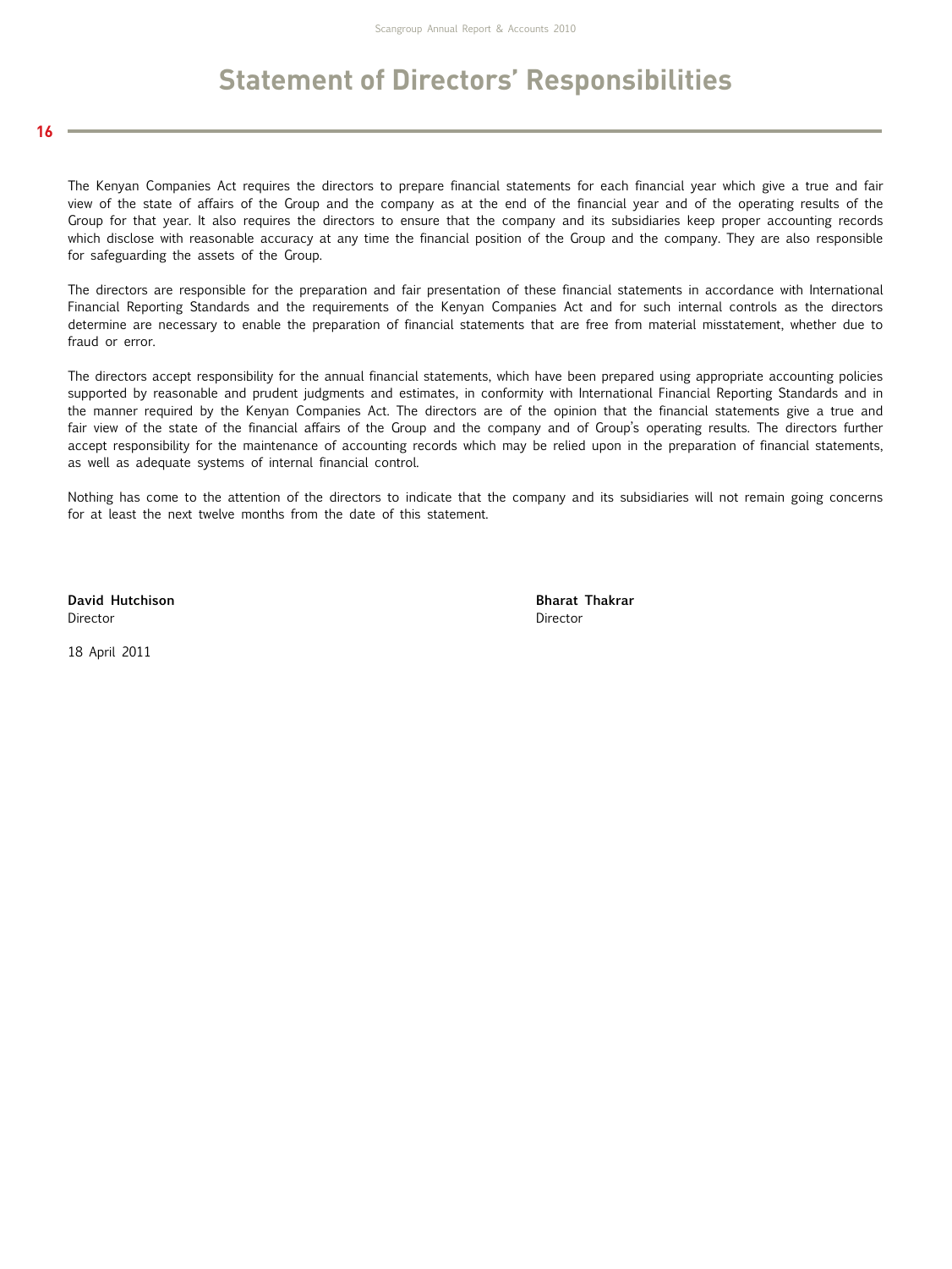# Statement of Directors' Responsibilities

The Kenyan Companies Act requires the directors to prepare financial statements for each financial year which give a true and fair view of the state of affairs of the Group and the company as at the end of the financial year and of the operating results of the Group for that year. It also requires the directors to ensure that the company and its subsidiaries keep proper accounting records which disclose with reasonable accuracy at any time the financial position of the Group and the company. They are also responsible for safeguarding the assets of the Group.

The directors are responsible for the preparation and fair presentation of these financial statements in accordance with International Financial Reporting Standards and the requirements of the Kenyan Companies Act and for such internal controls as the directors determine are necessary to enable the preparation of financial statements that are free from material misstatement, whether due to fraud or error.

The directors accept responsibility for the annual financial statements, which have been prepared using appropriate accounting policies supported by reasonable and prudent judgments and estimates, in conformity with International Financial Reporting Standards and in the manner required by the Kenyan Companies Act. The directors are of the opinion that the financial statements give a true and fair view of the state of the financial affairs of the Group and the company and of Group's operating results. The directors further accept responsibility for the maintenance of accounting records which may be relied upon in the preparation of financial statements, as well as adequate systems of internal financial control.

Nothing has come to the attention of the directors to indicate that the company and its subsidiaries will not remain going concerns for at least the next twelve months from the date of this statement.

**David Hutchison**
Director

**Bharat Thakrar**
Director

18 April 2011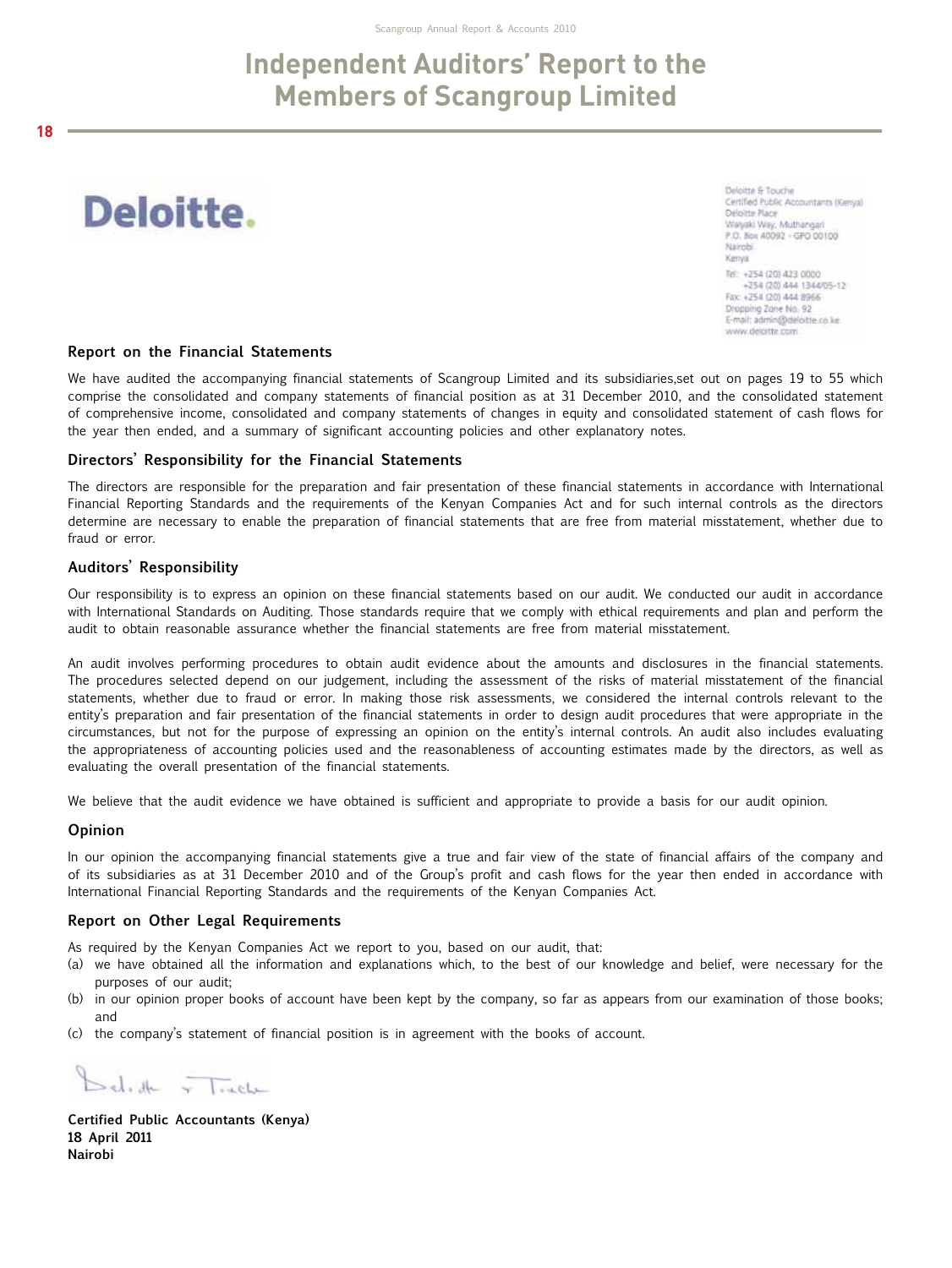# Independent Auditors' Report to the Members of Scangroup Limited

Deloitte.

Deloitte & Touche
Certified Public Accountants (Kenya)
Deloitte Place
Waiyaki Way, Muthangari
P.O. Box 40092 - GPO 00100
Nairobi
Kenya

Tel: +254 (20) 423 0000
+254 (20) 444 1344/05-12
Fax: +254 (20) 444 8966
Dropping Zone No. 92
E-mail: admin@deloitte.co.ke
www.deloitte.com

### Report on the Financial Statements

We have audited the accompanying financial statements of Scangroup Limited and its subsidiaries,set out on pages 19 to 55 which comprise the consolidated and company statements of financial position as at 31 December 2010, and the consolidated statement of comprehensive income, consolidated and company statements of changes in equity and consolidated statement of cash flows for the year then ended, and a summary of significant accounting policies and other explanatory notes.

### Directors' Responsibility for the Financial Statements

The directors are responsible for the preparation and fair presentation of these financial statements in accordance with International Financial Reporting Standards and the requirements of the Kenyan Companies Act and for such internal controls as the directors determine are necessary to enable the preparation of financial statements that are free from material misstatement, whether due to fraud or error.

### Auditors' Responsibility

Our responsibility is to express an opinion on these financial statements based on our audit. We conducted our audit in accordance with International Standards on Auditing. Those standards require that we comply with ethical requirements and plan and perform the audit to obtain reasonable assurance whether the financial statements are free from material misstatement.

An audit involves performing procedures to obtain audit evidence about the amounts and disclosures in the financial statements. The procedures selected depend on our judgement, including the assessment of the risks of material misstatement of the financial statements, whether due to fraud or error. In making those risk assessments, we considered the internal controls relevant to the entity's preparation and fair presentation of the financial statements in order to design audit procedures that were appropriate in the circumstances, but not for the purpose of expressing an opinion on the entity's internal controls. An audit also includes evaluating the appropriateness of accounting policies used and the reasonableness of accounting estimates made by the directors, as well as evaluating the overall presentation of the financial statements.

We believe that the audit evidence we have obtained is sufficient and appropriate to provide a basis for our audit opinion.

### Opinion

In our opinion the accompanying financial statements give a true and fair view of the state of financial affairs of the company and of its subsidiaries as at 31 December 2010 and of the Group's profit and cash flows for the year then ended in accordance with International Financial Reporting Standards and the requirements of the Kenyan Companies Act.

### Report on Other Legal Requirements

As required by the Kenyan Companies Act we report to you, based on our audit, that:

(a) we have obtained all the information and explanations which, to the best of our knowledge and belief, were necessary for the purposes of our audit;
(b) in our opinion proper books of account have been kept by the company, so far as appears from our examination of those books; and
(c) the company's statement of financial position is in agreement with the books of account.

Deloitte & Touche

**Certified Public Accountants (Kenya)**
**18 April 2011**
**Nairobi**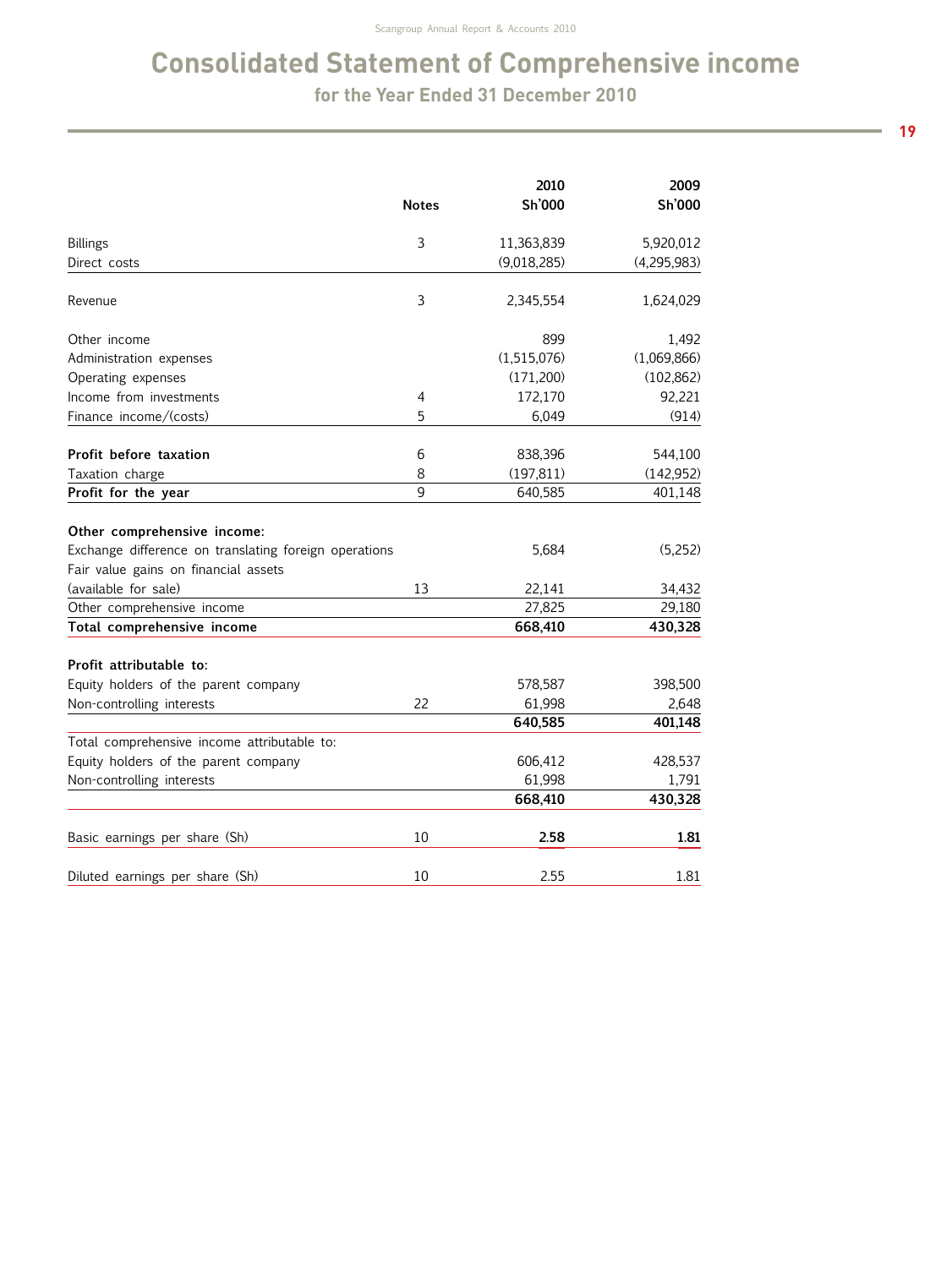# Consolidated Statement of Comprehensive income

## for the Year Ended 31 December 2010

| | Notes | 2010 Sh'000 | 2009 Sh'000 |
|---|---|---|---|
| Billings | 3 | 11,363,839 | 5,920,012 |
| Direct costs | | (9,018,285) | (4,295,983) |
| Revenue | 3 | 2,345,554 | 1,624,029 |
| Other income | | 899 | 1,492 |
| Administration expenses | | (1,515,076) | (1,069,866) |
| Operating expenses | | (171,200) | (102,862) |
| Income from investments | 4 | 172,170 | 92,221 |
| Finance income/(costs) | 5 | 6,049 | (914) |
| **Profit before taxation** | 6 | 838,396 | 544,100 |
| Taxation charge | 8 | (197,811) | (142,952) |
| **Profit for the year** | 9 | 640,585 | 401,148 |
| **Other comprehensive income:** | | | |
| Exchange difference on translating foreign operations | | 5,684 | (5,252) |
| Fair value gains on financial assets (available for sale) | 13 | 22,141 | 34,432 |
| Other comprehensive income | | 27,825 | 29,180 |
| **Total comprehensive income** | | **668,410** | **430,328** |
| **Profit attributable to:** | | | |
| Equity holders of the parent company | | 578,587 | 398,500 |
| Non-controlling interests | 22 | 61,998 | 2,648 |
| | | **640,585** | **401,148** |
| Total comprehensive income attributable to: | | | |
| Equity holders of the parent company | | 606,412 | 428,537 |
| Non-controlling interests | | 61,998 | 1,791 |
| | | **668,410** | **430,328** |
| Basic earnings per share (Sh) | 10 | **2.58** | **1.81** |
| Diluted earnings per share (Sh) | 10 | 2.55 | 1.81 |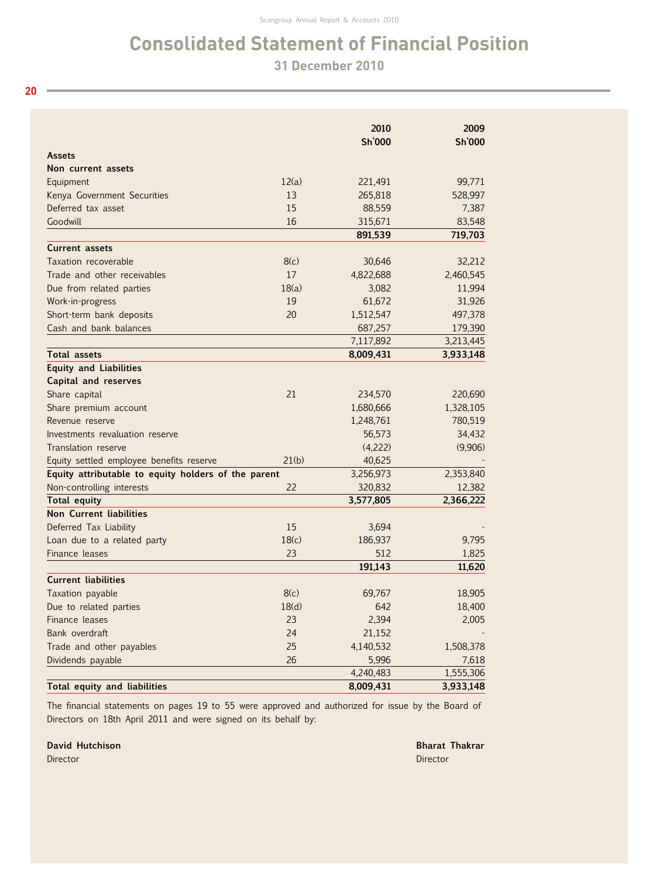# Consolidated Statement of Financial Position

## 31 December 2010

| | Note | 2010<br>Sh'000 | 2009<br>Sh'000 |
|---|---|---|---|
| **Assets** | | | |
| **Non current assets** | | | |
| Equipment | 12(a) | 221,491 | 99,771 |
| Kenya Government Securities | 13 | 265,818 | 528,997 |
| Deferred tax asset | 15 | 88,559 | 7,387 |
| Goodwill | 16 | 315,671 | 83,548 |
| | | **891,539** | **719,703** |
| **Current assets** | | | |
| Taxation recoverable | 8(c) | 30,646 | 32,212 |
| Trade and other receivables | 17 | 4,822,688 | 2,460,545 |
| Due from related parties | 18(a) | 3,082 | 11,994 |
| Work-in-progress | 19 | 61,672 | 31,926 |
| Short-term bank deposits | 20 | 1,512,547 | 497,378 |
| Cash and bank balances | | 687,257 | 179,390 |
| | | 7,117,892 | 3,213,445 |
| **Total assets** | | **8,009,431** | **3,933,148** |
| **Equity and Liabilities** | | | |
| **Capital and reserves** | | | |
| Share capital | 21 | 234,570 | 220,690 |
| Share premium account | | 1,680,666 | 1,328,105 |
| Revenue reserve | | 1,248,761 | 780,519 |
| Investments revaluation reserve | | 56,573 | 34,432 |
| Translation reserve | | (4,222) | (9,906) |
| Equity settled employee benefits reserve | 21(b) | 40,625 | - |
| **Equity attributable to equity holders of the parent** | | 3,256,973 | 2,353,840 |
| Non-controlling interests | 22 | 320,832 | 12,382 |
| **Total equity** | | **3,577,805** | **2,366,222** |
| **Non Current liabilities** | | | |
| Deferred Tax Liability | 15 | 3,694 | - |
| Loan due to a related party | 18(c) | 186,937 | 9,795 |
| Finance leases | 23 | 512 | 1,825 |
| | | **191,143** | **11,620** |
| **Current liabilities** | | | |
| Taxation payable | 8(c) | 69,767 | 18,905 |
| Due to related parties | 18(d) | 642 | 18,400 |
| Finance leases | 23 | 2,394 | 2,005 |
| Bank overdraft | 24 | 21,152 | - |
| Trade and other payables | 25 | 4,140,532 | 1,508,378 |
| Dividends payable | 26 | 5,996 | 7,618 |
| | | 4,240,483 | 1,555,306 |
| **Total equity and liabilities** | | **8,009,431** | **3,933,148** |

The financial statements on pages 19 to 55 were approved and authorized for issue by the Board of Directors on 18th April 2011 and were signed on its behalf by:

**David Hutchison**
Director

**Bharat Thakrar**
Director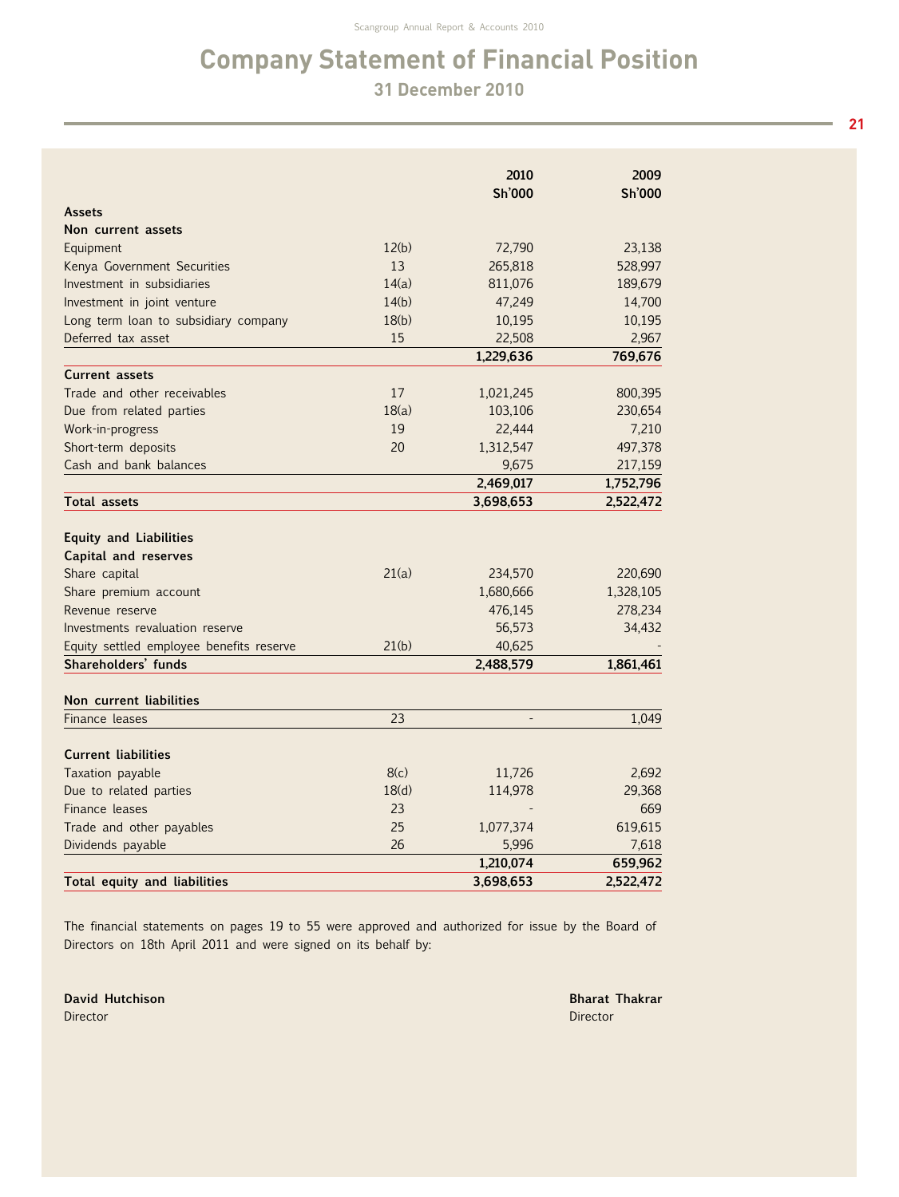# Company Statement of Financial Position

## 31 December 2010

| | | 2010 Sh'000 | 2009 Sh'000 |
|---|---|---|---|
| **Assets** | | | |
| **Non current assets** | | | |
| Equipment | 12(b) | 72,790 | 23,138 |
| Kenya Government Securities | 13 | 265,818 | 528,997 |
| Investment in subsidiaries | 14(a) | 811,076 | 189,679 |
| Investment in joint venture | 14(b) | 47,249 | 14,700 |
| Long term loan to subsidiary company | 18(b) | 10,195 | 10,195 |
| Deferred tax asset | 15 | 22,508 | 2,967 |
| | | **1,229,636** | **769,676** |
| **Current assets** | | | |
| Trade and other receivables | 17 | 1,021,245 | 800,395 |
| Due from related parties | 18(a) | 103,106 | 230,654 |
| Work-in-progress | 19 | 22,444 | 7,210 |
| Short-term deposits | 20 | 1,312,547 | 497,378 |
| Cash and bank balances | | 9,675 | 217,159 |
| | | **2,469,017** | **1,752,796** |
| **Total assets** | | **3,698,653** | **2,522,472** |
| | | | |
| **Equity and Liabilities** | | | |
| **Capital and reserves** | | | |
| Share capital | 21(a) | 234,570 | 220,690 |
| Share premium account | | 1,680,666 | 1,328,105 |
| Revenue reserve | | 476,145 | 278,234 |
| Investments revaluation reserve | | 56,573 | 34,432 |
| Equity settled employee benefits reserve | 21(b) | 40,625 | - |
| **Shareholders' funds** | | **2,488,579** | **1,861,461** |
| | | | |
| **Non current liabilities** | | | |
| Finance leases | 23 | - | 1,049 |
| | | | |
| **Current liabilities** | | | |
| Taxation payable | 8(c) | 11,726 | 2,692 |
| Due to related parties | 18(d) | 114,978 | 29,368 |
| Finance leases | 23 | - | 669 |
| Trade and other payables | 25 | 1,077,374 | 619,615 |
| Dividends payable | 26 | 5,996 | 7,618 |
| | | **1,210,074** | **659,962** |
| **Total equity and liabilities** | | **3,698,653** | **2,522,472** |

The financial statements on pages 19 to 55 were approved and authorized for issue by the Board of Directors on 18th April 2011 and were signed on its behalf by:

**David Hutchison**
Director

**Bharat Thakrar**
Director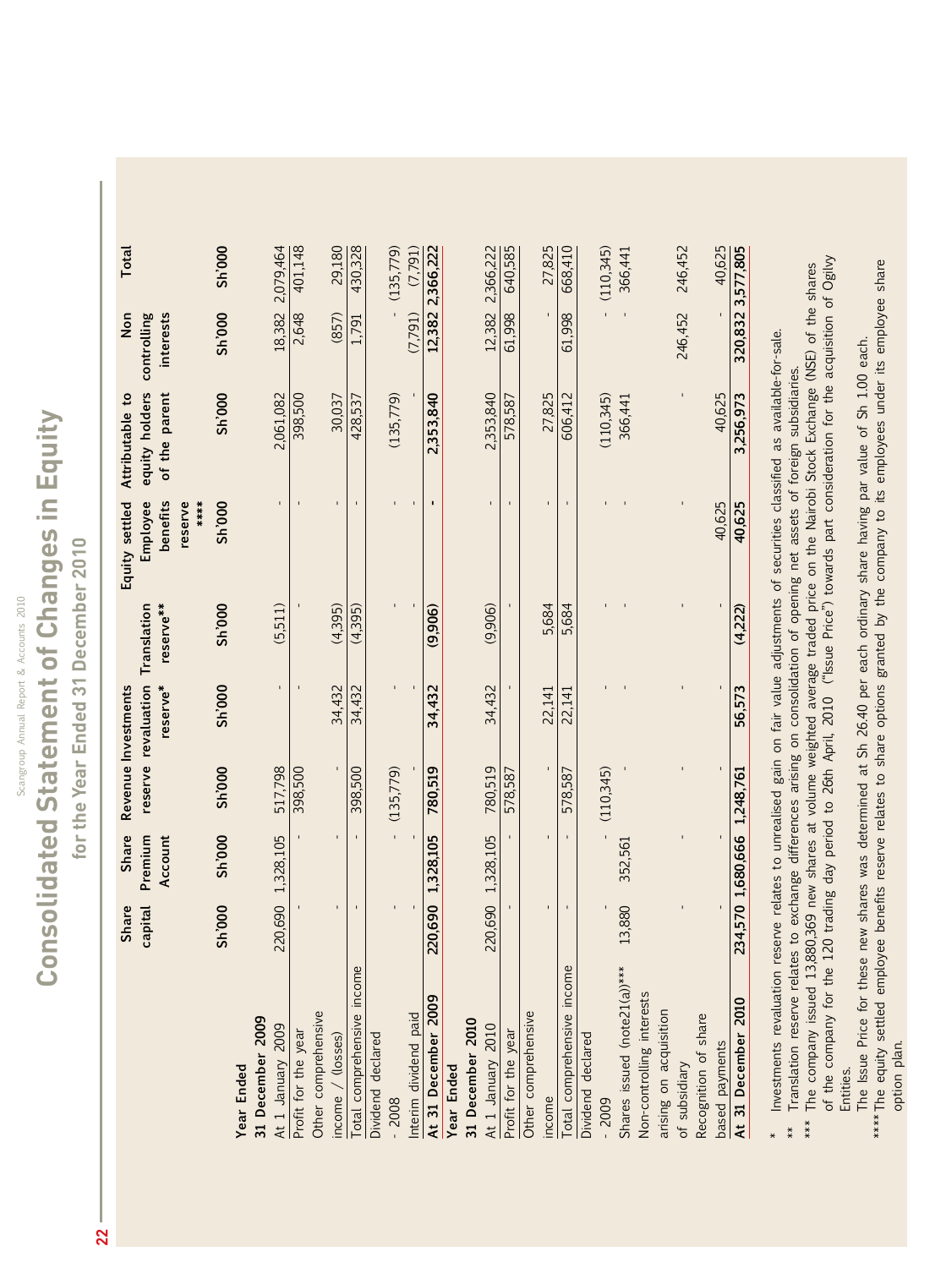# Consolidated Statement of Changes in Equity

## for the Year Ended 31 December 2010

| | Share capital | Share Premium Account | Revenue reserve | Investments revaluation reserve* | Translation reserve** | Equity settled Employee benefits reserve **** | Attributable to equity holders of the parent | Non controlling interests | Total |
|---|---|---|---|---|---|---|---|---|---|
| | Sh'000 | Sh'000 | Sh'000 | Sh'000 | Sh'000 | Sh'000 | Sh'000 | Sh'000 | Sh'000 |
| **Year Ended 31 December 2009** | | | | | | | | | |
| At 1 January 2009 | 220,690 | 1,328,105 | 517,798 | - | (5,511) | - | 2,061,082 | 18,382 | 2,079,464 |
| Profit for the year | - | - | 398,500 | - | - | - | 398,500 | 2,648 | 401,148 |
| Other comprehensive income / (losses) | - | - | - | 34,432 | (4,395) | - | 30,037 | (857) | 29,180 |
| Total comprehensive income | - | - | 398,500 | 34,432 | (4,395) | - | 428,537 | 1,791 | 430,328 |
| Dividend declared - 2008 | - | - | (135,779) | - | - | - | (135,779) | - | (135,779) |
| Interim dividend paid | - | - | - | - | - | - | - | (7,791) | (7,791) |
| **At 31 December 2009** | **220,690** | **1,328,105** | **780,519** | **34,432** | **(9,906)** | **-** | **2,353,840** | **12,382** | **2,366,222** |
| **Year Ended 31 December 2010** | | | | | | | | | |
| At 1 January 2010 | 220,690 | 1,328,105 | 780,519 | 34,432 | (9,906) | - | 2,353,840 | 12,382 | 2,366,222 |
| Profit for the year | - | - | 578,587 | - | - | - | 578,587 | 61,998 | 640,585 |
| Other comprehensive income | - | - | - | 22,141 | 5,684 | - | 27,825 | - | 27,825 |
| Total comprehensive income | - | - | 578,587 | 22,141 | 5,684 | - | 606,412 | 61,998 | 668,410 |
| Dividend declared - 2009 | - | - | (110,345) | - | - | - | (110,345) | - | (110,345) |
| Shares issued (note21(a))*** | 13,880 | 352,561 | - | - | - | - | 366,441 | - | 366,441 |
| Non-controlling interests arising on acquisition of subsidiary | - | - | - | - | - | - | - | 246,452 | 246,452 |
| Recognition of share based payments | - | - | - | - | - | 40,625 | 40,625 | - | 40,625 |
| **At 31 December 2010** | **234,570** | **1,680,666** | **1,248,761** | **56,573** | **(4,222)** | **40,625** | **3,256,973** | **320,832** | **3,577,805** |

\* Investments revaluation reserve relates to unrealised gain on fair value adjustments of securities classified as available-for-sale.

\*\* Translation reserve relates to exchange differences arising on consolidation of opening net assets of foreign subsidiaries.

\*\*\* The company issued 13,880,369 new shares at volume weighted average traded price on the Nairobi Stock Exchange (NSE) of the shares of the company for the 120 trading day period to 26th April, 2010 ("Issue Price") towards part consideration for the acquisition of Ogilvy Entities.

The Issue Price for these new shares was determined at Sh 26.40 per each ordinary share having par value of Sh 1.00 each.

\*\*\*\* The equity settled employee benefits reserve relates to share options granted by the company to its employees under its employee share option plan.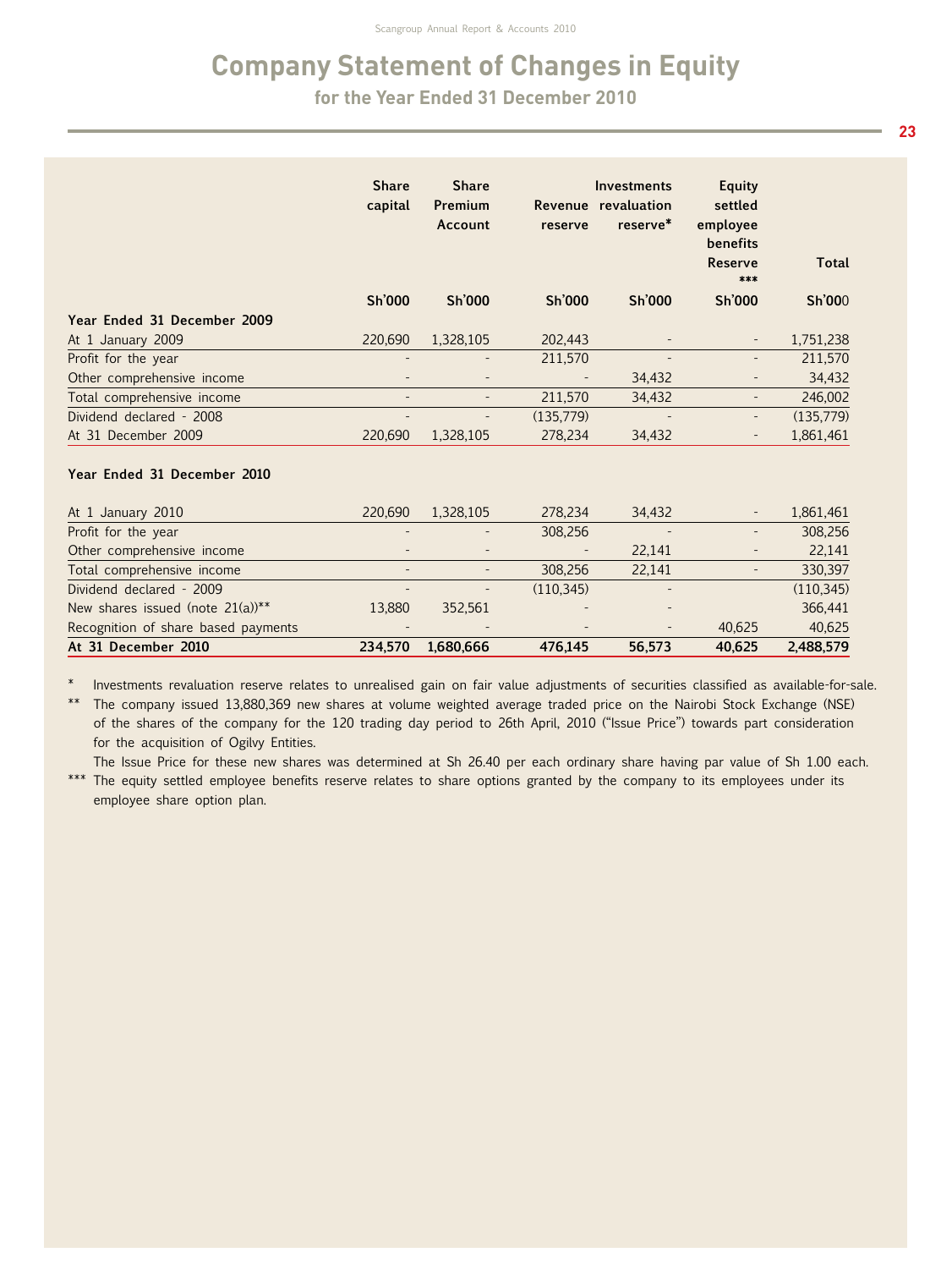# Company Statement of Changes in Equity

## for the Year Ended 31 December 2010

| | Share capital | Share Premium Account | Revenue reserve | Investments revaluation reserve* | Equity settled employee benefits Reserve *** | Total |
|---|---|---|---|---|---|---|
| | Sh'000 | Sh'000 | Sh'000 | Sh'000 | Sh'000 | Sh'000 |
| **Year Ended 31 December 2009** | | | | | | |
| At 1 January 2009 | 220,690 | 1,328,105 | 202,443 | - | - | 1,751,238 |
| Profit for the year | - | - | 211,570 | - | - | 211,570 |
| Other comprehensive income | - | - | - | 34,432 | - | 34,432 |
| Total comprehensive income | - | - | 211,570 | 34,432 | - | 246,002 |
| Dividend declared - 2008 | - | - | (135,779) | - | - | (135,779) |
| At 31 December 2009 | 220,690 | 1,328,105 | 278,234 | 34,432 | - | 1,861,461 |
| **Year Ended 31 December 2010** | | | | | | |
| At 1 January 2010 | 220,690 | 1,328,105 | 278,234 | 34,432 | - | 1,861,461 |
| Profit for the year | - | - | 308,256 | - | - | 308,256 |
| Other comprehensive income | - | - | - | 22,141 | - | 22,141 |
| Total comprehensive income | - | - | 308,256 | 22,141 | - | 330,397 |
| Dividend declared - 2009 | - | - | (110,345) | - | | (110,345) |
| New shares issued (note 21(a))** | 13,880 | 352,561 | - | - | | 366,441 |
| Recognition of share based payments | - | - | - | - | 40,625 | 40,625 |
| **At 31 December 2010** | **234,570** | **1,680,666** | **476,145** | **56,573** | **40,625** | **2,488,579** |

\* Investments revaluation reserve relates to unrealised gain on fair value adjustments of securities classified as available-for-sale.

\** The company issued 13,880,369 new shares at volume weighted average traded price on the Nairobi Stock Exchange (NSE) of the shares of the company for the 120 trading day period to 26th April, 2010 ("Issue Price") towards part consideration for the acquisition of Ogilvy Entities.

The Issue Price for these new shares was determined at Sh 26.40 per each ordinary share having par value of Sh 1.00 each.

\*** The equity settled employee benefits reserve relates to share options granted by the company to its employees under its employee share option plan.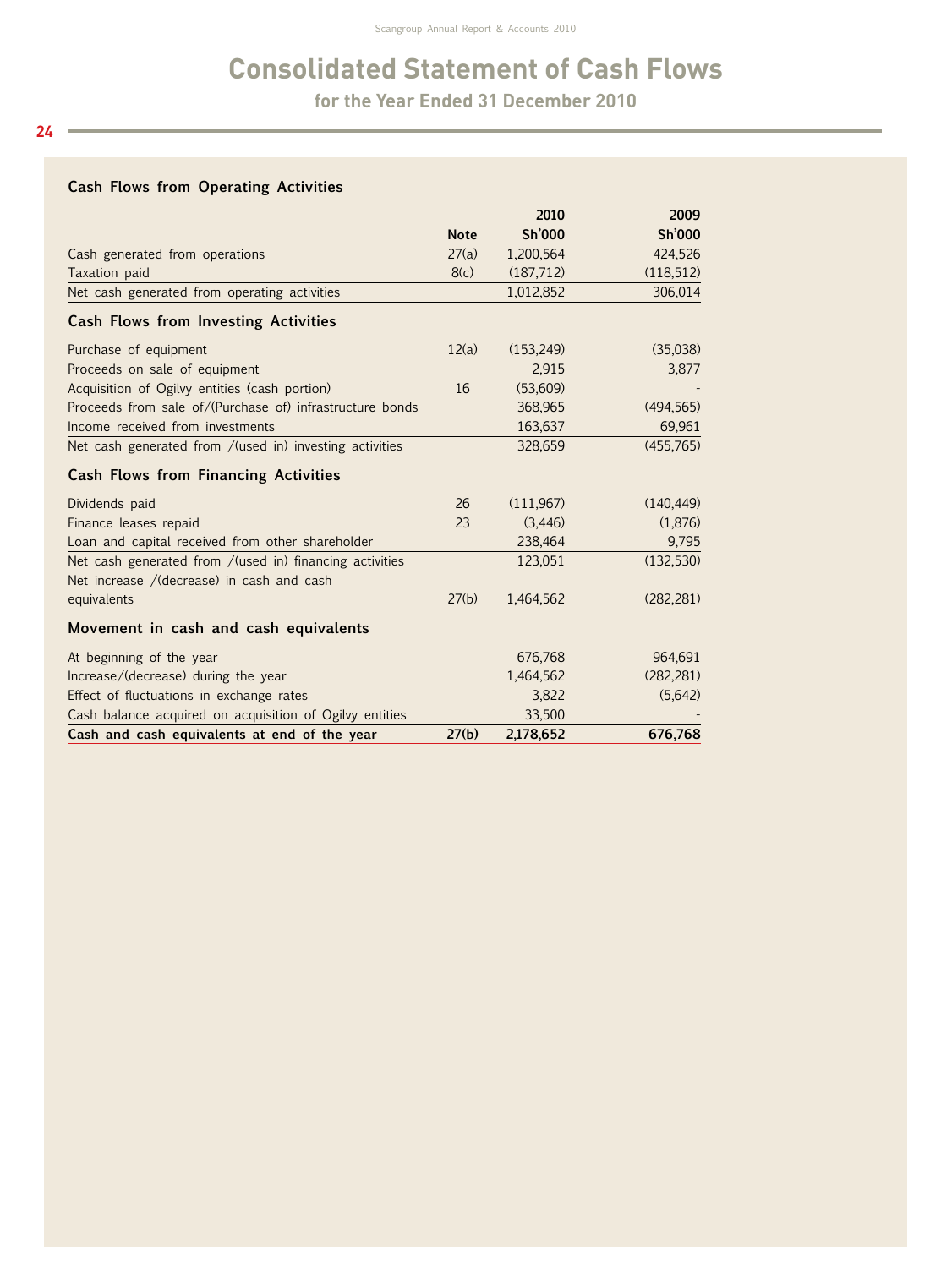# Consolidated Statement of Cash Flows

## for the Year Ended 31 December 2010

### Cash Flows from Operating Activities

| | Note | 2010 Sh'000 | 2009 Sh'000 |
|---|---|---|---|
| Cash generated from operations | 27(a) | 1,200,564 | 424,526 |
| Taxation paid | 8(c) | (187,712) | (118,512) |
| Net cash generated from operating activities | | 1,012,852 | 306,014 |
| **Cash Flows from Investing Activities** | | | |
| Purchase of equipment | 12(a) | (153,249) | (35,038) |
| Proceeds on sale of equipment | | 2,915 | 3,877 |
| Acquisition of Ogilvy entities (cash portion) | 16 | (53,609) | - |
| Proceeds from sale of/(Purchase of) infrastructure bonds | | 368,965 | (494,565) |
| Income received from investments | | 163,637 | 69,961 |
| Net cash generated from /(used in) investing activities | | 328,659 | (455,765) |
| **Cash Flows from Financing Activities** | | | |
| Dividends paid | 26 | (111,967) | (140,449) |
| Finance leases repaid | 23 | (3,446) | (1,876) |
| Loan and capital received from other shareholder | | 238,464 | 9,795 |
| Net cash generated from /(used in) financing activities | | 123,051 | (132,530) |
| Net increase /(decrease) in cash and cash equivalents | 27(b) | 1,464,562 | (282,281) |
| **Movement in cash and cash equivalents** | | | |
| At beginning of the year | | 676,768 | 964,691 |
| Increase/(decrease) during the year | | 1,464,562 | (282,281) |
| Effect of fluctuations in exchange rates | | 3,822 | (5,642) |
| Cash balance acquired on acquisition of Ogilvy entities | | 33,500 | - |
| **Cash and cash equivalents at end of the year** | **27(b)** | **2,178,652** | **676,768** |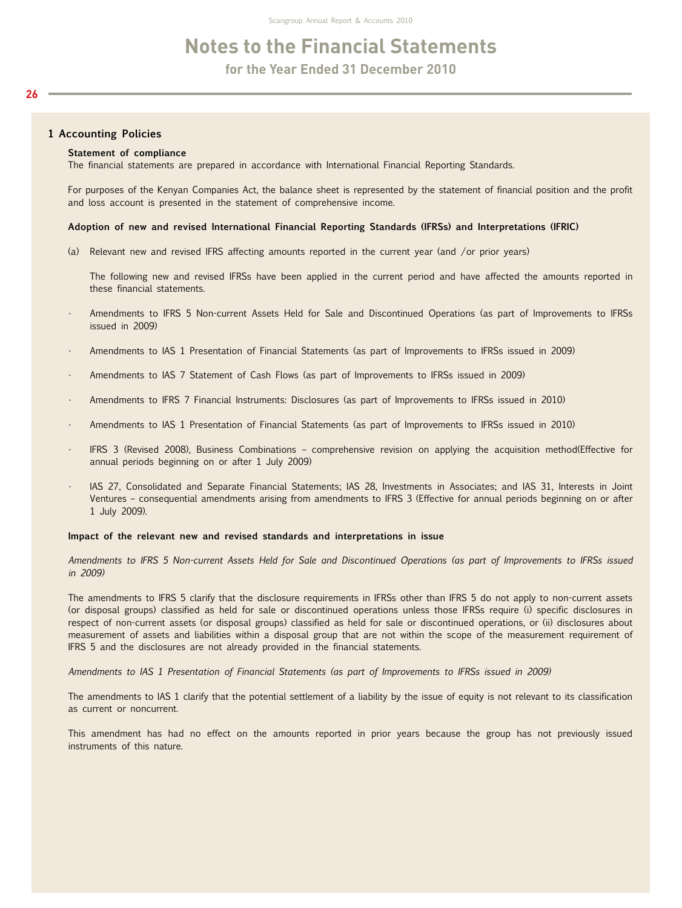# Notes to the Financial Statements

## for the Year Ended 31 December 2010

## 1 Accounting Policies

### Statement of compliance

The financial statements are prepared in accordance with International Financial Reporting Standards.

For purposes of the Kenyan Companies Act, the balance sheet is represented by the statement of financial position and the profit and loss account is presented in the statement of comprehensive income.

### Adoption of new and revised International Financial Reporting Standards (IFRSs) and Interpretations (IFRIC)

(a) Relevant new and revised IFRS affecting amounts reported in the current year (and /or prior years)

The following new and revised IFRSs have been applied in the current period and have affected the amounts reported in these financial statements.

- Amendments to IFRS 5 Non-current Assets Held for Sale and Discontinued Operations (as part of Improvements to IFRSs issued in 2009)
- Amendments to IAS 1 Presentation of Financial Statements (as part of Improvements to IFRSs issued in 2009)
- Amendments to IAS 7 Statement of Cash Flows (as part of Improvements to IFRSs issued in 2009)
- Amendments to IFRS 7 Financial Instruments: Disclosures (as part of Improvements to IFRSs issued in 2010)
- Amendments to IAS 1 Presentation of Financial Statements (as part of Improvements to IFRSs issued in 2010)
- IFRS 3 (Revised 2008), Business Combinations – comprehensive revision on applying the acquisition method(Effective for annual periods beginning on or after 1 July 2009)
- IAS 27, Consolidated and Separate Financial Statements; IAS 28, Investments in Associates; and IAS 31, Interests in Joint Ventures – consequential amendments arising from amendments to IFRS 3 (Effective for annual periods beginning on or after 1 July 2009).

### Impact of the relevant new and revised standards and interpretations in issue

*Amendments to IFRS 5 Non-current Assets Held for Sale and Discontinued Operations (as part of Improvements to IFRSs issued in 2009)*

The amendments to IFRS 5 clarify that the disclosure requirements in IFRSs other than IFRS 5 do not apply to non-current assets (or disposal groups) classified as held for sale or discontinued operations unless those IFRSs require (i) specific disclosures in respect of non-current assets (or disposal groups) classified as held for sale or discontinued operations, or (ii) disclosures about measurement of assets and liabilities within a disposal group that are not within the scope of the measurement requirement of IFRS 5 and the disclosures are not already provided in the financial statements.

*Amendments to IAS 1 Presentation of Financial Statements (as part of Improvements to IFRSs issued in 2009)*

The amendments to IAS 1 clarify that the potential settlement of a liability by the issue of equity is not relevant to its classification as current or noncurrent.

This amendment has had no effect on the amounts reported in prior years because the group has not previously issued instruments of this nature.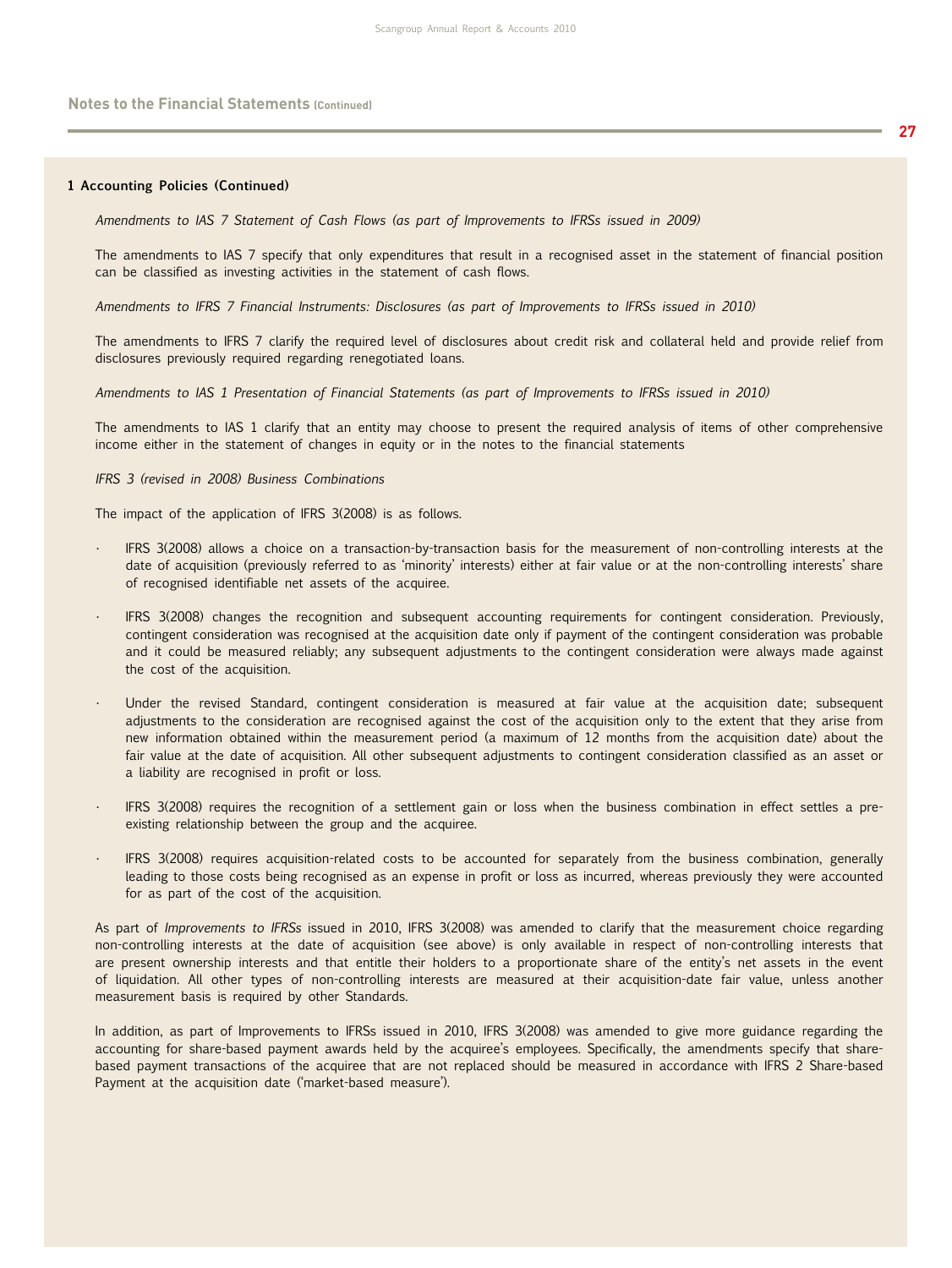## Notes to the Financial Statements (Continued)

### 1 Accounting Policies (Continued)

*Amendments to IAS 7 Statement of Cash Flows (as part of Improvements to IFRSs issued in 2009)*

The amendments to IAS 7 specify that only expenditures that result in a recognised asset in the statement of financial position can be classified as investing activities in the statement of cash flows.

*Amendments to IFRS 7 Financial Instruments: Disclosures (as part of Improvements to IFRSs issued in 2010)*

The amendments to IFRS 7 clarify the required level of disclosures about credit risk and collateral held and provide relief from disclosures previously required regarding renegotiated loans.

*Amendments to IAS 1 Presentation of Financial Statements (as part of Improvements to IFRSs issued in 2010)*

The amendments to IAS 1 clarify that an entity may choose to present the required analysis of items of other comprehensive income either in the statement of changes in equity or in the notes to the financial statements

*IFRS 3 (revised in 2008) Business Combinations*

The impact of the application of IFRS 3(2008) is as follows.

- IFRS 3(2008) allows a choice on a transaction-by-transaction basis for the measurement of non-controlling interests at the date of acquisition (previously referred to as 'minority' interests) either at fair value or at the non-controlling interests' share of recognised identifiable net assets of the acquiree.
- IFRS 3(2008) changes the recognition and subsequent accounting requirements for contingent consideration. Previously, contingent consideration was recognised at the acquisition date only if payment of the contingent consideration was probable and it could be measured reliably; any subsequent adjustments to the contingent consideration were always made against the cost of the acquisition.
- Under the revised Standard, contingent consideration is measured at fair value at the acquisition date; subsequent adjustments to the consideration are recognised against the cost of the acquisition only to the extent that they arise from new information obtained within the measurement period (a maximum of 12 months from the acquisition date) about the fair value at the date of acquisition. All other subsequent adjustments to contingent consideration classified as an asset or a liability are recognised in profit or loss.
- IFRS 3(2008) requires the recognition of a settlement gain or loss when the business combination in effect settles a pre-existing relationship between the group and the acquiree.
- IFRS 3(2008) requires acquisition-related costs to be accounted for separately from the business combination, generally leading to those costs being recognised as an expense in profit or loss as incurred, whereas previously they were accounted for as part of the cost of the acquisition.

As part of *Improvements to IFRSs* issued in 2010, IFRS 3(2008) was amended to clarify that the measurement choice regarding non-controlling interests at the date of acquisition (see above) is only available in respect of non-controlling interests that are present ownership interests and that entitle their holders to a proportionate share of the entity's net assets in the event of liquidation. All other types of non-controlling interests are measured at their acquisition-date fair value, unless another measurement basis is required by other Standards.

In addition, as part of Improvements to IFRSs issued in 2010, IFRS 3(2008) was amended to give more guidance regarding the accounting for share-based payment awards held by the acquiree's employees. Specifically, the amendments specify that share-based payment transactions of the acquiree that are not replaced should be measured in accordance with IFRS 2 Share-based Payment at the acquisition date ('market-based measure').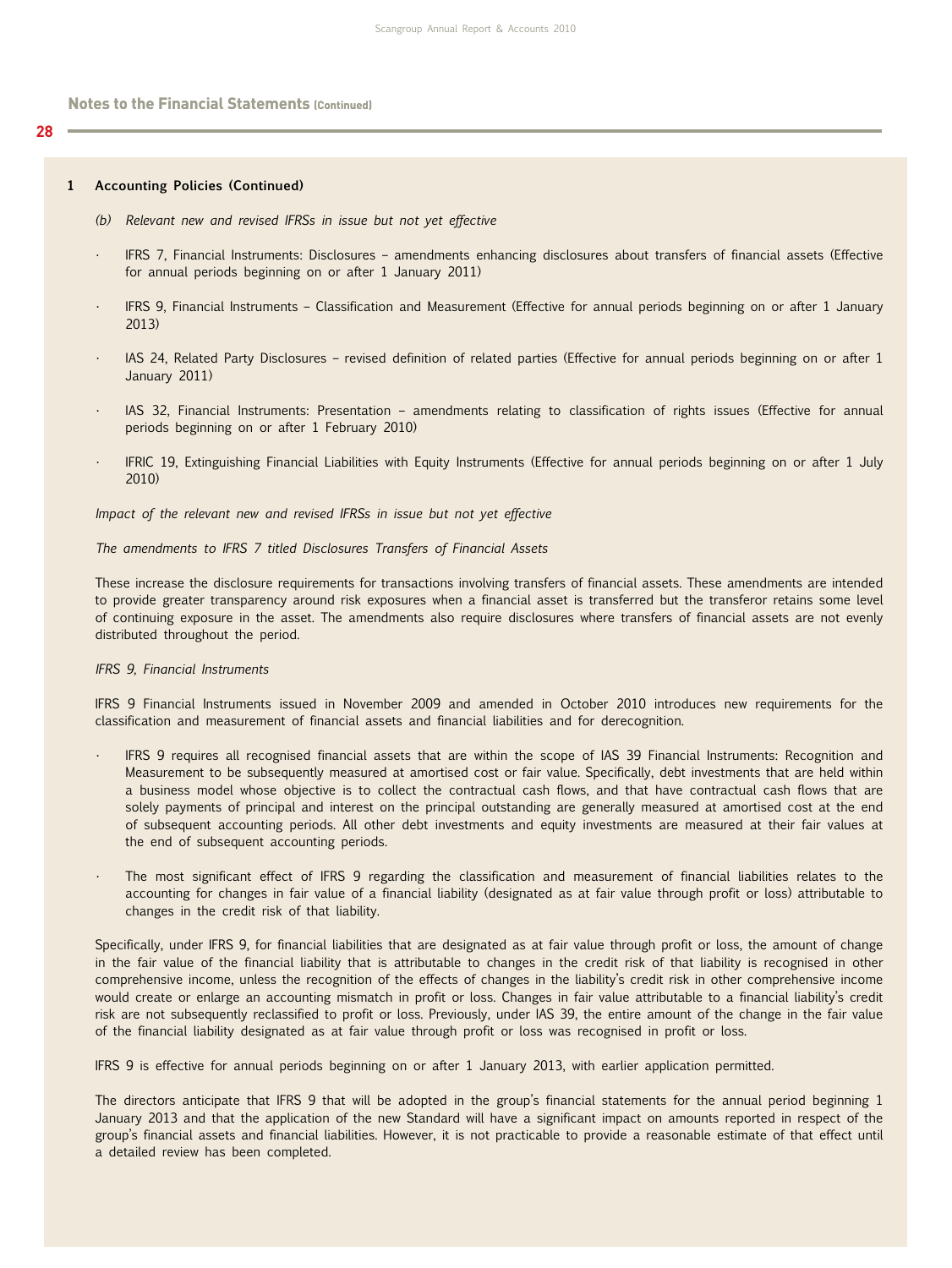## Notes to the Financial Statements (Continued)

### 1 Accounting Policies (Continued)

*(b) Relevant new and revised IFRSs in issue but not yet effective*

- IFRS 7, Financial Instruments: Disclosures – amendments enhancing disclosures about transfers of financial assets (Effective for annual periods beginning on or after 1 January 2011)
- IFRS 9, Financial Instruments – Classification and Measurement (Effective for annual periods beginning on or after 1 January 2013)
- IAS 24, Related Party Disclosures – revised definition of related parties (Effective for annual periods beginning on or after 1 January 2011)
- IAS 32, Financial Instruments: Presentation – amendments relating to classification of rights issues (Effective for annual periods beginning on or after 1 February 2010)
- IFRIC 19, Extinguishing Financial Liabilities with Equity Instruments (Effective for annual periods beginning on or after 1 July 2010)

*Impact of the relevant new and revised IFRSs in issue but not yet effective*

*The amendments to IFRS 7 titled Disclosures Transfers of Financial Assets*

These increase the disclosure requirements for transactions involving transfers of financial assets. These amendments are intended to provide greater transparency around risk exposures when a financial asset is transferred but the transferor retains some level of continuing exposure in the asset. The amendments also require disclosures where transfers of financial assets are not evenly distributed throughout the period.

*IFRS 9, Financial Instruments*

IFRS 9 Financial Instruments issued in November 2009 and amended in October 2010 introduces new requirements for the classification and measurement of financial assets and financial liabilities and for derecognition.

- IFRS 9 requires all recognised financial assets that are within the scope of IAS 39 Financial Instruments: Recognition and Measurement to be subsequently measured at amortised cost or fair value. Specifically, debt investments that are held within a business model whose objective is to collect the contractual cash flows, and that have contractual cash flows that are solely payments of principal and interest on the principal outstanding are generally measured at amortised cost at the end of subsequent accounting periods. All other debt investments and equity investments are measured at their fair values at the end of subsequent accounting periods.
- The most significant effect of IFRS 9 regarding the classification and measurement of financial liabilities relates to the accounting for changes in fair value of a financial liability (designated as at fair value through profit or loss) attributable to changes in the credit risk of that liability.

Specifically, under IFRS 9, for financial liabilities that are designated as at fair value through profit or loss, the amount of change in the fair value of the financial liability that is attributable to changes in the credit risk of that liability is recognised in other comprehensive income, unless the recognition of the effects of changes in the liability's credit risk in other comprehensive income would create or enlarge an accounting mismatch in profit or loss. Changes in fair value attributable to a financial liability's credit risk are not subsequently reclassified to profit or loss. Previously, under IAS 39, the entire amount of the change in the fair value of the financial liability designated as at fair value through profit or loss was recognised in profit or loss.

IFRS 9 is effective for annual periods beginning on or after 1 January 2013, with earlier application permitted.

The directors anticipate that IFRS 9 that will be adopted in the group's financial statements for the annual period beginning 1 January 2013 and that the application of the new Standard will have a significant impact on amounts reported in respect of the group's financial assets and financial liabilities. However, it is not practicable to provide a reasonable estimate of that effect until a detailed review has been completed.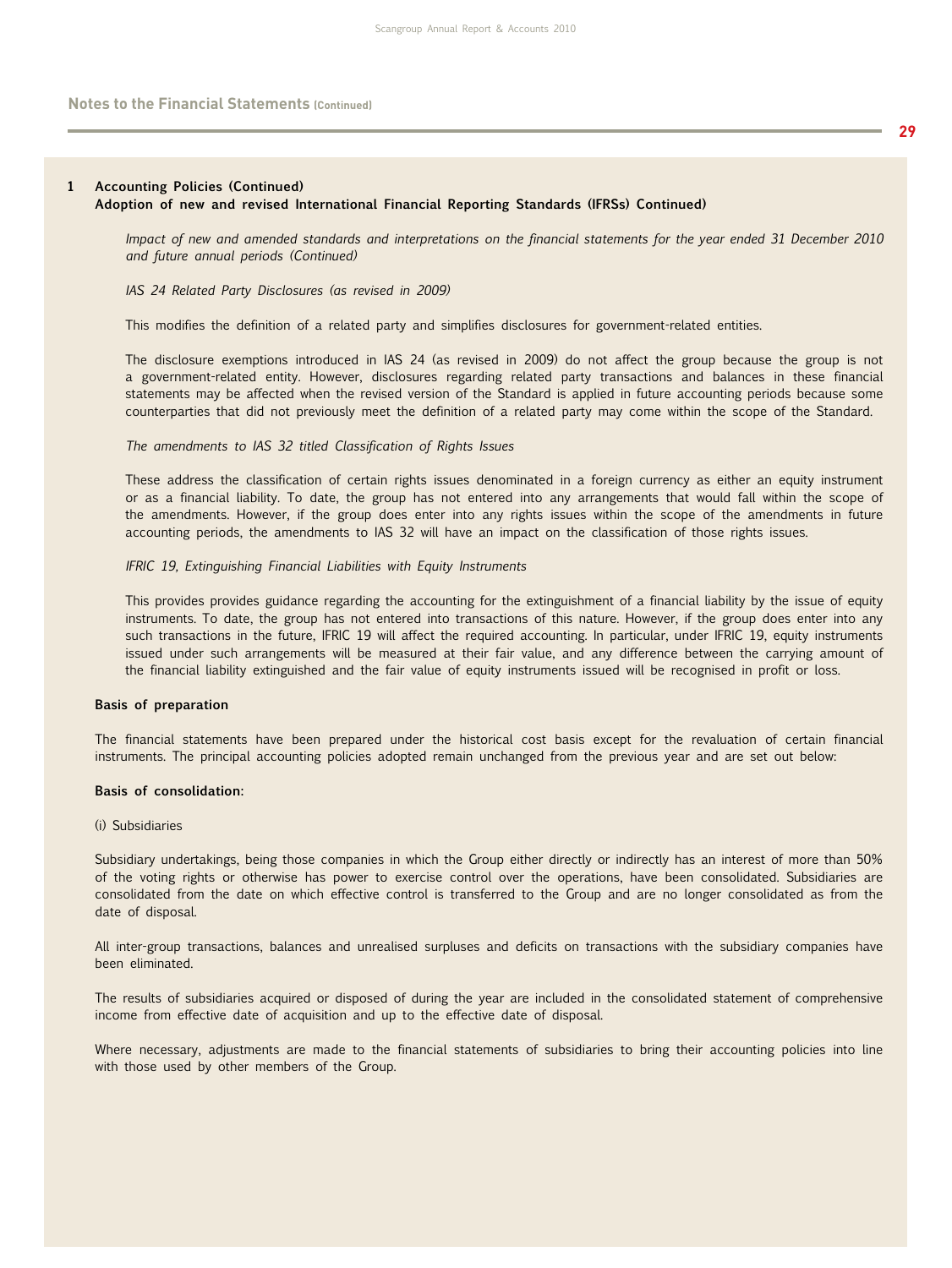## 1 Accounting Policies (Continued)

### Adoption of new and revised International Financial Reporting Standards (IFRSs) Continued

*Impact of new and amended standards and interpretations on the financial statements for the year ended 31 December 2010 and future annual periods (Continued)*

*IAS 24 Related Party Disclosures (as revised in 2009)*

This modifies the definition of a related party and simplifies disclosures for government-related entities.

The disclosure exemptions introduced in IAS 24 (as revised in 2009) do not affect the group because the group is not a government-related entity. However, disclosures regarding related party transactions and balances in these financial statements may be affected when the revised version of the Standard is applied in future accounting periods because some counterparties that did not previously meet the definition of a related party may come within the scope of the Standard.

*The amendments to IAS 32 titled Classification of Rights Issues*

These address the classification of certain rights issues denominated in a foreign currency as either an equity instrument or as a financial liability. To date, the group has not entered into any arrangements that would fall within the scope of the amendments. However, if the group does enter into any rights issues within the scope of the amendments in future accounting periods, the amendments to IAS 32 will have an impact on the classification of those rights issues.

*IFRIC 19, Extinguishing Financial Liabilities with Equity Instruments*

This provides provides guidance regarding the accounting for the extinguishment of a financial liability by the issue of equity instruments. To date, the group has not entered into transactions of this nature. However, if the group does enter into any such transactions in the future, IFRIC 19 will affect the required accounting. In particular, under IFRIC 19, equity instruments issued under such arrangements will be measured at their fair value, and any difference between the carrying amount of the financial liability extinguished and the fair value of equity instruments issued will be recognised in profit or loss.

### Basis of preparation

The financial statements have been prepared under the historical cost basis except for the revaluation of certain financial instruments. The principal accounting policies adopted remain unchanged from the previous year and are set out below:

### Basis of consolidation:

(i) Subsidiaries

Subsidiary undertakings, being those companies in which the Group either directly or indirectly has an interest of more than 50% of the voting rights or otherwise has power to exercise control over the operations, have been consolidated. Subsidiaries are consolidated from the date on which effective control is transferred to the Group and are no longer consolidated as from the date of disposal.

All inter-group transactions, balances and unrealised surpluses and deficits on transactions with the subsidiary companies have been eliminated.

The results of subsidiaries acquired or disposed of during the year are included in the consolidated statement of comprehensive income from effective date of acquisition and up to the effective date of disposal.

Where necessary, adjustments are made to the financial statements of subsidiaries to bring their accounting policies into line with those used by other members of the Group.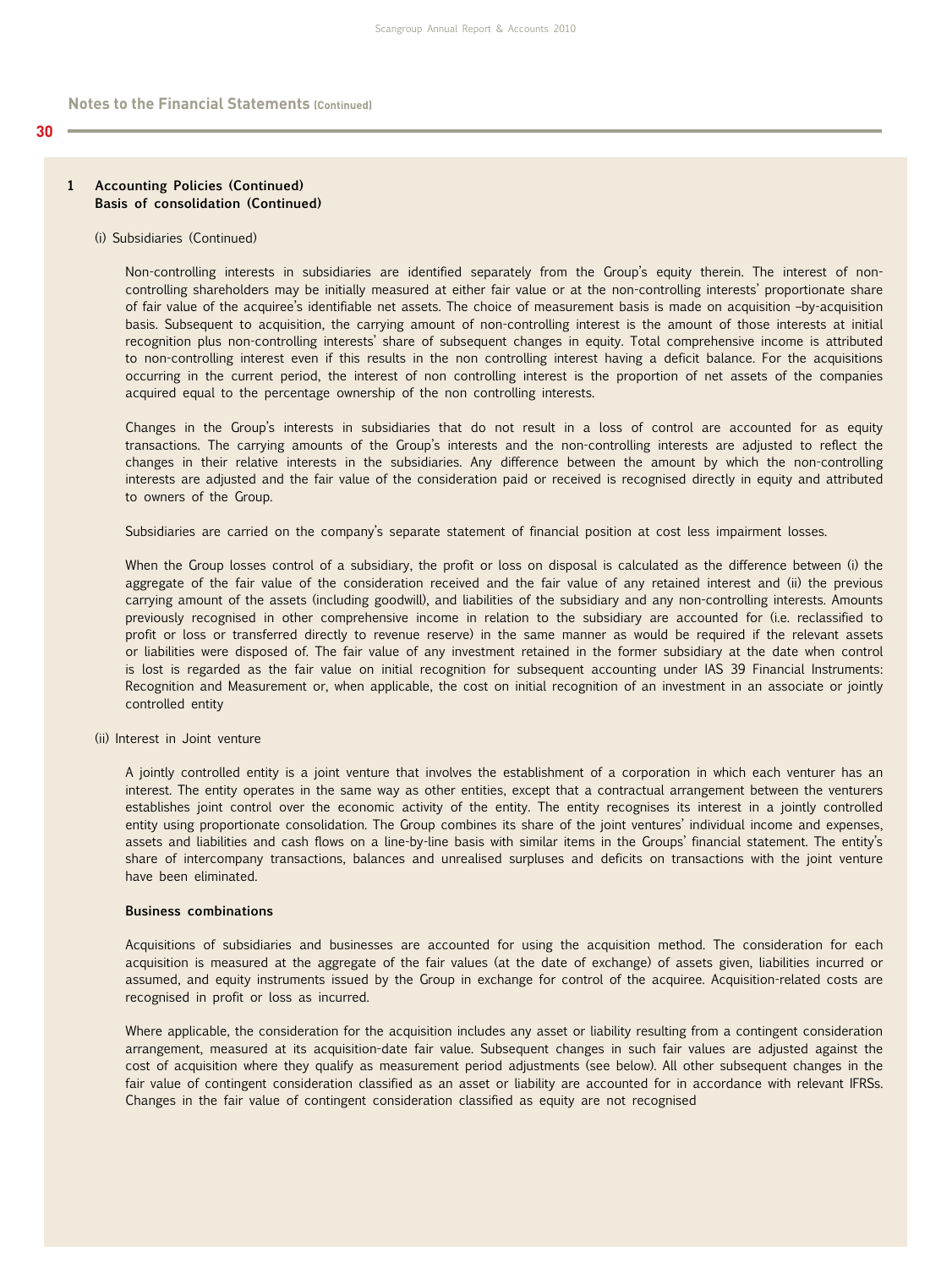## Notes to the Financial Statements (Continued)

### 1 Accounting Policies (Continued)
### Basis of consolidation (Continued)

(i) Subsidiaries (Continued)

Non-controlling interests in subsidiaries are identified separately from the Group's equity therein. The interest of non-controlling shareholders may be initially measured at either fair value or at the non-controlling interests' proportionate share of fair value of the acquiree's identifiable net assets. The choice of measurement basis is made on acquisition –by-acquisition basis. Subsequent to acquisition, the carrying amount of non-controlling interest is the amount of those interests at initial recognition plus non-controlling interests' share of subsequent changes in equity. Total comprehensive income is attributed to non-controlling interest even if this results in the non controlling interest having a deficit balance. For the acquisitions occurring in the current period, the interest of non controlling interest is the proportion of net assets of the companies acquired equal to the percentage ownership of the non controlling interests.

Changes in the Group's interests in subsidiaries that do not result in a loss of control are accounted for as equity transactions. The carrying amounts of the Group's interests and the non-controlling interests are adjusted to reflect the changes in their relative interests in the subsidiaries. Any difference between the amount by which the non-controlling interests are adjusted and the fair value of the consideration paid or received is recognised directly in equity and attributed to owners of the Group.

Subsidiaries are carried on the company's separate statement of financial position at cost less impairment losses.

When the Group losses control of a subsidiary, the profit or loss on disposal is calculated as the difference between (i) the aggregate of the fair value of the consideration received and the fair value of any retained interest and (ii) the previous carrying amount of the assets (including goodwill), and liabilities of the subsidiary and any non-controlling interests. Amounts previously recognised in other comprehensive income in relation to the subsidiary are accounted for (i.e. reclassified to profit or loss or transferred directly to revenue reserve) in the same manner as would be required if the relevant assets or liabilities were disposed of. The fair value of any investment retained in the former subsidiary at the date when control is lost is regarded as the fair value on initial recognition for subsequent accounting under IAS 39 Financial Instruments: Recognition and Measurement or, when applicable, the cost on initial recognition of an investment in an associate or jointly controlled entity

(ii) Interest in Joint venture

A jointly controlled entity is a joint venture that involves the establishment of a corporation in which each venturer has an interest. The entity operates in the same way as other entities, except that a contractual arrangement between the venturers establishes joint control over the economic activity of the entity. The entity recognises its interest in a jointly controlled entity using proportionate consolidation. The Group combines its share of the joint ventures' individual income and expenses, assets and liabilities and cash flows on a line-by-line basis with similar items in the Groups' financial statement. The entity's share of intercompany transactions, balances and unrealised surpluses and deficits on transactions with the joint venture have been eliminated.

**Business combinations**

Acquisitions of subsidiaries and businesses are accounted for using the acquisition method. The consideration for each acquisition is measured at the aggregate of the fair values (at the date of exchange) of assets given, liabilities incurred or assumed, and equity instruments issued by the Group in exchange for control of the acquiree. Acquisition-related costs are recognised in profit or loss as incurred.

Where applicable, the consideration for the acquisition includes any asset or liability resulting from a contingent consideration arrangement, measured at its acquisition-date fair value. Subsequent changes in such fair values are adjusted against the cost of acquisition where they qualify as measurement period adjustments (see below). All other subsequent changes in the fair value of contingent consideration classified as an asset or liability are accounted for in accordance with relevant IFRSs. Changes in the fair value of contingent consideration classified as equity are not recognised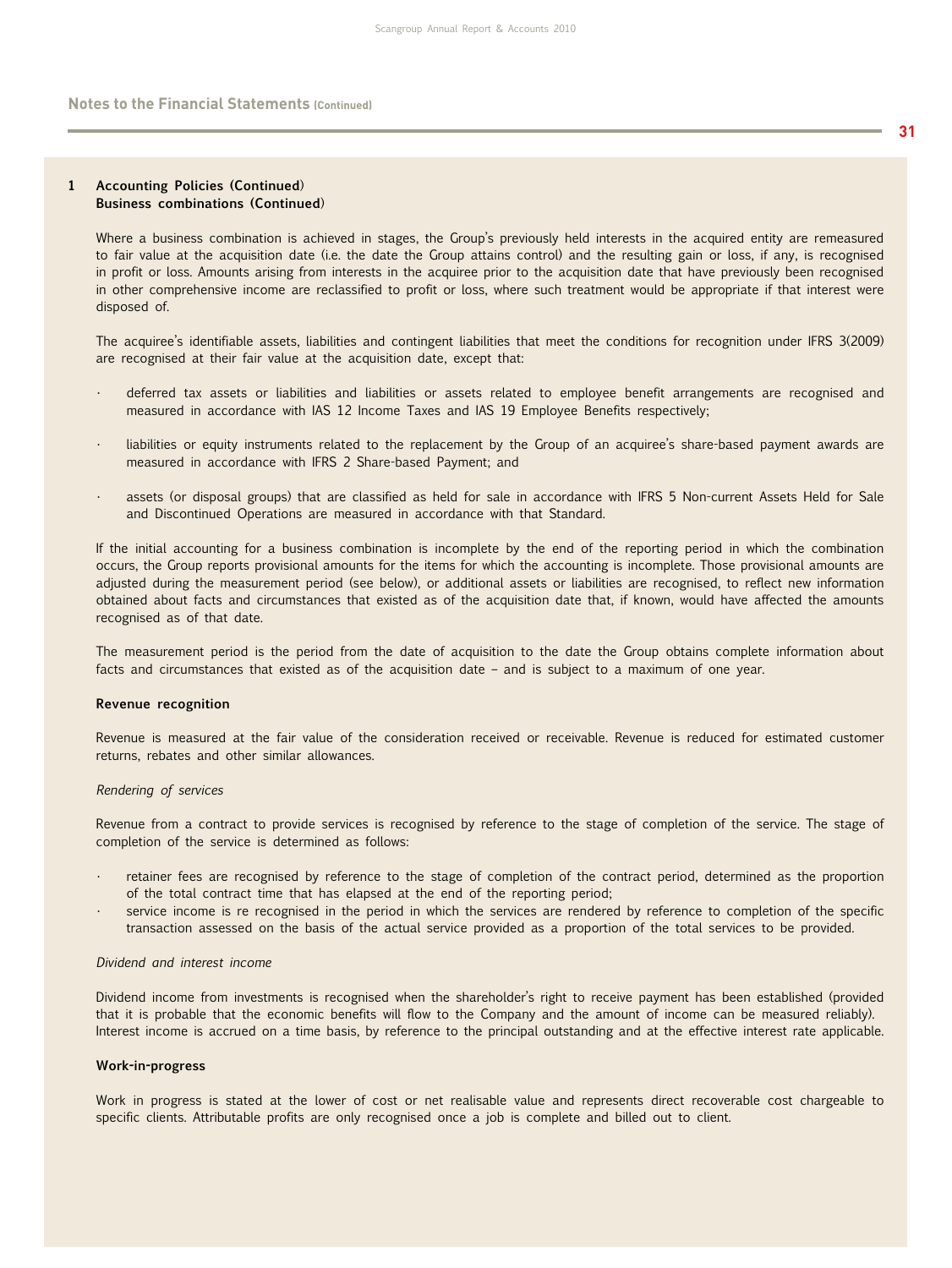## Notes to the Financial Statements (Continued)

**1 Accounting Policies (Continued)**
**Business combinations (Continued)**

Where a business combination is achieved in stages, the Group's previously held interests in the acquired entity are remeasured to fair value at the acquisition date (i.e. the date the Group attains control) and the resulting gain or loss, if any, is recognised in profit or loss. Amounts arising from interests in the acquiree prior to the acquisition date that have previously been recognised in other comprehensive income are reclassified to profit or loss, where such treatment would be appropriate if that interest were disposed of.

The acquiree's identifiable assets, liabilities and contingent liabilities that meet the conditions for recognition under IFRS 3(2009) are recognised at their fair value at the acquisition date, except that:

- deferred tax assets or liabilities and liabilities or assets related to employee benefit arrangements are recognised and measured in accordance with IAS 12 Income Taxes and IAS 19 Employee Benefits respectively;

- liabilities or equity instruments related to the replacement by the Group of an acquiree's share-based payment awards are measured in accordance with IFRS 2 Share-based Payment; and

- assets (or disposal groups) that are classified as held for sale in accordance with IFRS 5 Non-current Assets Held for Sale and Discontinued Operations are measured in accordance with that Standard.

If the initial accounting for a business combination is incomplete by the end of the reporting period in which the combination occurs, the Group reports provisional amounts for the items for which the accounting is incomplete. Those provisional amounts are adjusted during the measurement period (see below), or additional assets or liabilities are recognised, to reflect new information obtained about facts and circumstances that existed as of the acquisition date that, if known, would have affected the amounts recognised as of that date.

The measurement period is the period from the date of acquisition to the date the Group obtains complete information about facts and circumstances that existed as of the acquisition date – and is subject to a maximum of one year.

**Revenue recognition**

Revenue is measured at the fair value of the consideration received or receivable. Revenue is reduced for estimated customer returns, rebates and other similar allowances.

*Rendering of services*

Revenue from a contract to provide services is recognised by reference to the stage of completion of the service. The stage of completion of the service is determined as follows:

- retainer fees are recognised by reference to the stage of completion of the contract period, determined as the proportion of the total contract time that has elapsed at the end of the reporting period;
- service income is re recognised in the period in which the services are rendered by reference to completion of the specific transaction assessed on the basis of the actual service provided as a proportion of the total services to be provided.

*Dividend and interest income*

Dividend income from investments is recognised when the shareholder's right to receive payment has been established (provided that it is probable that the economic benefits will flow to the Company and the amount of income can be measured reliably). Interest income is accrued on a time basis, by reference to the principal outstanding and at the effective interest rate applicable.

**Work-in-progress**

Work in progress is stated at the lower of cost or net realisable value and represents direct recoverable cost chargeable to specific clients. Attributable profits are only recognised once a job is complete and billed out to client.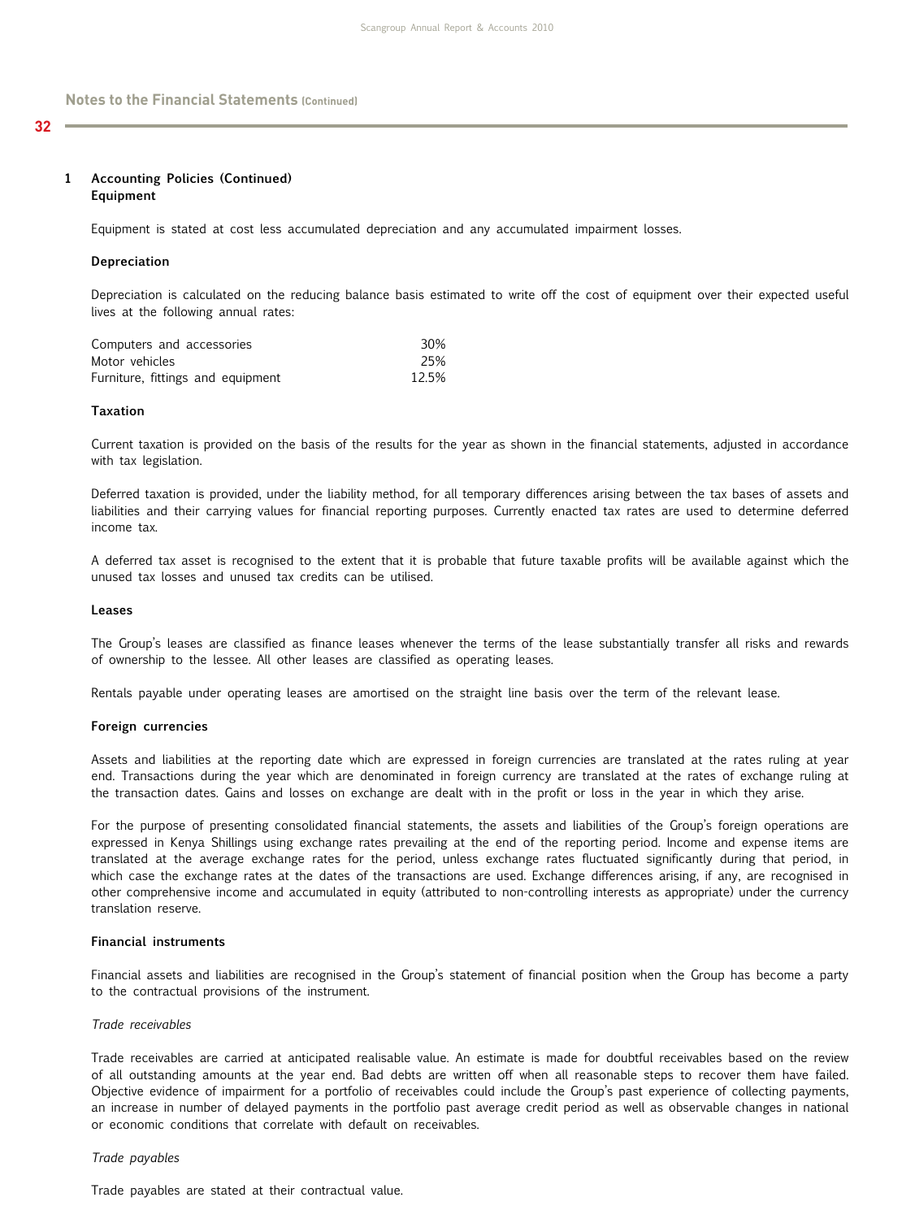## 1 Accounting Policies (Continued)

### Equipment

Equipment is stated at cost less accumulated depreciation and any accumulated impairment losses.

### Depreciation

Depreciation is calculated on the reducing balance basis estimated to write off the cost of equipment over their expected useful lives at the following annual rates:

| | |
|---|---|
| Computers and accessories | 30% |
| Motor vehicles | 25% |
| Furniture, fittings and equipment | 12.5% |

### Taxation

Current taxation is provided on the basis of the results for the year as shown in the financial statements, adjusted in accordance with tax legislation.

Deferred taxation is provided, under the liability method, for all temporary differences arising between the tax bases of assets and liabilities and their carrying values for financial reporting purposes. Currently enacted tax rates are used to determine deferred income tax.

A deferred tax asset is recognised to the extent that it is probable that future taxable profits will be available against which the unused tax losses and unused tax credits can be utilised.

### Leases

The Group's leases are classified as finance leases whenever the terms of the lease substantially transfer all risks and rewards of ownership to the lessee. All other leases are classified as operating leases.

Rentals payable under operating leases are amortised on the straight line basis over the term of the relevant lease.

### Foreign currencies

Assets and liabilities at the reporting date which are expressed in foreign currencies are translated at the rates ruling at year end. Transactions during the year which are denominated in foreign currency are translated at the rates of exchange ruling at the transaction dates. Gains and losses on exchange are dealt with in the profit or loss in the year in which they arise.

For the purpose of presenting consolidated financial statements, the assets and liabilities of the Group's foreign operations are expressed in Kenya Shillings using exchange rates prevailing at the end of the reporting period. Income and expense items are translated at the average exchange rates for the period, unless exchange rates fluctuated significantly during that period, in which case the exchange rates at the dates of the transactions are used. Exchange differences arising, if any, are recognised in other comprehensive income and accumulated in equity (attributed to non-controlling interests as appropriate) under the currency translation reserve.

### Financial instruments

Financial assets and liabilities are recognised in the Group's statement of financial position when the Group has become a party to the contractual provisions of the instrument.

*Trade receivables*

Trade receivables are carried at anticipated realisable value. An estimate is made for doubtful receivables based on the review of all outstanding amounts at the year end. Bad debts are written off when all reasonable steps to recover them have failed. Objective evidence of impairment for a portfolio of receivables could include the Group's past experience of collecting payments, an increase in number of delayed payments in the portfolio past average credit period as well as observable changes in national or economic conditions that correlate with default on receivables.

*Trade payables*

Trade payables are stated at their contractual value.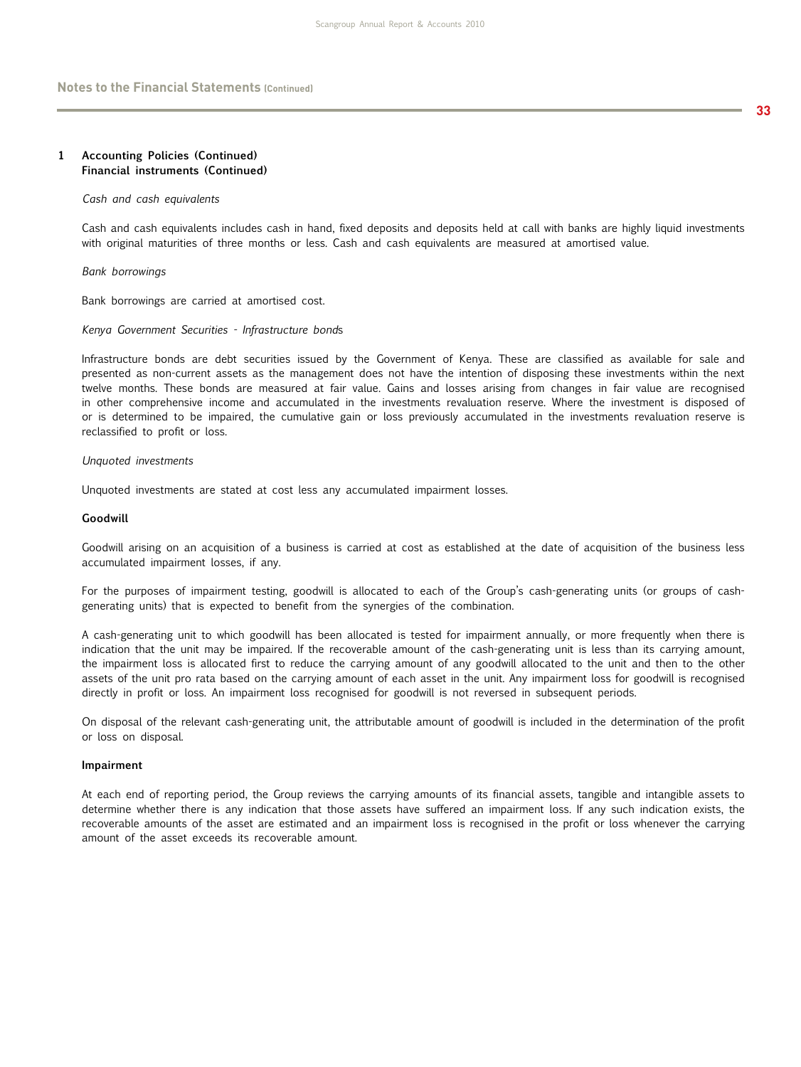## 1 Accounting Policies (Continued)
### Financial instruments (Continued)

*Cash and cash equivalents*

Cash and cash equivalents includes cash in hand, fixed deposits and deposits held at call with banks are highly liquid investments with original maturities of three months or less. Cash and cash equivalents are measured at amortised value.

*Bank borrowings*

Bank borrowings are carried at amortised cost.

*Kenya Government Securities - Infrastructure bonds*

Infrastructure bonds are debt securities issued by the Government of Kenya. These are classified as available for sale and presented as non-current assets as the management does not have the intention of disposing these investments within the next twelve months. These bonds are measured at fair value. Gains and losses arising from changes in fair value are recognised in other comprehensive income and accumulated in the investments revaluation reserve. Where the investment is disposed of or is determined to be impaired, the cumulative gain or loss previously accumulated in the investments revaluation reserve is reclassified to profit or loss.

*Unquoted investments*

Unquoted investments are stated at cost less any accumulated impairment losses.

**Goodwill**

Goodwill arising on an acquisition of a business is carried at cost as established at the date of acquisition of the business less accumulated impairment losses, if any.

For the purposes of impairment testing, goodwill is allocated to each of the Group's cash-generating units (or groups of cash-generating units) that is expected to benefit from the synergies of the combination.

A cash-generating unit to which goodwill has been allocated is tested for impairment annually, or more frequently when there is indication that the unit may be impaired. If the recoverable amount of the cash-generating unit is less than its carrying amount, the impairment loss is allocated first to reduce the carrying amount of any goodwill allocated to the unit and then to the other assets of the unit pro rata based on the carrying amount of each asset in the unit. Any impairment loss for goodwill is recognised directly in profit or loss. An impairment loss recognised for goodwill is not reversed in subsequent periods.

On disposal of the relevant cash-generating unit, the attributable amount of goodwill is included in the determination of the profit or loss on disposal.

**Impairment**

At each end of reporting period, the Group reviews the carrying amounts of its financial assets, tangible and intangible assets to determine whether there is any indication that those assets have suffered an impairment loss. If any such indication exists, the recoverable amounts of the asset are estimated and an impairment loss is recognised in the profit or loss whenever the carrying amount of the asset exceeds its recoverable amount.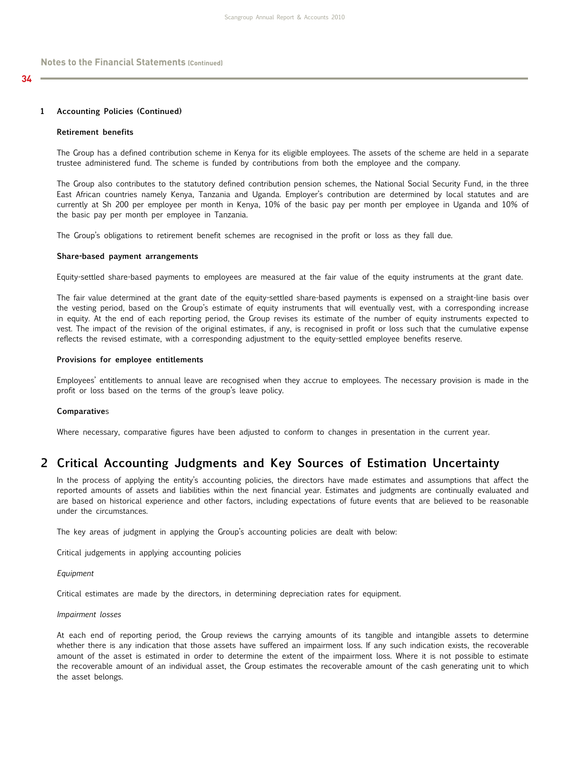## Notes to the Financial Statements (Continued)

### 1 Accounting Policies (Continued)

**Retirement benefits**

The Group has a defined contribution scheme in Kenya for its eligible employees. The assets of the scheme are held in a separate trustee administered fund. The scheme is funded by contributions from both the employee and the company.

The Group also contributes to the statutory defined contribution pension schemes, the National Social Security Fund, in the three East African countries namely Kenya, Tanzania and Uganda. Employer's contribution are determined by local statutes and are currently at Sh 200 per employee per month in Kenya, 10% of the basic pay per month per employee in Uganda and 10% of the basic pay per month per employee in Tanzania.

The Group's obligations to retirement benefit schemes are recognised in the profit or loss as they fall due.

**Share-based payment arrangements**

Equity-settled share-based payments to employees are measured at the fair value of the equity instruments at the grant date.

The fair value determined at the grant date of the equity-settled share-based payments is expensed on a straight-line basis over the vesting period, based on the Group's estimate of equity instruments that will eventually vest, with a corresponding increase in equity. At the end of each reporting period, the Group revises its estimate of the number of equity instruments expected to vest. The impact of the revision of the original estimates, if any, is recognised in profit or loss such that the cumulative expense reflects the revised estimate, with a corresponding adjustment to the equity-settled employee benefits reserve.

**Provisions for employee entitlements**

Employees' entitlements to annual leave are recognised when they accrue to employees. The necessary provision is made in the profit or loss based on the terms of the group's leave policy.

**Comparatives**

Where necessary, comparative figures have been adjusted to conform to changes in presentation in the current year.

## 2 Critical Accounting Judgments and Key Sources of Estimation Uncertainty

In the process of applying the entity's accounting policies, the directors have made estimates and assumptions that affect the reported amounts of assets and liabilities within the next financial year. Estimates and judgments are continually evaluated and are based on historical experience and other factors, including expectations of future events that are believed to be reasonable under the circumstances.

The key areas of judgment in applying the Group's accounting policies are dealt with below:

Critical judgements in applying accounting policies

*Equipment*

Critical estimates are made by the directors, in determining depreciation rates for equipment.

*Impairment losses*

At each end of reporting period, the Group reviews the carrying amounts of its tangible and intangible assets to determine whether there is any indication that those assets have suffered an impairment loss. If any such indication exists, the recoverable amount of the asset is estimated in order to determine the extent of the impairment loss. Where it is not possible to estimate the recoverable amount of an individual asset, the Group estimates the recoverable amount of the cash generating unit to which the asset belongs.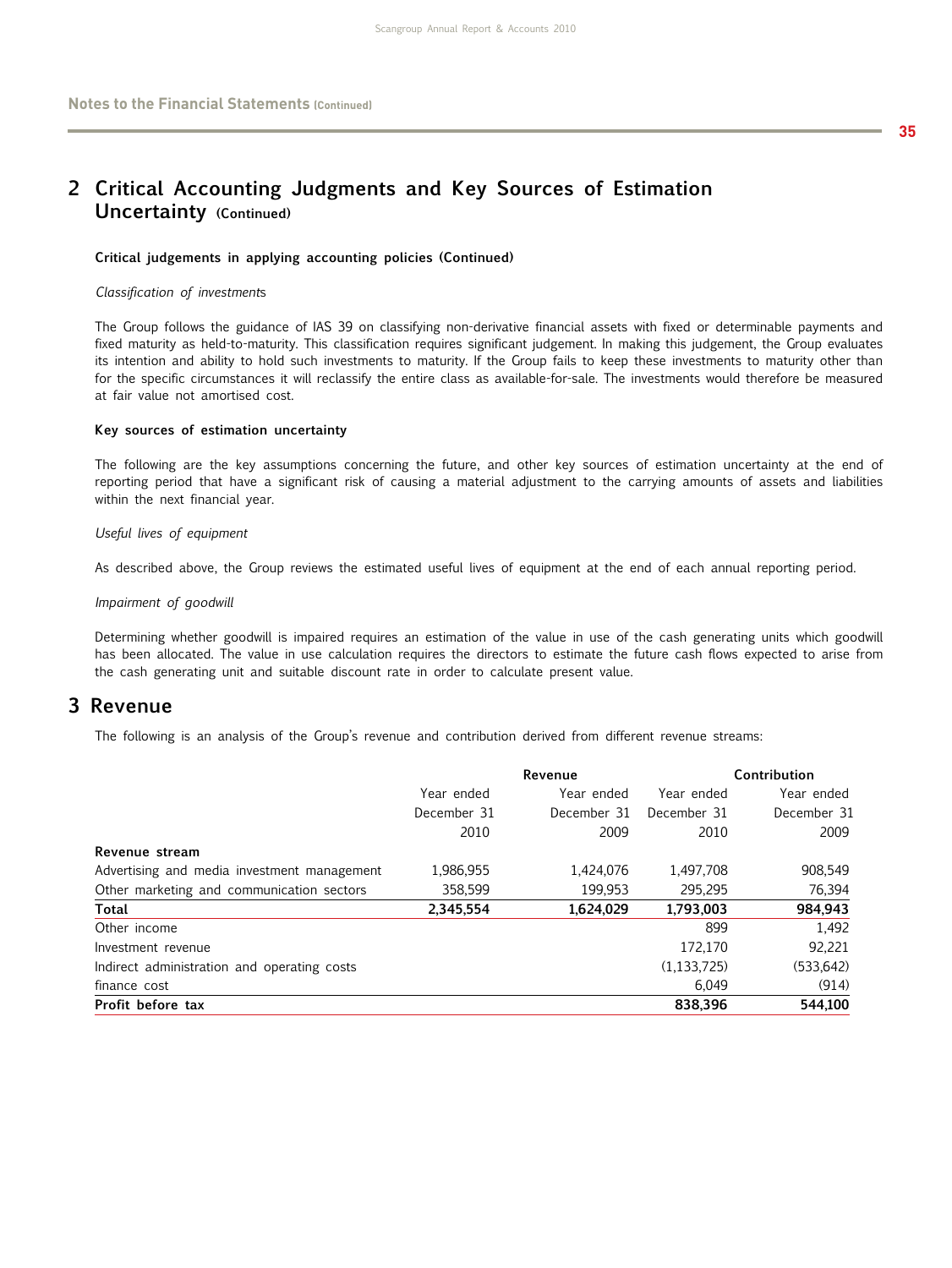## 2 Critical Accounting Judgments and Key Sources of Estimation Uncertainty (Continued)

**Critical judgements in applying accounting policies (Continued)**

*Classification of investments*

The Group follows the guidance of IAS 39 on classifying non-derivative financial assets with fixed or determinable payments and fixed maturity as held-to-maturity. This classification requires significant judgement. In making this judgement, the Group evaluates its intention and ability to hold such investments to maturity. If the Group fails to keep these investments to maturity other than for the specific circumstances it will reclassify the entire class as available-for-sale. The investments would therefore be measured at fair value not amortised cost.

**Key sources of estimation uncertainty**

The following are the key assumptions concerning the future, and other key sources of estimation uncertainty at the end of reporting period that have a significant risk of causing a material adjustment to the carrying amounts of assets and liabilities within the next financial year.

*Useful lives of equipment*

As described above, the Group reviews the estimated useful lives of equipment at the end of each annual reporting period.

*Impairment of goodwill*

Determining whether goodwill is impaired requires an estimation of the value in use of the cash generating units which goodwill has been allocated. The value in use calculation requires the directors to estimate the future cash flows expected to arise from the cash generating unit and suitable discount rate in order to calculate present value.

## 3 Revenue

The following is an analysis of the Group's revenue and contribution derived from different revenue streams:

| | Revenue | | Contribution | |
|---|---|---|---|---|
| | Year ended December 31 2010 | Year ended December 31 2009 | Year ended December 31 2010 | Year ended December 31 2009 |
| **Revenue stream** | | | | |
| Advertising and media investment management | 1,986,955 | 1,424,076 | 1,497,708 | 908,549 |
| Other marketing and communication sectors | 358,599 | 199,953 | 295,295 | 76,394 |
| **Total** | **2,345,554** | **1,624,029** | **1,793,003** | **984,943** |
| Other income | | | 899 | 1,492 |
| Investment revenue | | | 172,170 | 92,221 |
| Indirect administration and operating costs | | | (1,133,725) | (533,642) |
| finance cost | | | 6,049 | (914) |
| **Profit before tax** | | | **838,396** | **544,100** |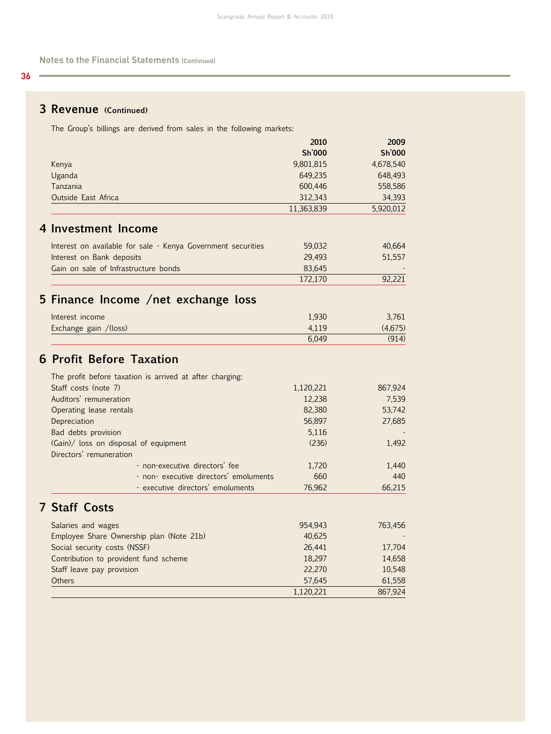## Notes to the Financial Statements (Continued)

### 3 Revenue (Continued)

The Group's billings are derived from sales in the following markets:

| | 2010 Sh'000 | 2009 Sh'000 |
|---|---|---|
| Kenya | 9,801,815 | 4,678,540 |
| Uganda | 649,235 | 648,493 |
| Tanzania | 600,446 | 558,586 |
| Outside East Africa | 312,343 | 34,393 |
| | 11,363,839 | 5,920,012 |

### 4 Investment Income

| | 2010 Sh'000 | 2009 Sh'000 |
|---|---|---|
| Interest on available for sale - Kenya Government securities | 59,032 | 40,664 |
| Interest on Bank deposits | 29,493 | 51,557 |
| Gain on sale of Infrastructure bonds | 83,645 | - |
| | 172,170 | 92,221 |

### 5 Finance Income /net exchange loss

| | 2010 Sh'000 | 2009 Sh'000 |
|---|---|---|
| Interest income | 1,930 | 3,761 |
| Exchange gain /(loss) | 4,119 | (4,675) |
| | 6,049 | (914) |

### 6 Profit Before Taxation

The profit before taxation is arrived at after charging:

| | 2010 Sh'000 | 2009 Sh'000 |
|---|---|---|
| Staff costs (note 7) | 1,120,221 | 867,924 |
| Auditors' remuneration | 12,238 | 7,539 |
| Operating lease rentals | 82,380 | 53,742 |
| Depreciation | 56,897 | 27,685 |
| Bad debts provision | 5,116 | - |
| (Gain)/ loss on disposal of equipment | (236) | 1,492 |
| Directors' remuneration | | |
| - non-executive directors' fee | 1,720 | 1,440 |
| - non- executive directors' emoluments | 660 | 440 |
| - executive directors' emoluments | 76,962 | 66,215 |

### 7 Staff Costs

| | 2010 Sh'000 | 2009 Sh'000 |
|---|---|---|
| Salaries and wages | 954,943 | 763,456 |
| Employee Share Ownership plan (Note 21b) | 40,625 | - |
| Social security costs (NSSF) | 26,441 | 17,704 |
| Contribution to provident fund scheme | 18,297 | 14,658 |
| Staff leave pay provision | 22,270 | 10,548 |
| Others | 57,645 | 61,558 |
| | 1,120,221 | 867,924 |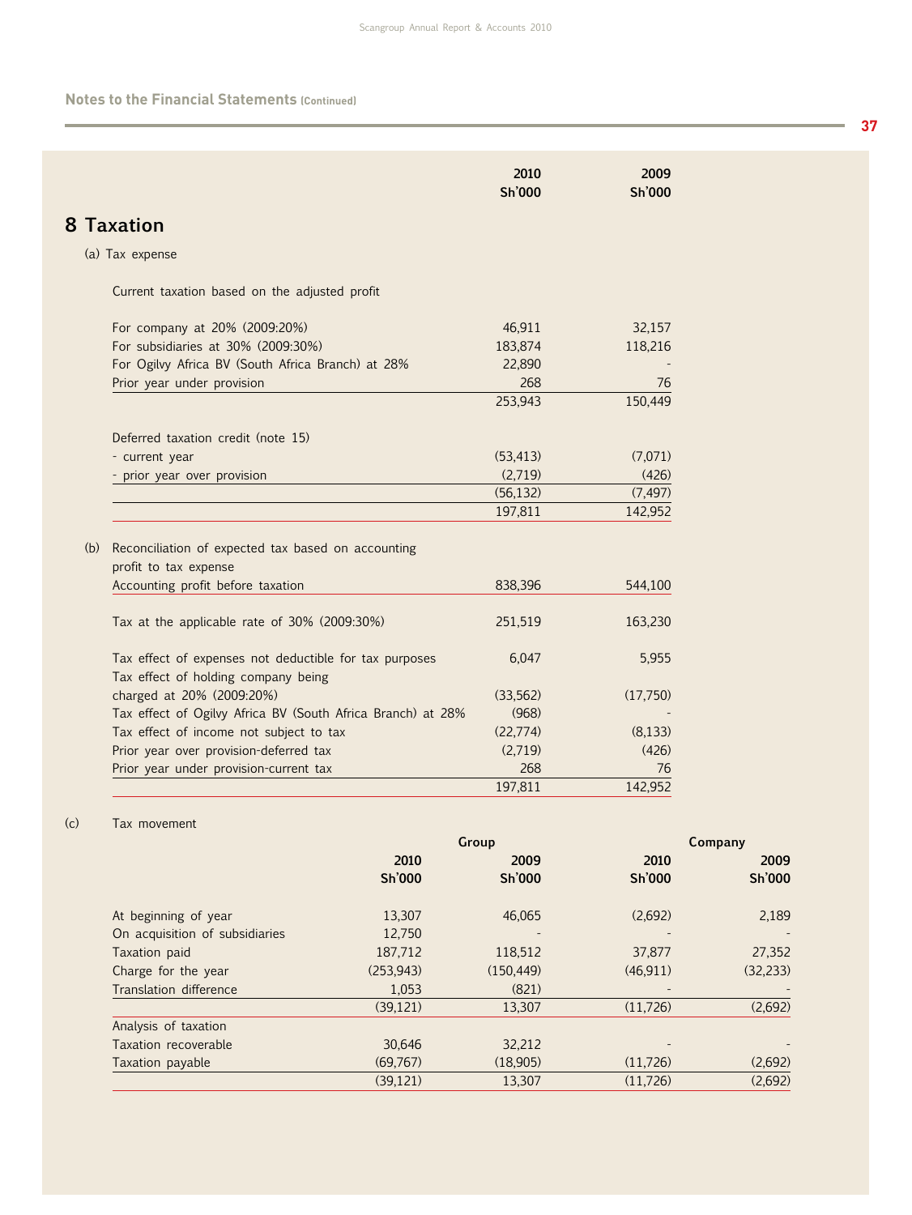## Notes to the Financial Statements (Continued)

## 8 Taxation

(a) Tax expense

| | 2010 Sh'000 | 2009 Sh'000 |
|---|---|---|
| Current taxation based on the adjusted profit | | |
| For company at 20% (2009:20%) | 46,911 | 32,157 |
| For subsidiaries at 30% (2009:30%) | 183,874 | 118,216 |
| For Ogilvy Africa BV (South Africa Branch) at 28% | 22,890 | - |
| Prior year under provision | 268 | 76 |
| | 253,943 | 150,449 |
| Deferred taxation credit (note 15) | | |
| - current year | (53,413) | (7,071) |
| - prior year over provision | (2,719) | (426) |
| | (56,132) | (7,497) |
| | 197,811 | 142,952 |

(b) Reconciliation of expected tax based on accounting profit to tax expense

| | 2010 Sh'000 | 2009 Sh'000 |
|---|---|---|
| Accounting profit before taxation | 838,396 | 544,100 |
| Tax at the applicable rate of 30% (2009:30%) | 251,519 | 163,230 |
| Tax effect of expenses not deductible for tax purposes | 6,047 | 5,955 |
| Tax effect of holding company being charged at 20% (2009:20%) | (33,562) | (17,750) |
| Tax effect of Ogilvy Africa BV (South Africa Branch) at 28% | (968) | - |
| Tax effect of income not subject to tax | (22,774) | (8,133) |
| Prior year over provision-deferred tax | (2,719) | (426) |
| Prior year under provision-current tax | 268 | 76 |
| | 197,811 | 142,952 |

(c) Tax movement

| | Group | | Company | |
|---|---|---|---|---|
| | 2010 Sh'000 | 2009 Sh'000 | 2010 Sh'000 | 2009 Sh'000 |
| At beginning of year | 13,307 | 46,065 | (2,692) | 2,189 |
| On acquisition of subsidiaries | 12,750 | - | - | - |
| Taxation paid | 187,712 | 118,512 | 37,877 | 27,352 |
| Charge for the year | (253,943) | (150,449) | (46,911) | (32,233) |
| Translation difference | 1,053 | (821) | - | - |
| | (39,121) | 13,307 | (11,726) | (2,692) |
| Analysis of taxation | | | | |
| Taxation recoverable | 30,646 | 32,212 | - | - |
| Taxation payable | (69,767) | (18,905) | (11,726) | (2,692) |
| | (39,121) | 13,307 | (11,726) | (2,692) |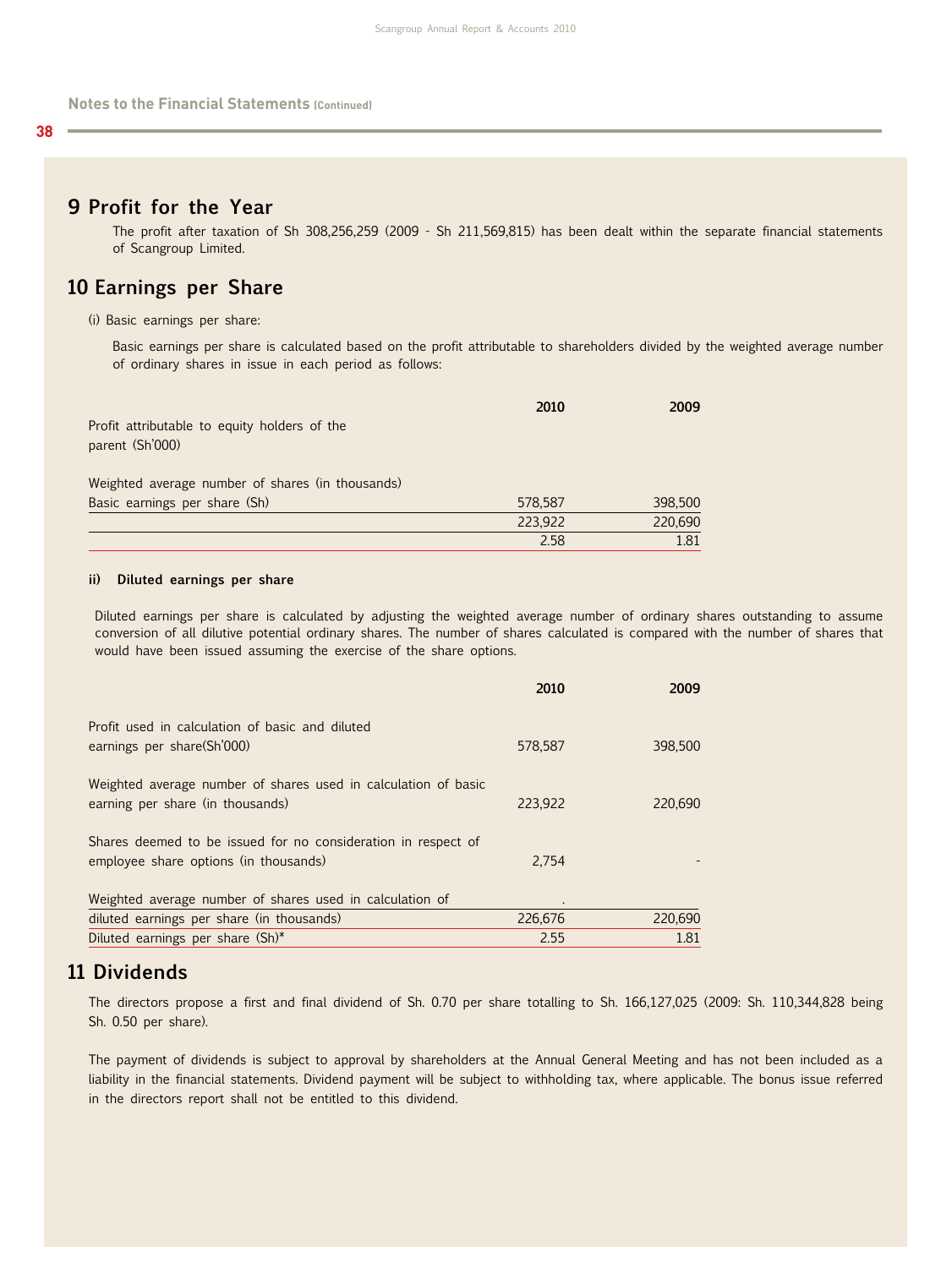## 9 Profit for the Year

The profit after taxation of Sh 308,256,259 (2009 - Sh 211,569,815) has been dealt within the separate financial statements of Scangroup Limited.

## 10 Earnings per Share

(i) Basic earnings per share:

Basic earnings per share is calculated based on the profit attributable to shareholders divided by the weighted average number of ordinary shares in issue in each period as follows:

| | 2010 | 2009 |
|---|---|---|
| Profit attributable to equity holders of the parent (Sh'000) | | |
| Weighted average number of shares (in thousands) | | |
| Basic earnings per share (Sh) | 578,587 | 398,500 |
| | 223,922 | 220,690 |
| | 2.58 | 1.81 |

**ii) Diluted earnings per share**

Diluted earnings per share is calculated by adjusting the weighted average number of ordinary shares outstanding to assume conversion of all dilutive potential ordinary shares. The number of shares calculated is compared with the number of shares that would have been issued assuming the exercise of the share options.

| | 2010 | 2009 |
|---|---|---|
| Profit used in calculation of basic and diluted earnings per share(Sh'000) | 578,587 | 398,500 |
| Weighted average number of shares used in calculation of basic earning per share (in thousands) | 223,922 | 220,690 |
| Shares deemed to be issued for no consideration in respect of employee share options (in thousands) | 2,754 | - |
| Weighted average number of shares used in calculation of diluted earnings per share (in thousands) | 226,676 | 220,690 |
| Diluted earnings per share (Sh)* | 2.55 | 1.81 |

## 11 Dividends

The directors propose a first and final dividend of Sh. 0.70 per share totalling to Sh. 166,127,025 (2009: Sh. 110,344,828 being Sh. 0.50 per share).

The payment of dividends is subject to approval by shareholders at the Annual General Meeting and has not been included as a liability in the financial statements. Dividend payment will be subject to withholding tax, where applicable. The bonus issue referred in the directors report shall not be entitled to this dividend.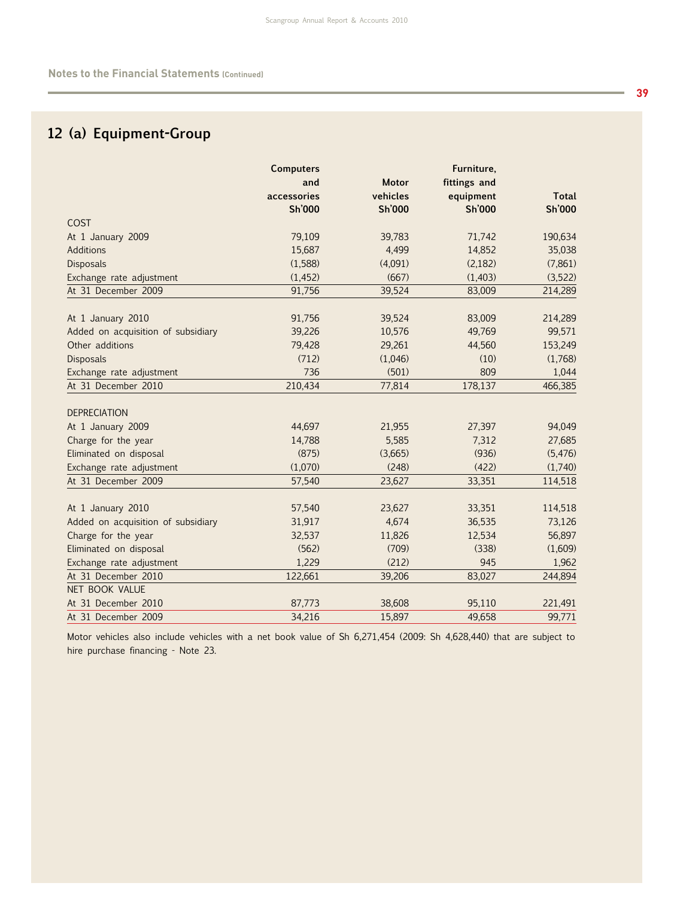## Notes to the Financial Statements (Continued)

## 12 (a) Equipment-Group

| | Computers and accessories Sh'000 | Motor vehicles Sh'000 | Furniture, fittings and equipment Sh'000 | Total Sh'000 |
|---|---|---|---|---|
| COST | | | | |
| At 1 January 2009 | 79,109 | 39,783 | 71,742 | 190,634 |
| Additions | 15,687 | 4,499 | 14,852 | 35,038 |
| Disposals | (1,588) | (4,091) | (2,182) | (7,861) |
| Exchange rate adjustment | (1,452) | (667) | (1,403) | (3,522) |
| At 31 December 2009 | 91,756 | 39,524 | 83,009 | 214,289 |
| | | | | |
| At 1 January 2010 | 91,756 | 39,524 | 83,009 | 214,289 |
| Added on acquisition of subsidiary | 39,226 | 10,576 | 49,769 | 99,571 |
| Other additions | 79,428 | 29,261 | 44,560 | 153,249 |
| Disposals | (712) | (1,046) | (10) | (1,768) |
| Exchange rate adjustment | 736 | (501) | 809 | 1,044 |
| At 31 December 2010 | 210,434 | 77,814 | 178,137 | 466,385 |
| | | | | |
| DEPRECIATION | | | | |
| At 1 January 2009 | 44,697 | 21,955 | 27,397 | 94,049 |
| Charge for the year | 14,788 | 5,585 | 7,312 | 27,685 |
| Eliminated on disposal | (875) | (3,665) | (936) | (5,476) |
| Exchange rate adjustment | (1,070) | (248) | (422) | (1,740) |
| At 31 December 2009 | 57,540 | 23,627 | 33,351 | 114,518 |
| | | | | |
| At 1 January 2010 | 57,540 | 23,627 | 33,351 | 114,518 |
| Added on acquisition of subsidiary | 31,917 | 4,674 | 36,535 | 73,126 |
| Charge for the year | 32,537 | 11,826 | 12,534 | 56,897 |
| Eliminated on disposal | (562) | (709) | (338) | (1,609) |
| Exchange rate adjustment | 1,229 | (212) | 945 | 1,962 |
| At 31 December 2010 | 122,661 | 39,206 | 83,027 | 244,894 |
| NET BOOK VALUE | | | | |
| At 31 December 2010 | 87,773 | 38,608 | 95,110 | 221,491 |
| At 31 December 2009 | 34,216 | 15,897 | 49,658 | 99,771 |

Motor vehicles also include vehicles with a net book value of Sh 6,271,454 (2009: Sh 4,628,440) that are subject to hire purchase financing - Note 23.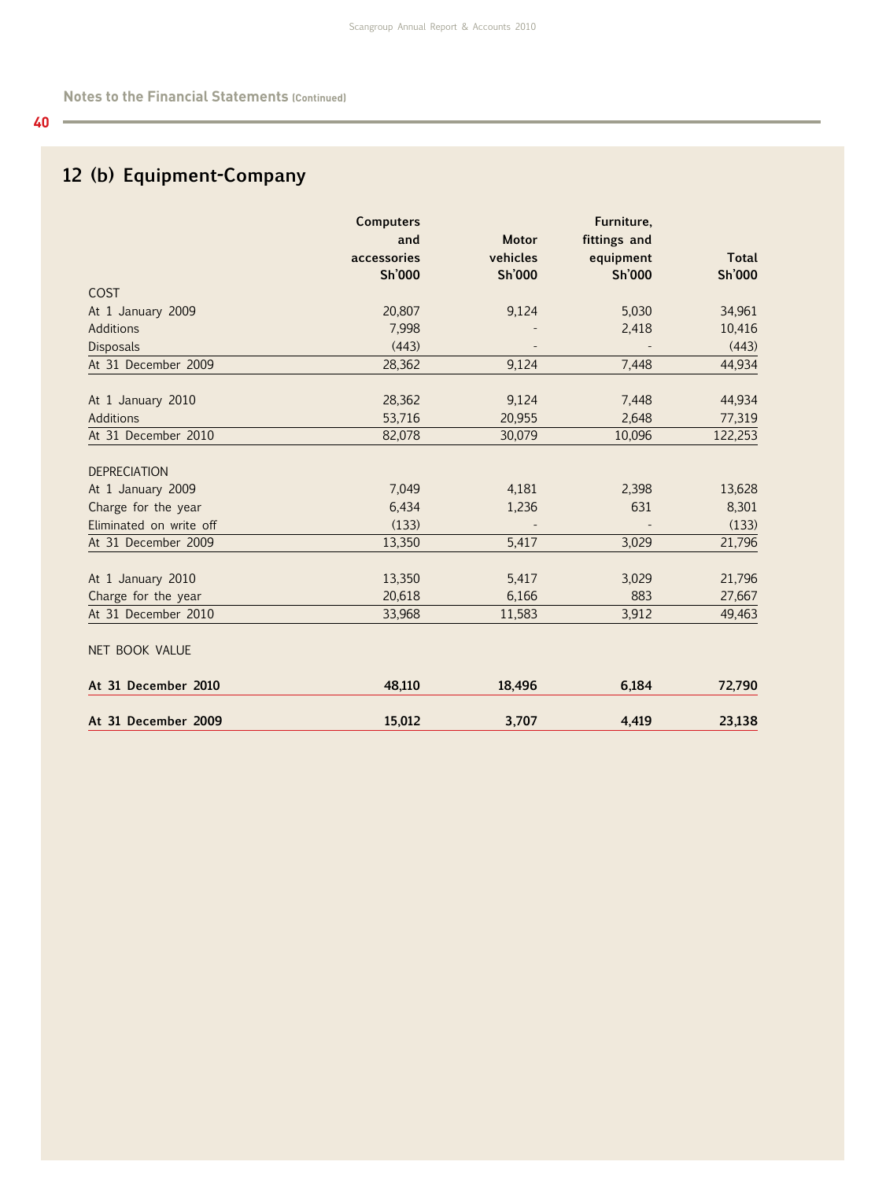Notes to the Financial Statements (Continued)

## 12 (b) Equipment-Company

| | Computers and accessories Sh'000 | Motor vehicles Sh'000 | Furniture, fittings and equipment Sh'000 | Total Sh'000 |
|---|---|---|---|---|
| COST | | | | |
| At 1 January 2009 | 20,807 | 9,124 | 5,030 | 34,961 |
| Additions | 7,998 | - | 2,418 | 10,416 |
| Disposals | (443) | - | - | (443) |
| At 31 December 2009 | 28,362 | 9,124 | 7,448 | 44,934 |
| | | | | |
| At 1 January 2010 | 28,362 | 9,124 | 7,448 | 44,934 |
| Additions | 53,716 | 20,955 | 2,648 | 77,319 |
| At 31 December 2010 | 82,078 | 30,079 | 10,096 | 122,253 |
| | | | | |
| DEPRECIATION | | | | |
| At 1 January 2009 | 7,049 | 4,181 | 2,398 | 13,628 |
| Charge for the year | 6,434 | 1,236 | 631 | 8,301 |
| Eliminated on write off | (133) | - | - | (133) |
| At 31 December 2009 | 13,350 | 5,417 | 3,029 | 21,796 |
| | | | | |
| At 1 January 2010 | 13,350 | 5,417 | 3,029 | 21,796 |
| Charge for the year | 20,618 | 6,166 | 883 | 27,667 |
| At 31 December 2010 | 33,968 | 11,583 | 3,912 | 49,463 |
| | | | | |
| NET BOOK VALUE | | | | |
| **At 31 December 2010** | **48,110** | **18,496** | **6,184** | **72,790** |
| **At 31 December 2009** | **15,012** | **3,707** | **4,419** | **23,138** |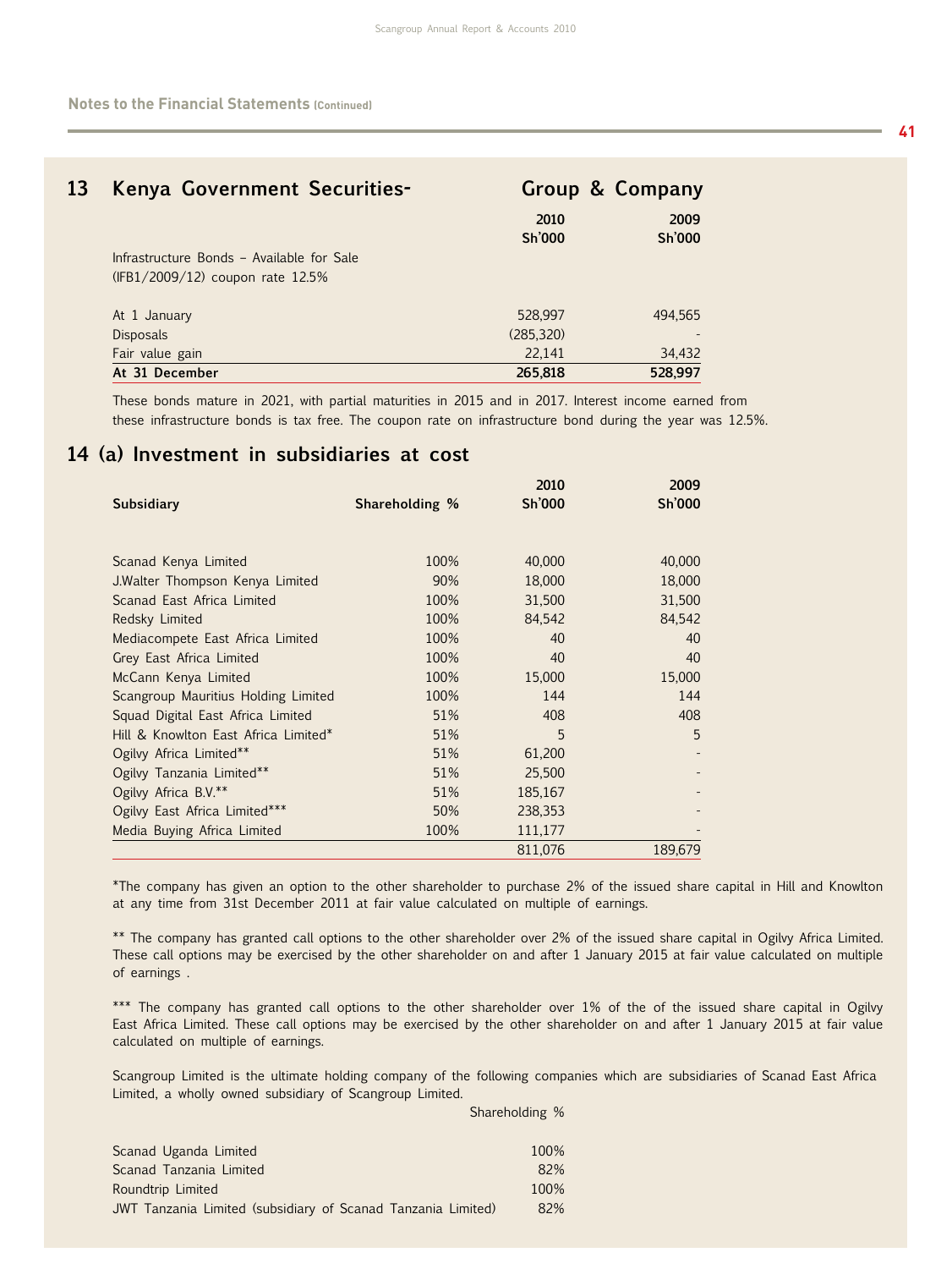## 13 Kenya Government Securities-

| | Group & Company | |
|---|---|---|
| | **2010** | **2009** |
| | **Sh'000** | **Sh'000** |
| Infrastructure Bonds – Available for Sale (IFB1/2009/12) coupon rate 12.5% | | |
| At 1 January | 528,997 | 494,565 |
| Disposals | (285,320) | - |
| Fair value gain | 22,141 | 34,432 |
| **At 31 December** | **265,818** | **528,997** |

These bonds mature in 2021, with partial maturities in 2015 and in 2017. Interest income earned from these infrastructure bonds is tax free. The coupon rate on infrastructure bond during the year was 12.5%.

## 14 (a) Investment in subsidiaries at cost

| **Subsidiary** | **Shareholding %** | **2010 Sh'000** | **2009 Sh'000** |
|---|---|---|---|
| Scanad Kenya Limited | 100% | 40,000 | 40,000 |
| J.Walter Thompson Kenya Limited | 90% | 18,000 | 18,000 |
| Scanad East Africa Limited | 100% | 31,500 | 31,500 |
| Redsky Limited | 100% | 84,542 | 84,542 |
| Mediacompete East Africa Limited | 100% | 40 | 40 |
| Grey East Africa Limited | 100% | 40 | 40 |
| McCann Kenya Limited | 100% | 15,000 | 15,000 |
| Scangroup Mauritius Holding Limited | 100% | 144 | 144 |
| Squad Digital East Africa Limited | 51% | 408 | 408 |
| Hill & Knowlton East Africa Limited* | 51% | 5 | 5 |
| Ogilvy Africa Limited** | 51% | 61,200 | - |
| Ogilvy Tanzania Limited** | 51% | 25,500 | - |
| Ogilvy Africa B.V.** | 51% | 185,167 | - |
| Ogilvy East Africa Limited*** | 50% | 238,353 | - |
| Media Buying Africa Limited | 100% | 111,177 | - |
| | | 811,076 | 189,679 |

*The company has given an option to the other shareholder to purchase 2% of the issued share capital in Hill and Knowlton at any time from 31st December 2011 at fair value calculated on multiple of earnings.

** The company has granted call options to the other shareholder over 2% of the issued share capital in Ogilvy Africa Limited. These call options may be exercised by the other shareholder on and after 1 January 2015 at fair value calculated on multiple of earnings .

*** The company has granted call options to the other shareholder over 1% of the of the issued share capital in Ogilvy East Africa Limited. These call options may be exercised by the other shareholder on and after 1 January 2015 at fair value calculated on multiple of earnings.

Scangroup Limited is the ultimate holding company of the following companies which are subsidiaries of Scanad East Africa Limited, a wholly owned subsidiary of Scangroup Limited.

| | Shareholding % |
|---|---|
| Scanad Uganda Limited | 100% |
| Scanad Tanzania Limited | 82% |
| Roundtrip Limited | 100% |
| JWT Tanzania Limited (subsidiary of Scanad Tanzania Limited) | 82% |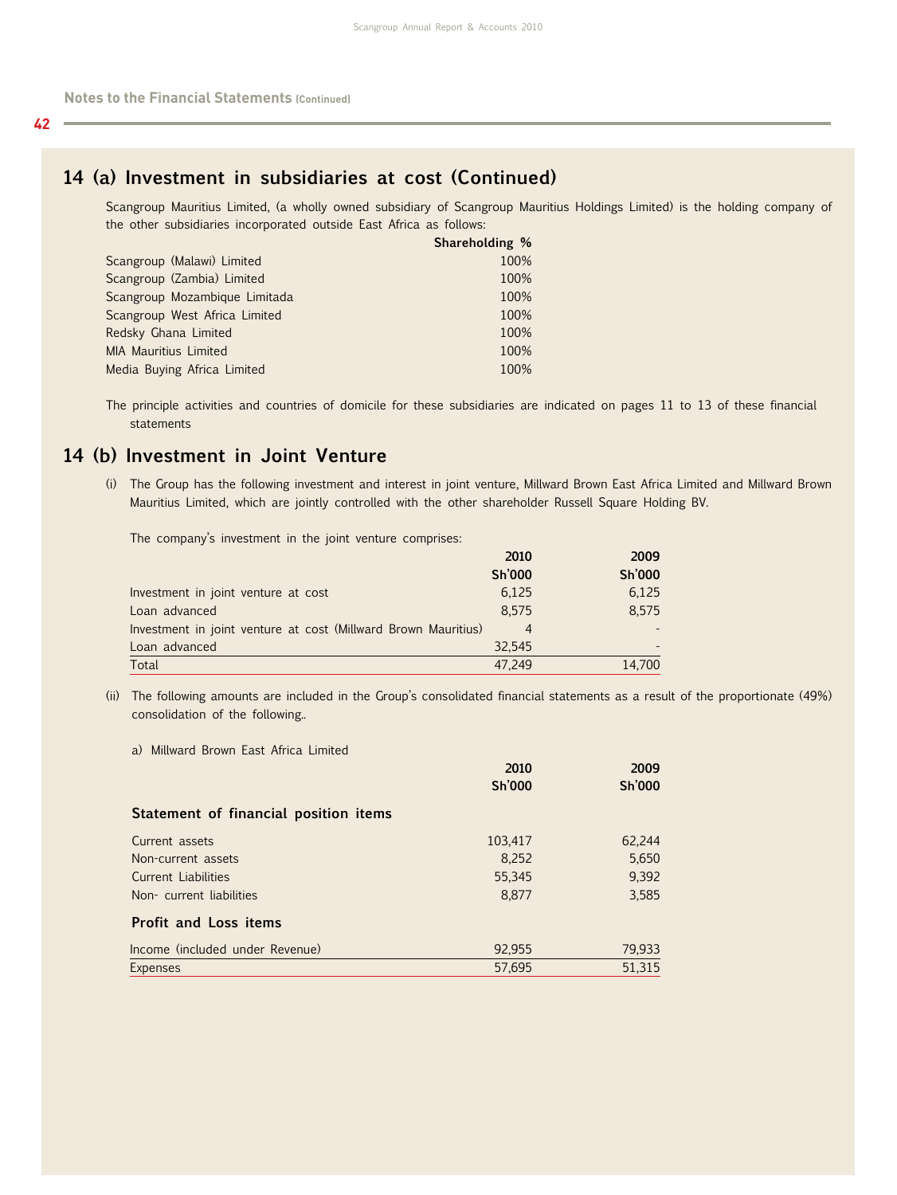## Notes to the Financial Statements (Continued)

## 14 (a) Investment in subsidiaries at cost (Continued)

Scangroup Mauritius Limited, (a wholly owned subsidiary of Scangroup Mauritius Holdings Limited) is the holding company of the other subsidiaries incorporated outside East Africa as follows:

| | Shareholding % |
|---|---|
| Scangroup (Malawi) Limited | 100% |
| Scangroup (Zambia) Limited | 100% |
| Scangroup Mozambique Limitada | 100% |
| Scangroup West Africa Limited | 100% |
| Redsky Ghana Limited | 100% |
| MIA Mauritius Limited | 100% |
| Media Buying Africa Limited | 100% |

The principle activities and countries of domicile for these subsidiaries are indicated on pages 11 to 13 of these financial statements

## 14 (b) Investment in Joint Venture

(i) The Group has the following investment and interest in joint venture, Millward Brown East Africa Limited and Millward Brown Mauritius Limited, which are jointly controlled with the other shareholder Russell Square Holding BV.

The company's investment in the joint venture comprises:

| | 2010<br>Sh'000 | 2009<br>Sh'000 |
|---|---|---|
| Investment in joint venture at cost | 6,125 | 6,125 |
| Loan advanced | 8,575 | 8,575 |
| Investment in joint venture at cost (Millward Brown Mauritius) | 4 | - |
| Loan advanced | 32,545 | - |
| Total | 47,249 | 14,700 |

(ii) The following amounts are included in the Group's consolidated financial statements as a result of the proportionate (49%) consolidation of the following..

a) Millward Brown East Africa Limited

| | 2010<br>Sh'000 | 2009<br>Sh'000 |
|---|---|---|
| **Statement of financial position items** | | |
| Current assets | 103,417 | 62,244 |
| Non-current assets | 8,252 | 5,650 |
| Current Liabilities | 55,345 | 9,392 |
| Non- current liabilities | 8,877 | 3,585 |
| **Profit and Loss items** | | |
| Income (included under Revenue) | 92,955 | 79,933 |
| Expenses | 57,695 | 51,315 |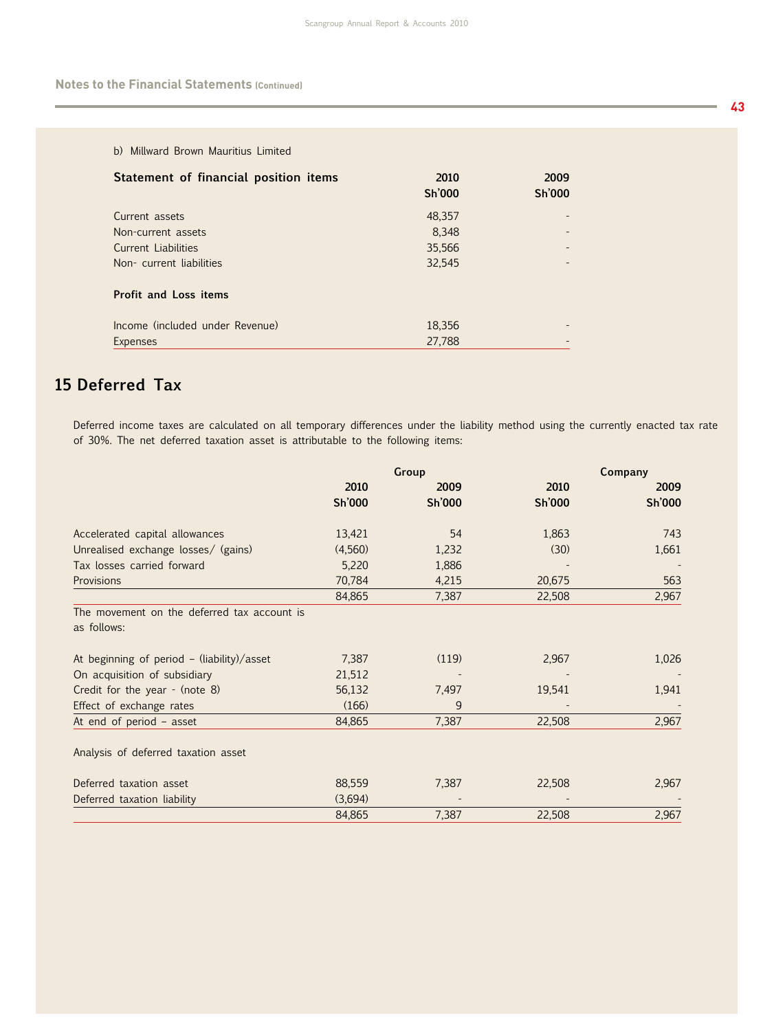## Notes to the Financial Statements (Continued)

b) Millward Brown Mauritius Limited

| Statement of financial position items | 2010 Sh'000 | 2009 Sh'000 |
|---|---|---|
| Current assets | 48,357 | - |
| Non-current assets | 8,348 | - |
| Current Liabilities | 35,566 | - |
| Non- current liabilities | 32,545 | - |
| **Profit and Loss items** | | |
| Income (included under Revenue) | 18,356 | - |
| Expenses | 27,788 | - |

## 15 Deferred Tax

Deferred income taxes are calculated on all temporary differences under the liability method using the currently enacted tax rate of 30%. The net deferred taxation asset is attributable to the following items:

| | Group | | Company | |
|---|---|---|---|---|
| | 2010 Sh'000 | 2009 Sh'000 | 2010 Sh'000 | 2009 Sh'000 |
| Accelerated capital allowances | 13,421 | 54 | 1,863 | 743 |
| Unrealised exchange losses/ (gains) | (4,560) | 1,232 | (30) | 1,661 |
| Tax losses carried forward | 5,220 | 1,886 | - | - |
| Provisions | 70,784 | 4,215 | 20,675 | 563 |
| | 84,865 | 7,387 | 22,508 | 2,967 |
| The movement on the deferred tax account is as follows: | | | | |
| At beginning of period – (liability)/asset | 7,387 | (119) | 2,967 | 1,026 |
| On acquisition of subsidiary | 21,512 | - | - | - |
| Credit for the year - (note 8) | 56,132 | 7,497 | 19,541 | 1,941 |
| Effect of exchange rates | (166) | 9 | - | - |
| At end of period – asset | 84,865 | 7,387 | 22,508 | 2,967 |
| Analysis of deferred taxation asset | | | | |
| Deferred taxation asset | 88,559 | 7,387 | 22,508 | 2,967 |
| Deferred taxation liability | (3,694) | - | - | - |
| | 84,865 | 7,387 | 22,508 | 2,967 |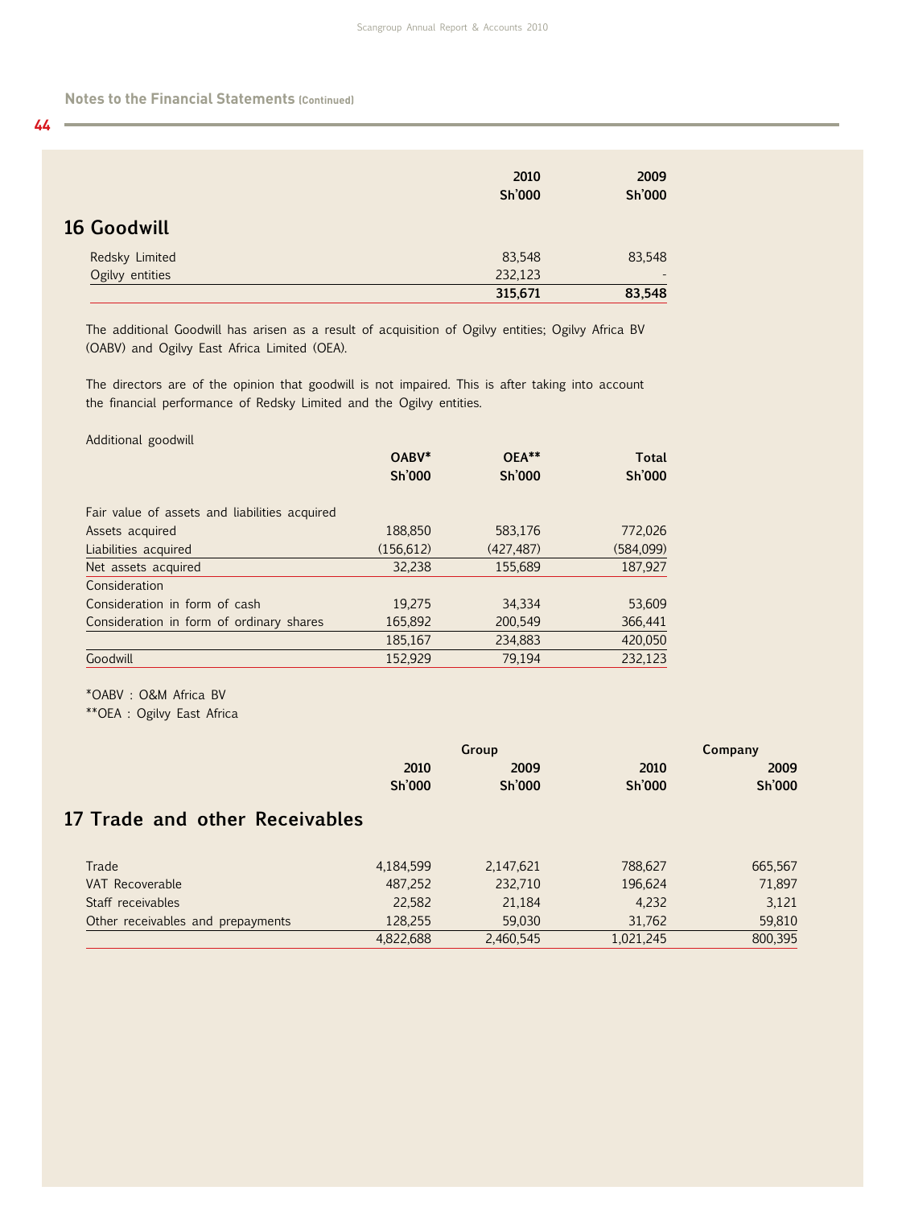## Notes to the Financial Statements (Continued)

|  | 2010 Sh'000 | 2009 Sh'000 |
|---|---|---|

## 16 Goodwill

|  | 2010 Sh'000 | 2009 Sh'000 |
|---|---|---|
| Redsky Limited | 83,548 | 83,548 |
| Ogilvy entities | 232,123 | - |
|  | **315,671** | **83,548** |

The additional Goodwill has arisen as a result of acquisition of Ogilvy entities; Ogilvy Africa BV (OABV) and Ogilvy East Africa Limited (OEA).

The directors are of the opinion that goodwill is not impaired. This is after taking into account the financial performance of Redsky Limited and the Ogilvy entities.

Additional goodwill

|  | OABV* Sh'000 | OEA** Sh'000 | Total Sh'000 |
|---|---|---|---|
| Fair value of assets and liabilities acquired |  |  |  |
| Assets acquired | 188,850 | 583,176 | 772,026 |
| Liabilities acquired | (156,612) | (427,487) | (584,099) |
| Net assets acquired | 32,238 | 155,689 | 187,927 |
| Consideration |  |  |  |
| Consideration in form of cash | 19,275 | 34,334 | 53,609 |
| Consideration in form of ordinary shares | 165,892 | 200,549 | 366,441 |
|  | 185,167 | 234,883 | 420,050 |
| Goodwill | 152,929 | 79,194 | 232,123 |

*OABV : O&M Africa BV

**OEA : Ogilvy East Africa

## 17 Trade and other Receivables

|  | Group |  | Company |  |
|---|---|---|---|---|
|  | 2010 Sh'000 | 2009 Sh'000 | 2010 Sh'000 | 2009 Sh'000 |
| Trade | 4,184,599 | 2,147,621 | 788,627 | 665,567 |
| VAT Recoverable | 487,252 | 232,710 | 196,624 | 71,897 |
| Staff receivables | 22,582 | 21,184 | 4,232 | 3,121 |
| Other receivables and prepayments | 128,255 | 59,030 | 31,762 | 59,810 |
|  | 4,822,688 | 2,460,545 | 1,021,245 | 800,395 |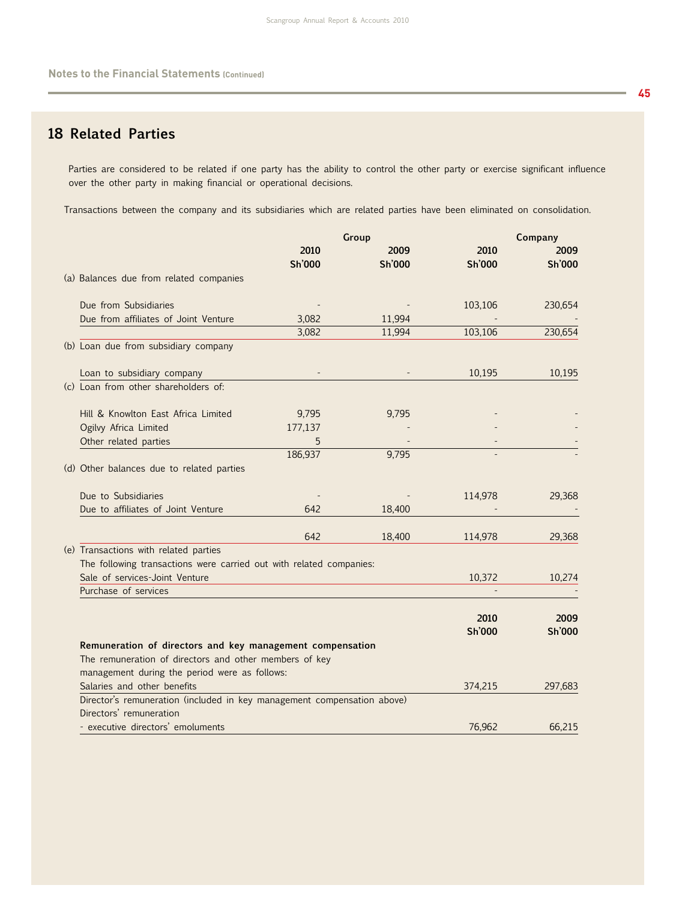## Notes to the Financial Statements (Continued)

## 18 Related Parties

Parties are considered to be related if one party has the ability to control the other party or exercise significant influence over the other party in making financial or operational decisions.

Transactions between the company and its subsidiaries which are related parties have been eliminated on consolidation.

| | Group | | Company | |
|---|---|---|---|---|
| | 2010 Sh'000 | 2009 Sh'000 | 2010 Sh'000 | 2009 Sh'000 |
| (a) Balances due from related companies | | | | |
| Due from Subsidiaries | - | - | 103,106 | 230,654 |
| Due from affiliates of Joint Venture | 3,082 | 11,994 | - | - |
| | 3,082 | 11,994 | 103,106 | 230,654 |
| (b) Loan due from subsidiary company | | | | |
| Loan to subsidiary company | - | - | 10,195 | 10,195 |
| (c) Loan from other shareholders of: | | | | |
| Hill & Knowlton East Africa Limited | 9,795 | 9,795 | - | - |
| Ogilvy Africa Limited | 177,137 | - | - | - |
| Other related parties | 5 | - | - | - |
| | 186,937 | 9,795 | - | - |
| (d) Other balances due to related parties | | | | |
| Due to Subsidiaries | - | - | 114,978 | 29,368 |
| Due to affiliates of Joint Venture | 642 | 18,400 | - | - |
| | 642 | 18,400 | 114,978 | 29,368 |
| (e) Transactions with related parties | | | | |
| The following transactions were carried out with related companies: | | | | |
| Sale of services-Joint Venture | | | 10,372 | 10,274 |
| Purchase of services | | | - | - |

| | 2010 Sh'000 | 2009 Sh'000 |
|---|---|---|
| **Remuneration of directors and key management compensation** | | |
| The remuneration of directors and other members of key management during the period were as follows: | | |
| Salaries and other benefits | 374,215 | 297,683 |
| Director's remuneration (included in key management compensation above) | | |
| Directors' remuneration | | |
| - executive directors' emoluments | 76,962 | 66,215 |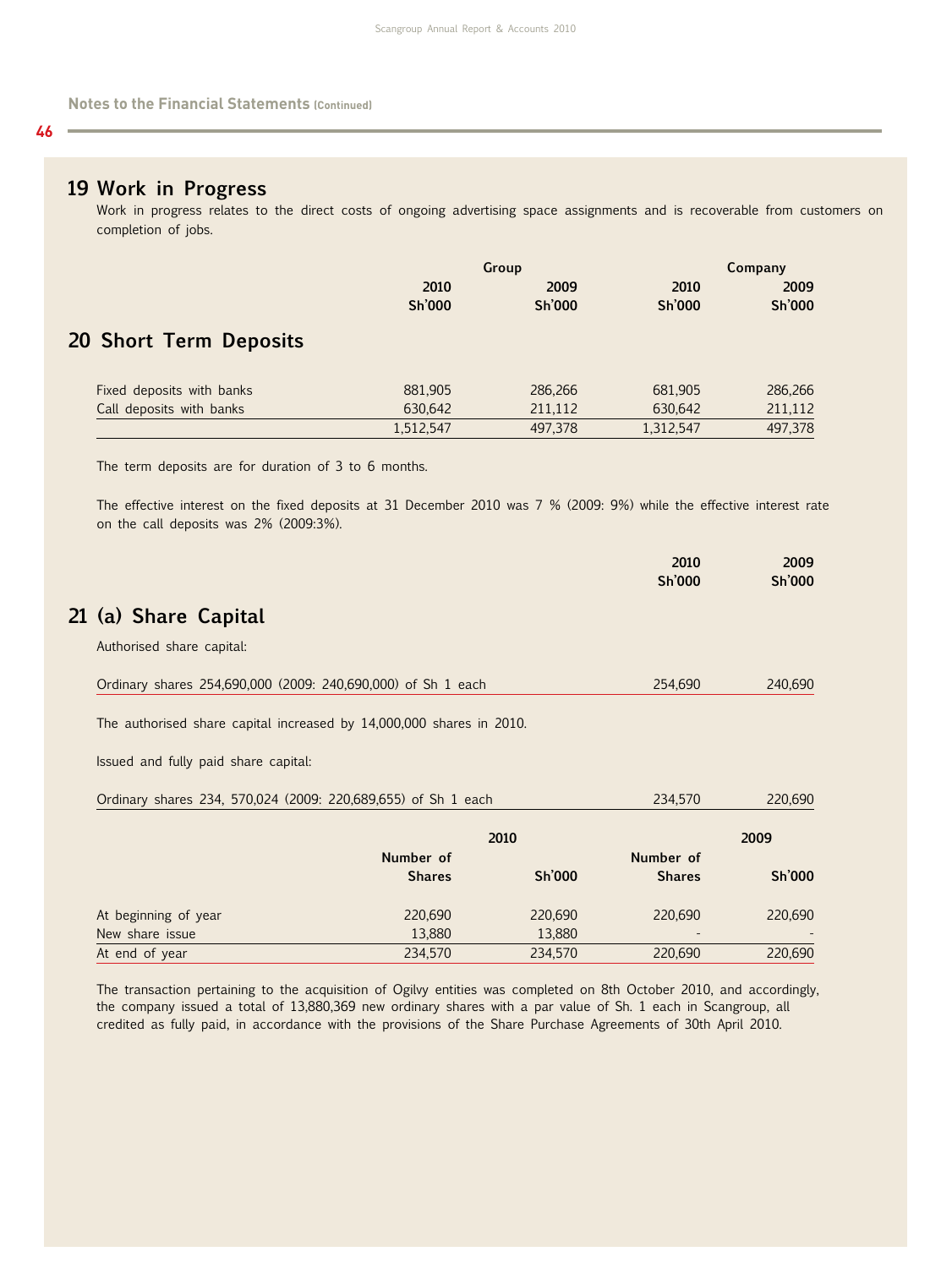## Notes to the Financial Statements (Continued)

## 19 Work in Progress

Work in progress relates to the direct costs of ongoing advertising space assignments and is recoverable from customers on completion of jobs.

## 20 Short Term Deposits

| | Group | | Company | |
|---|---|---|---|---|
| | 2010 Sh'000 | 2009 Sh'000 | 2010 Sh'000 | 2009 Sh'000 |
| Fixed deposits with banks | 881,905 | 286,266 | 681,905 | 286,266 |
| Call deposits with banks | 630,642 | 211,112 | 630,642 | 211,112 |
| | 1,512,547 | 497,378 | 1,312,547 | 497,378 |

The term deposits are for duration of 3 to 6 months.

The effective interest on the fixed deposits at 31 December 2010 was 7 % (2009: 9%) while the effective interest rate on the call deposits was 2% (2009:3%).

## 21 (a) Share Capital

| | 2010 Sh'000 | 2009 Sh'000 |
|---|---|---|
| Authorised share capital: | | |
| Ordinary shares 254,690,000 (2009: 240,690,000) of Sh 1 each | 254,690 | 240,690 |

The authorised share capital increased by 14,000,000 shares in 2010.

| | 2010 Sh'000 | 2009 Sh'000 |
|---|---|---|
| Issued and fully paid share capital: | | |
| Ordinary shares 234, 570,024 (2009: 220,689,655) of Sh 1 each | 234,570 | 220,690 |

| | 2010 | | 2009 | |
|---|---|---|---|---|
| | Number of Shares | Sh'000 | Number of Shares | Sh'000 |
| At beginning of year | 220,690 | 220,690 | 220,690 | 220,690 |
| New share issue | 13,880 | 13,880 | - | - |
| At end of year | 234,570 | 234,570 | 220,690 | 220,690 |

The transaction pertaining to the acquisition of Ogilvy entities was completed on 8th October 2010, and accordingly, the company issued a total of 13,880,369 new ordinary shares with a par value of Sh. 1 each in Scangroup, all credited as fully paid, in accordance with the provisions of the Share Purchase Agreements of 30th April 2010.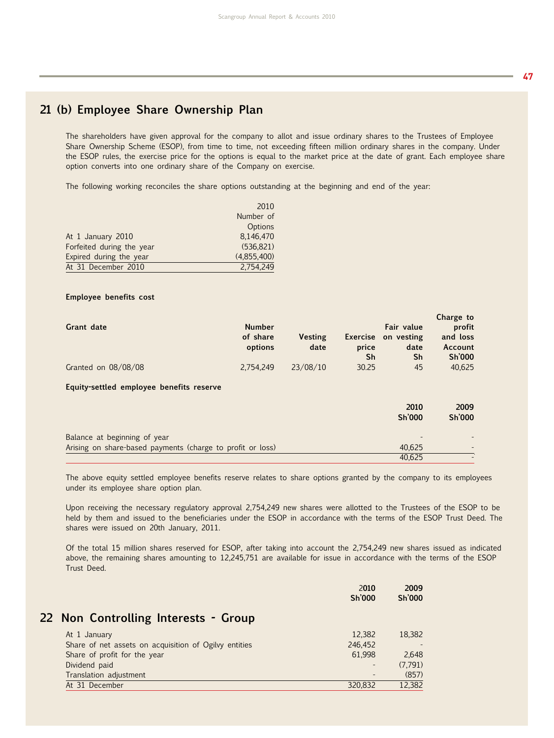## 21 (b) Employee Share Ownership Plan

The shareholders have given approval for the company to allot and issue ordinary shares to the Trustees of Employee Share Ownership Scheme (ESOP), from time to time, not exceeding fifteen million ordinary shares in the company. Under the ESOP rules, the exercise price for the options is equal to the market price at the date of grant. Each employee share option converts into one ordinary share of the Company on exercise.

The following working reconciles the share options outstanding at the beginning and end of the year:

| | 2010 Number of Options |
|---|---|
| At 1 January 2010 | 8,146,470 |
| Forfeited during the year | (536,821) |
| Expired during the year | (4,855,400) |
| At 31 December 2010 | 2,754,249 |

**Employee benefits cost**

| Grant date | Number of share options | Vesting date | Exercise price Sh | Fair value on vesting date Sh | Charge to profit and loss Account Sh'000 |
|---|---|---|---|---|---|
| Granted on 08/08/08 | 2,754,249 | 23/08/10 | 30.25 | 45 | 40,625 |

**Equity-settled employee benefits reserve**

| | 2010 Sh'000 | 2009 Sh'000 |
|---|---|---|
| Balance at beginning of year | - | - |
| Arising on share-based payments (charge to profit or loss) | 40,625 | - |
| | 40,625 | - |

The above equity settled employee benefits reserve relates to share options granted by the company to its employees under its employee share option plan.

Upon receiving the necessary regulatory approval 2,754,249 new shares were allotted to the Trustees of the ESOP to be held by them and issued to the beneficiaries under the ESOP in accordance with the terms of the ESOP Trust Deed. The shares were issued on 20th January, 2011.

Of the total 15 million shares reserved for ESOP, after taking into account the 2,754,249 new shares issued as indicated above, the remaining shares amounting to 12,245,751 are available for issue in accordance with the terms of the ESOP Trust Deed.

## 22 Non Controlling Interests - Group

| | 2010 Sh'000 | 2009 Sh'000 |
|---|---|---|
| At 1 January | 12,382 | 18,382 |
| Share of net assets on acquisition of Ogilvy entities | 246,452 | - |
| Share of profit for the year | 61,998 | 2,648 |
| Dividend paid | - | (7,791) |
| Translation adjustment | - | (857) |
| At 31 December | 320,832 | 12,382 |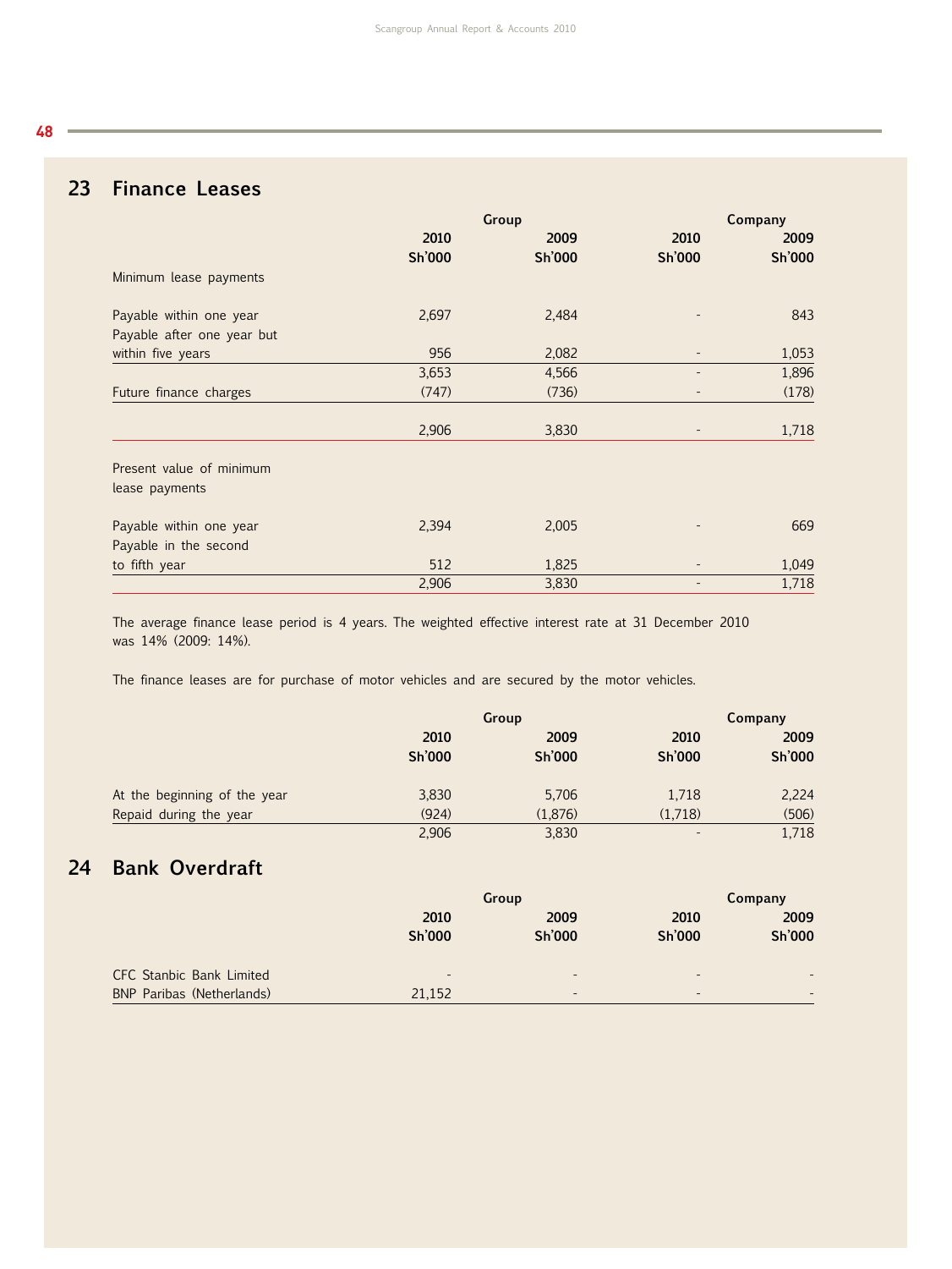## 23 Finance Leases

| | Group | | Company | |
|---|---|---|---|---|
| | 2010 Sh'000 | 2009 Sh'000 | 2010 Sh'000 | 2009 Sh'000 |
| Minimum lease payments | | | | |
| Payable within one year | 2,697 | 2,484 | - | 843 |
| Payable after one year but within five years | 956 | 2,082 | - | 1,053 |
| | 3,653 | 4,566 | - | 1,896 |
| Future finance charges | (747) | (736) | - | (178) |
| | 2,906 | 3,830 | - | 1,718 |
| Present value of minimum lease payments | | | | |
| Payable within one year | 2,394 | 2,005 | - | 669 |
| Payable in the second to fifth year | 512 | 1,825 | - | 1,049 |
| | 2,906 | 3,830 | - | 1,718 |

The average finance lease period is 4 years. The weighted effective interest rate at 31 December 2010 was 14% (2009: 14%).

The finance leases are for purchase of motor vehicles and are secured by the motor vehicles.

| | Group | | Company | |
|---|---|---|---|---|
| | 2010 Sh'000 | 2009 Sh'000 | 2010 Sh'000 | 2009 Sh'000 |
| At the beginning of the year | 3,830 | 5,706 | 1,718 | 2,224 |
| Repaid during the year | (924) | (1,876) | (1,718) | (506) |
| | 2,906 | 3,830 | - | 1,718 |

## 24 Bank Overdraft

| | Group | | Company | |
|---|---|---|---|---|
| | 2010 Sh'000 | 2009 Sh'000 | 2010 Sh'000 | 2009 Sh'000 |
| CFC Stanbic Bank Limited | - | - | - | - |
| BNP Paribas (Netherlands) | 21,152 | - | - | - |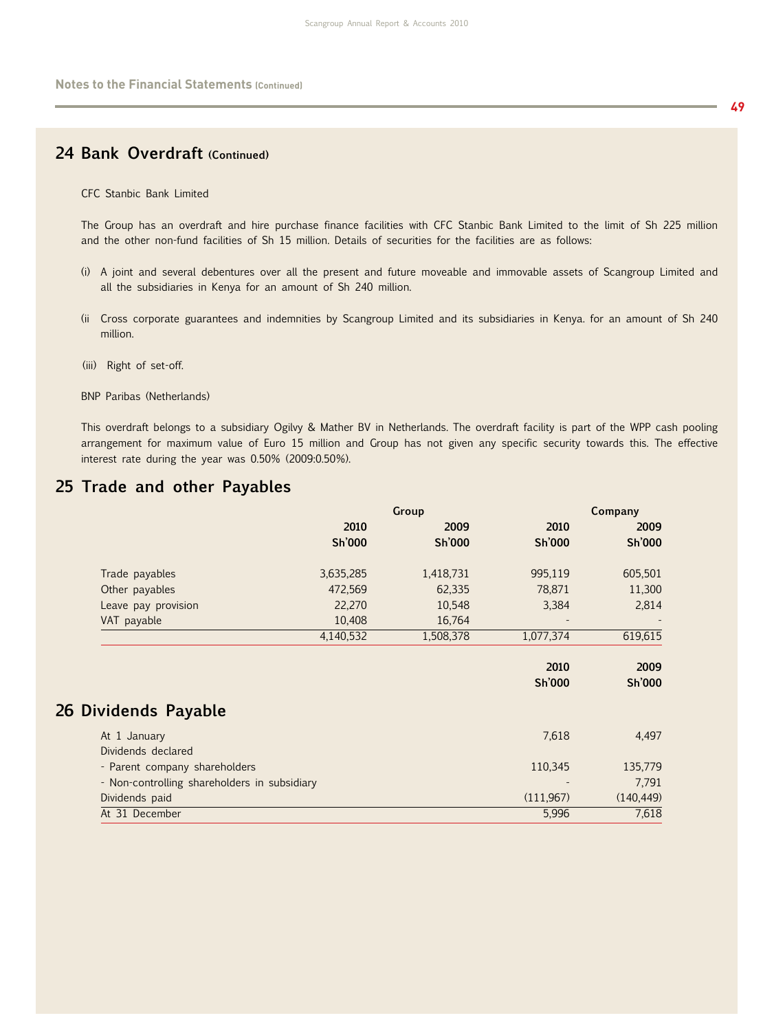## Notes to the Financial Statements (Continued)

# 24 Bank Overdraft (Continued)

CFC Stanbic Bank Limited

The Group has an overdraft and hire purchase finance facilities with CFC Stanbic Bank Limited to the limit of Sh 225 million and the other non-fund facilities of Sh 15 million. Details of securities for the facilities are as follows:

(i) A joint and several debentures over all the present and future moveable and immovable assets of Scangroup Limited and all the subsidiaries in Kenya for an amount of Sh 240 million.

(ii Cross corporate guarantees and indemnities by Scangroup Limited and its subsidiaries in Kenya. for an amount of Sh 240 million.

(iii) Right of set-off.

BNP Paribas (Netherlands)

This overdraft belongs to a subsidiary Ogilvy & Mather BV in Netherlands. The overdraft facility is part of the WPP cash pooling arrangement for maximum value of Euro 15 million and Group has not given any specific security towards this. The effective interest rate during the year was 0.50% (2009:0.50%).

# 25 Trade and other Payables

| | Group | | Company | |
|---|---|---|---|---|
| | 2010 | 2009 | 2010 | 2009 |
| | Sh'000 | Sh'000 | Sh'000 | Sh'000 |
| Trade payables | 3,635,285 | 1,418,731 | 995,119 | 605,501 |
| Other payables | 472,569 | 62,335 | 78,871 | 11,300 |
| Leave pay provision | 22,270 | 10,548 | 3,384 | 2,814 |
| VAT payable | 10,408 | 16,764 | - | - |
| | 4,140,532 | 1,508,378 | 1,077,374 | 619,615 |

# 26 Dividends Payable

| | 2010 | 2009 |
|---|---|---|
| | Sh'000 | Sh'000 |
| At 1 January | 7,618 | 4,497 |
| Dividends declared | | |
| - Parent company shareholders | 110,345 | 135,779 |
| - Non-controlling shareholders in subsidiary | - | 7,791 |
| Dividends paid | (111,967) | (140,449) |
| At 31 December | 5,996 | 7,618 |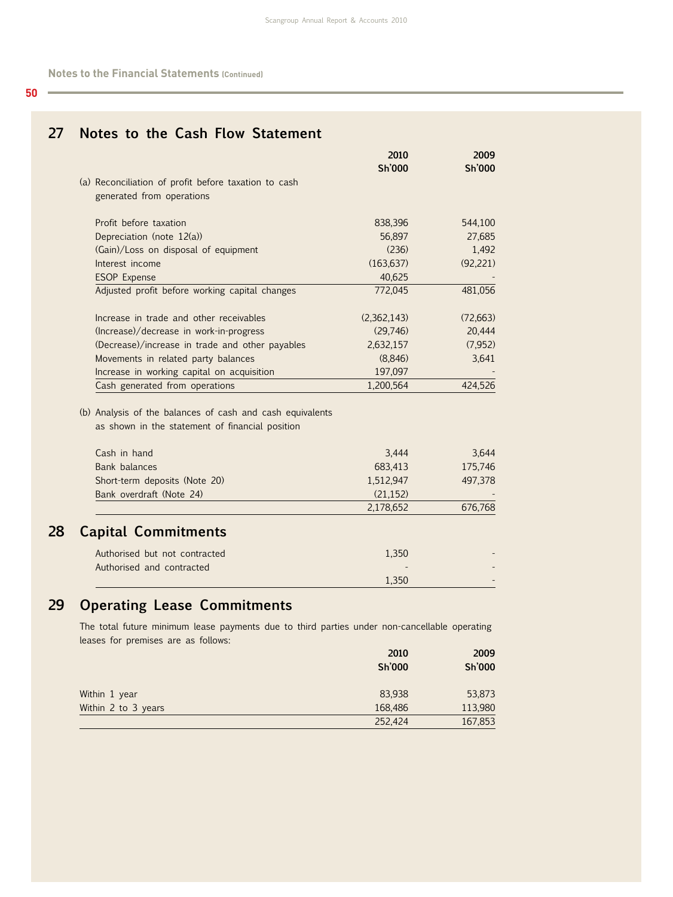## 27 Notes to the Cash Flow Statement

| | 2010 Sh'000 | 2009 Sh'000 |
|---|---|---|
| (a) Reconciliation of profit before taxation to cash generated from operations | | |
| Profit before taxation | 838,396 | 544,100 |
| Depreciation (note 12(a)) | 56,897 | 27,685 |
| (Gain)/Loss on disposal of equipment | (236) | 1,492 |
| Interest income | (163,637) | (92,221) |
| ESOP Expense | 40,625 | - |
| Adjusted profit before working capital changes | 772,045 | 481,056 |
| Increase in trade and other receivables | (2,362,143) | (72,663) |
| (Increase)/decrease in work-in-progress | (29,746) | 20,444 |
| (Decrease)/increase in trade and other payables | 2,632,157 | (7,952) |
| Movements in related party balances | (8,846) | 3,641 |
| Increase in working capital on acquisition | 197,097 | - |
| Cash generated from operations | 1,200,564 | 424,526 |
| (b) Analysis of the balances of cash and cash equivalents as shown in the statement of financial position | | |
| Cash in hand | 3,444 | 3,644 |
| Bank balances | 683,413 | 175,746 |
| Short-term deposits (Note 20) | 1,512,947 | 497,378 |
| Bank overdraft (Note 24) | (21,152) | - |
| | 2,178,652 | 676,768 |

## 28 Capital Commitments

| | 2010 Sh'000 | 2009 Sh'000 |
|---|---|---|
| Authorised but not contracted | 1,350 | - |
| Authorised and contracted | - | - |
| | 1,350 | - |

## 29 Operating Lease Commitments

The total future minimum lease payments due to third parties under non-cancellable operating leases for premises are as follows:

| | 2010 Sh'000 | 2009 Sh'000 |
|---|---|---|
| Within 1 year | 83,938 | 53,873 |
| Within 2 to 3 years | 168,486 | 113,980 |
| | 252,424 | 167,853 |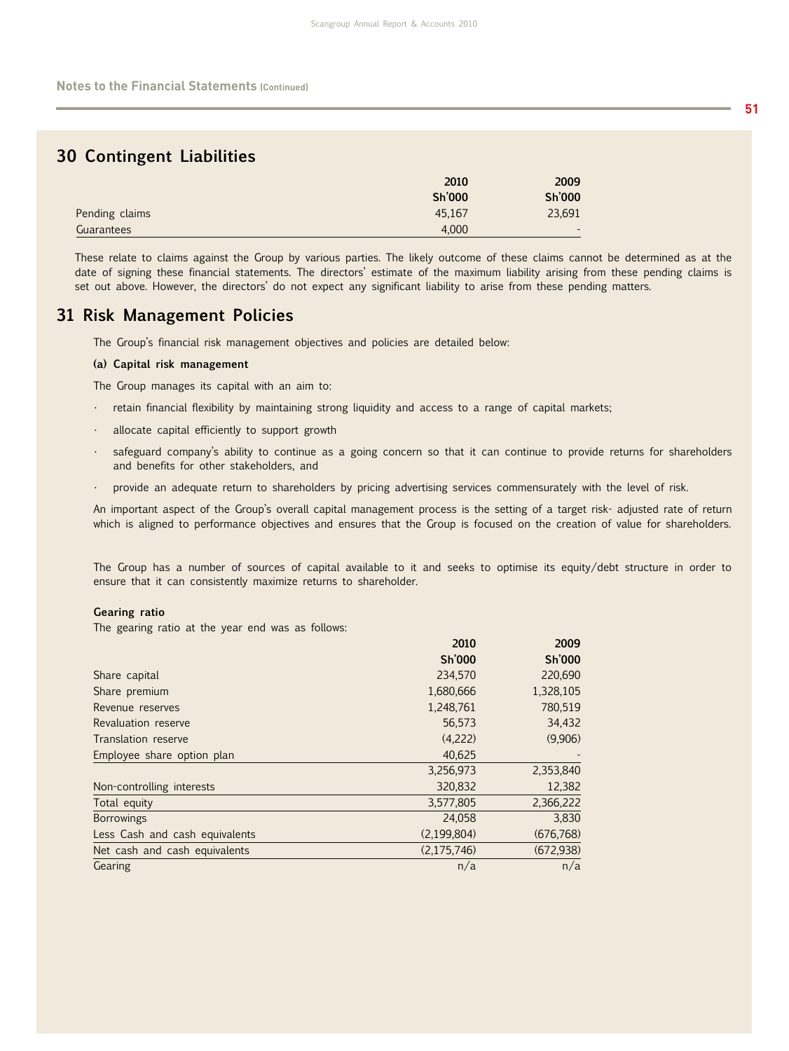Notes to the Financial Statements (Continued)

## 30 Contingent Liabilities

| | 2010 Sh'000 | 2009 Sh'000 |
|---|---|---|
| Pending claims | 45,167 | 23,691 |
| Guarantees | 4,000 | - |

These relate to claims against the Group by various parties. The likely outcome of these claims cannot be determined as at the date of signing these financial statements. The directors' estimate of the maximum liability arising from these pending claims is set out above. However, the directors' do not expect any significant liability to arise from these pending matters.

## 31 Risk Management Policies

The Group's financial risk management objectives and policies are detailed below:

### (a) Capital risk management

The Group manages its capital with an aim to:

- retain financial flexibility by maintaining strong liquidity and access to a range of capital markets;
- allocate capital efficiently to support growth
- safeguard company's ability to continue as a going concern so that it can continue to provide returns for shareholders and benefits for other stakeholders, and
- provide an adequate return to shareholders by pricing advertising services commensurately with the level of risk.

An important aspect of the Group's overall capital management process is the setting of a target risk- adjusted rate of return which is aligned to performance objectives and ensures that the Group is focused on the creation of value for shareholders.

The Group has a number of sources of capital available to it and seeks to optimise its equity/debt structure in order to ensure that it can consistently maximize returns to shareholder.

**Gearing ratio**

The gearing ratio at the year end was as follows:

| | 2010 Sh'000 | 2009 Sh'000 |
|---|---|---|
| Share capital | 234,570 | 220,690 |
| Share premium | 1,680,666 | 1,328,105 |
| Revenue reserves | 1,248,761 | 780,519 |
| Revaluation reserve | 56,573 | 34,432 |
| Translation reserve | (4,222) | (9,906) |
| Employee share option plan | 40,625 | - |
| | 3,256,973 | 2,353,840 |
| Non-controlling interests | 320,832 | 12,382 |
| Total equity | 3,577,805 | 2,366,222 |
| Borrowings | 24,058 | 3,830 |
| Less Cash and cash equivalents | (2,199,804) | (676,768) |
| Net cash and cash equivalents | (2,175,746) | (672,938) |
| Gearing | n/a | n/a |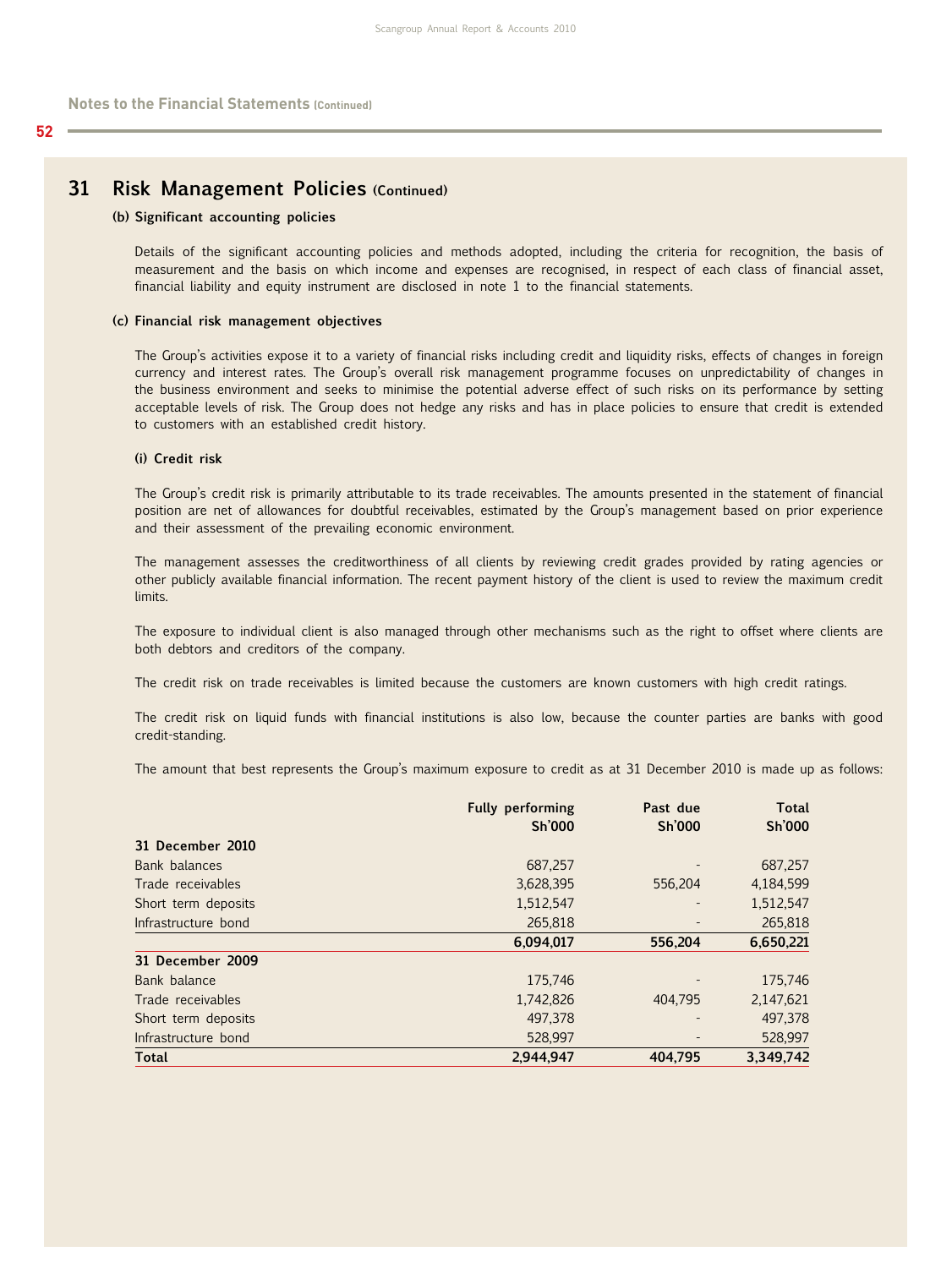Notes to the Financial Statements (Continued)

## 31 Risk Management Policies (Continued)

### (b) Significant accounting policies

Details of the significant accounting policies and methods adopted, including the criteria for recognition, the basis of measurement and the basis on which income and expenses are recognised, in respect of each class of financial asset, financial liability and equity instrument are disclosed in note 1 to the financial statements.

### (c) Financial risk management objectives

The Group's activities expose it to a variety of financial risks including credit and liquidity risks, effects of changes in foreign currency and interest rates. The Group's overall risk management programme focuses on unpredictability of changes in the business environment and seeks to minimise the potential adverse effect of such risks on its performance by setting acceptable levels of risk. The Group does not hedge any risks and has in place policies to ensure that credit is extended to customers with an established credit history.

#### (i) Credit risk

The Group's credit risk is primarily attributable to its trade receivables. The amounts presented in the statement of financial position are net of allowances for doubtful receivables, estimated by the Group's management based on prior experience and their assessment of the prevailing economic environment.

The management assesses the creditworthiness of all clients by reviewing credit grades provided by rating agencies or other publicly available financial information. The recent payment history of the client is used to review the maximum credit limits.

The exposure to individual client is also managed through other mechanisms such as the right to offset where clients are both debtors and creditors of the company.

The credit risk on trade receivables is limited because the customers are known customers with high credit ratings.

The credit risk on liquid funds with financial institutions is also low, because the counter parties are banks with good credit-standing.

The amount that best represents the Group's maximum exposure to credit as at 31 December 2010 is made up as follows:

| | Fully performing Sh'000 | Past due Sh'000 | Total Sh'000 |
|---|---|---|---|
| **31 December 2010** | | | |
| Bank balances | 687,257 | - | 687,257 |
| Trade receivables | 3,628,395 | 556,204 | 4,184,599 |
| Short term deposits | 1,512,547 | - | 1,512,547 |
| Infrastructure bond | 265,818 | - | 265,818 |
| | **6,094,017** | **556,204** | **6,650,221** |
| **31 December 2009** | | | |
| Bank balance | 175,746 | - | 175,746 |
| Trade receivables | 1,742,826 | 404,795 | 2,147,621 |
| Short term deposits | 497,378 | - | 497,378 |
| Infrastructure bond | 528,997 | - | 528,997 |
| **Total** | **2,944,947** | **404,795** | **3,349,742** |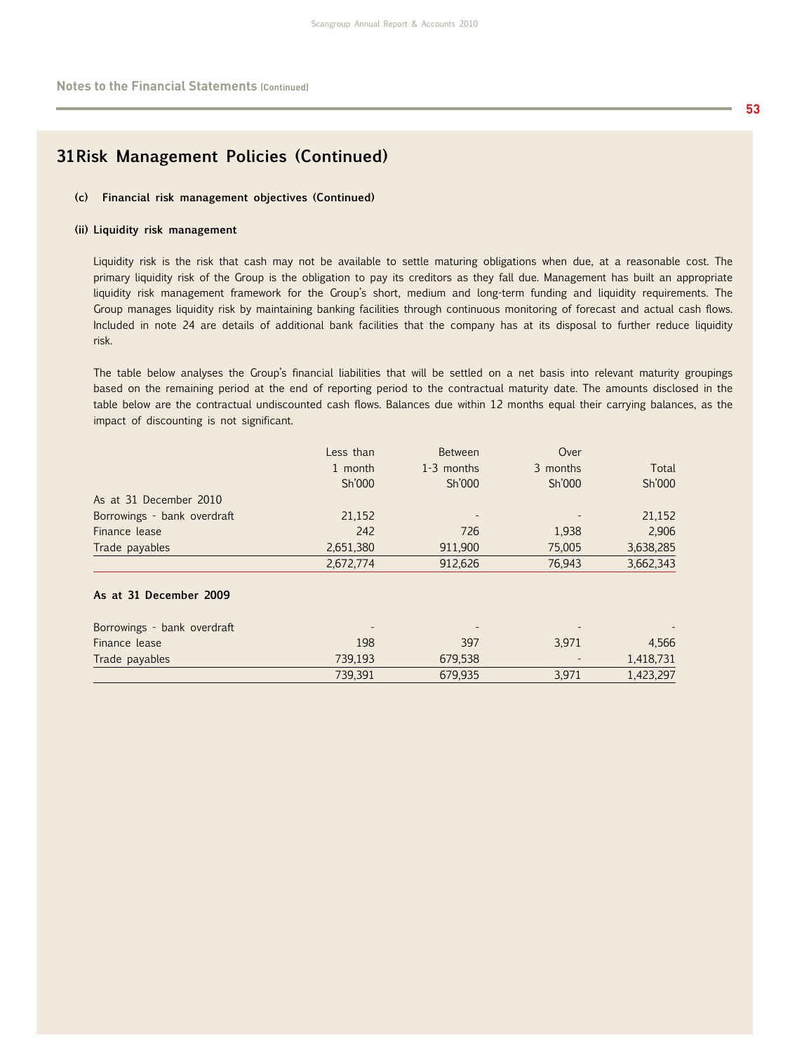## Notes to the Financial Statements (Continued)

# 31 Risk Management Policies (Continued)

### (c) Financial risk management objectives (Continued)

#### (ii) Liquidity risk management

Liquidity risk is the risk that cash may not be available to settle maturing obligations when due, at a reasonable cost. The primary liquidity risk of the Group is the obligation to pay its creditors as they fall due. Management has built an appropriate liquidity risk management framework for the Group's short, medium and long-term funding and liquidity requirements. The Group manages liquidity risk by maintaining banking facilities through continuous monitoring of forecast and actual cash flows. Included in note 24 are details of additional bank facilities that the company has at its disposal to further reduce liquidity risk.

The table below analyses the Group's financial liabilities that will be settled on a net basis into relevant maturity groupings based on the remaining period at the end of reporting period to the contractual maturity date. The amounts disclosed in the table below are the contractual undiscounted cash flows. Balances due within 12 months equal their carrying balances, as the impact of discounting is not significant.

| | Less than 1 month Sh'000 | Between 1-3 months Sh'000 | Over 3 months Sh'000 | Total Sh'000 |
|---|---|---|---|---|
| As at 31 December 2010 | | | | |
| Borrowings - bank overdraft | 21,152 | - | - | 21,152 |
| Finance lease | 242 | 726 | 1,938 | 2,906 |
| Trade payables | 2,651,380 | 911,900 | 75,005 | 3,638,285 |
| | 2,672,774 | 912,626 | 76,943 | 3,662,343 |
| **As at 31 December 2009** | | | | |
| Borrowings - bank overdraft | - | - | - | - |
| Finance lease | 198 | 397 | 3,971 | 4,566 |
| Trade payables | 739,193 | 679,538 | - | 1,418,731 |
| | 739,391 | 679,935 | 3,971 | 1,423,297 |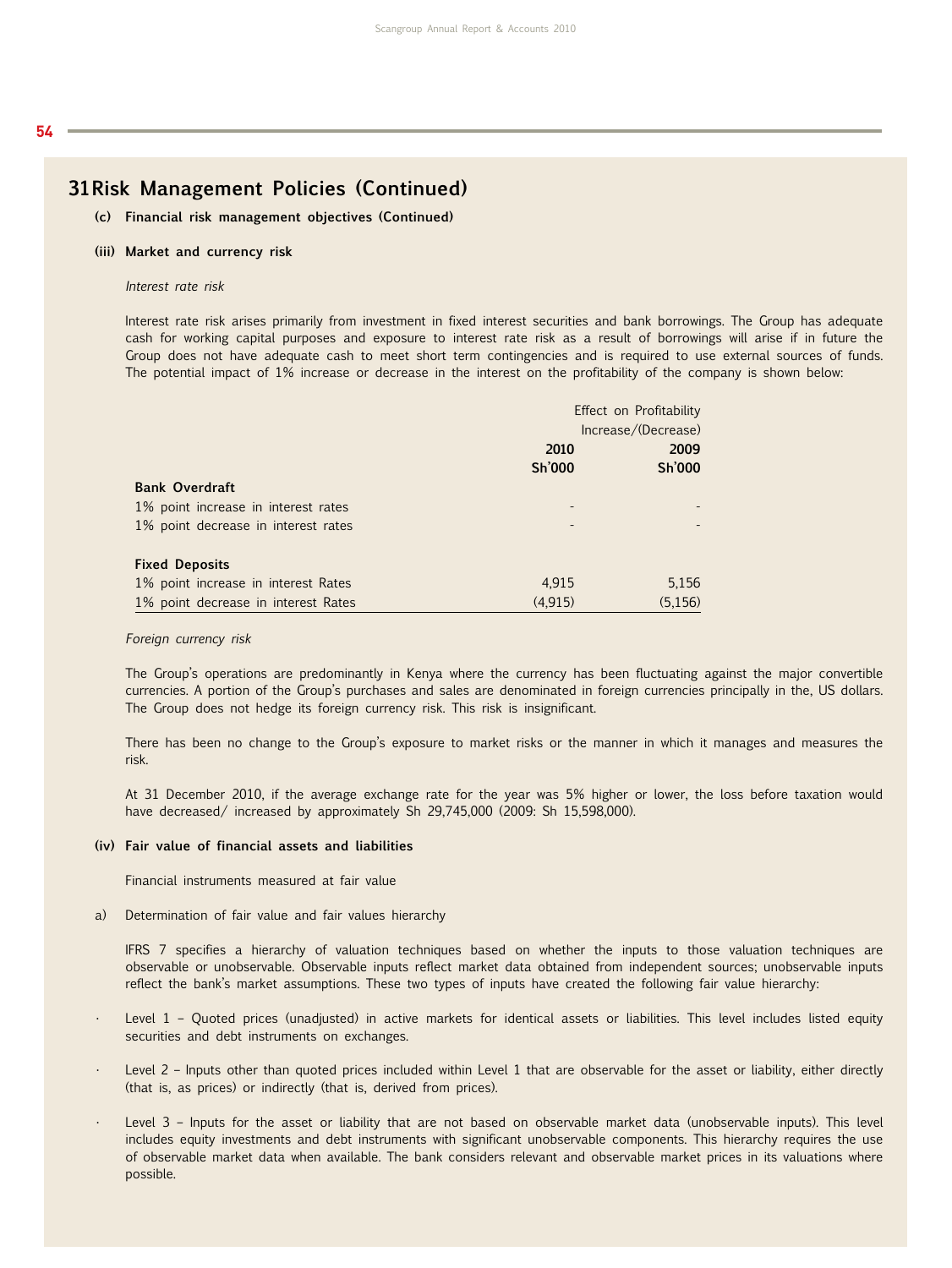# 31 Risk Management Policies (Continued)

**(c) Financial risk management objectives (Continued)**

**(iii) Market and currency risk**

*Interest rate risk*

Interest rate risk arises primarily from investment in fixed interest securities and bank borrowings. The Group has adequate cash for working capital purposes and exposure to interest rate risk as a result of borrowings will arise if in future the Group does not have adequate cash to meet short term contingencies and is required to use external sources of funds. The potential impact of 1% increase or decrease in the interest on the profitability of the company is shown below:

| | Effect on Profitability Increase/(Decrease) | |
|---|---|---|
| | **2010** | **2009** |
| | **Sh'000** | **Sh'000** |
| **Bank Overdraft** | | |
| 1% point increase in interest rates | - | - |
| 1% point decrease in interest rates | - | - |
| **Fixed Deposits** | | |
| 1% point increase in interest Rates | 4,915 | 5,156 |
| 1% point decrease in interest Rates | (4,915) | (5,156) |

*Foreign currency risk*

The Group's operations are predominantly in Kenya where the currency has been fluctuating against the major convertible currencies. A portion of the Group's purchases and sales are denominated in foreign currencies principally in the, US dollars. The Group does not hedge its foreign currency risk. This risk is insignificant.

There has been no change to the Group's exposure to market risks or the manner in which it manages and measures the risk.

At 31 December 2010, if the average exchange rate for the year was 5% higher or lower, the loss before taxation would have decreased/ increased by approximately Sh 29,745,000 (2009: Sh 15,598,000).

**(iv) Fair value of financial assets and liabilities**

Financial instruments measured at fair value

a) Determination of fair value and fair values hierarchy

IFRS 7 specifies a hierarchy of valuation techniques based on whether the inputs to those valuation techniques are observable or unobservable. Observable inputs reflect market data obtained from independent sources; unobservable inputs reflect the bank's market assumptions. These two types of inputs have created the following fair value hierarchy:

- Level 1 – Quoted prices (unadjusted) in active markets for identical assets or liabilities. This level includes listed equity securities and debt instruments on exchanges.
- Level 2 – Inputs other than quoted prices included within Level 1 that are observable for the asset or liability, either directly (that is, as prices) or indirectly (that is, derived from prices).
- Level 3 – Inputs for the asset or liability that are not based on observable market data (unobservable inputs). This level includes equity investments and debt instruments with significant unobservable components. This hierarchy requires the use of observable market data when available. The bank considers relevant and observable market prices in its valuations where possible.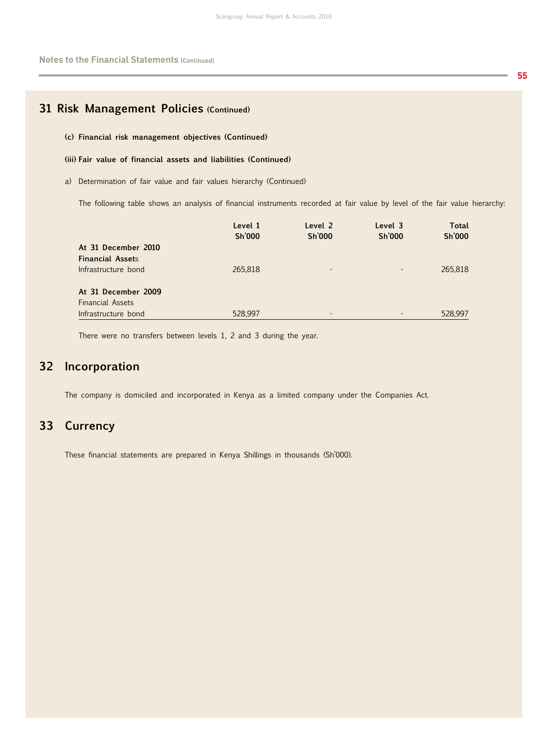## 31 Risk Management Policies (Continued)

**(c) Financial risk management objectives (Continued)**

**(iii) Fair value of financial assets and liabilities (Continued)**

a) Determination of fair value and fair values hierarchy (Continued)

The following table shows an analysis of financial instruments recorded at fair value by level of the fair value hierarchy:

| | Level 1 Sh'000 | Level 2 Sh'000 | Level 3 Sh'000 | Total Sh'000 |
|---|---|---|---|---|
| **At 31 December 2010** | | | | |
| **Financial Assets** | | | | |
| Infrastructure bond | 265,818 | - | - | 265,818 |
| **At 31 December 2009** | | | | |
| Financial Assets | | | | |
| Infrastructure bond | 528,997 | - | - | 528,997 |

There were no transfers between levels 1, 2 and 3 during the year.

## 32 Incorporation

The company is domiciled and incorporated in Kenya as a limited company under the Companies Act.

## 33 Currency

These financial statements are prepared in Kenya Shillings in thousands (Sh'000).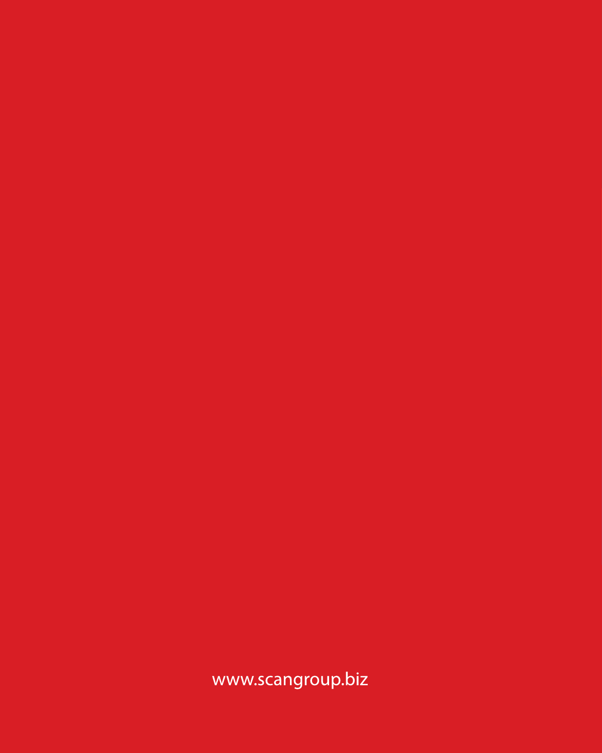www.scangroup.biz